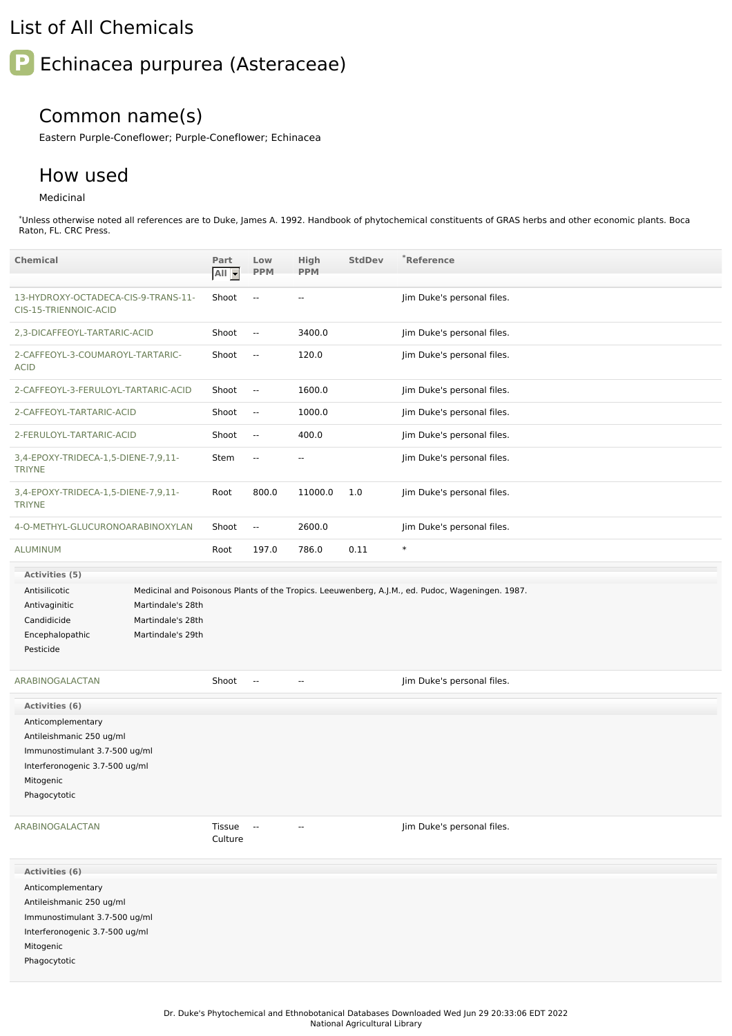# List of All Chemicals

## Echinacea purpurea (Asteraceae)

### Common name(s)

Eastern Purple-Coneflower; Purple-Coneflower; Echinacea

### How used

Medicinal

*Unless otherwise noted all references are to Duke, James A. 1992. Handbook of phytochemical constituents of GRAS herbs and other economic plants. Boca Raton, FL. CRC Press.

| Chemical | Part | Low PPM | High PPM | StdDev | *Reference |
|---|---|---|---|---|---|
| 13-HYDROXY-OCTADECA-CIS-9-TRANS-11-CIS-15-TRIENNOIC-ACID | Shoot | -- | -- | | Jim Duke's personal files. |
| 2,3-DICAFFEOYL-TARTARIC-ACID | Shoot | -- | 3400.0 | | Jim Duke's personal files. |
| 2-CAFFEOYL-3-COUMAROYL-TARTARIC-ACID | Shoot | -- | 120.0 | | Jim Duke's personal files. |
| 2-CAFFEOYL-3-FERULOYL-TARTARIC-ACID | Shoot | -- | 1600.0 | | Jim Duke's personal files. |
| 2-CAFFEOYL-TARTARIC-ACID | Shoot | -- | 1000.0 | | Jim Duke's personal files. |
| 2-FERULOYL-TARTARIC-ACID | Shoot | -- | 400.0 | | Jim Duke's personal files. |
| 3,4-EPOXY-TRIDECA-1,5-DIENE-7,9,11-TRIYNE | Stem | -- | -- | | Jim Duke's personal files. |
| 3,4-EPOXY-TRIDECA-1,5-DIENE-7,9,11-TRIYNE | Root | 800.0 | 11000.0 | 1.0 | Jim Duke's personal files. |
| 4-O-METHYL-GLUCURONOARABINOXYLAN | Shoot | -- | 2600.0 | | Jim Duke's personal files. |
| ALUMINUM | Root | 197.0 | 786.0 | 0.11 | * |

**Activities (5)**

| Activity | Reference |
|---|---|
| Antisilicotic | Medicinal and Poisonous Plants of the Tropics. Leeuwenberg, A.J.M., ed. Pudoc, Wageningen. 1987. |
| Antivaginitic | Martindale's 28th |
| Candidicide | Martindale's 28th |
| Encephalopathic | Martindale's 29th |
| Pesticide | |

| Chemical | Part | Low PPM | High PPM | StdDev | *Reference |
|---|---|---|---|---|---|
| ARABINOGALACTAN | Shoot | -- | -- | | Jim Duke's personal files. |

**Activities (6)**

- Anticomplementary
- Antileishmanic 250 ug/ml
- Immunostimulant 3.7-500 ug/ml
- Interferonogenic 3.7-500 ug/ml
- Mitogenic
- Phagocytotic

| Chemical | Part | Low PPM | High PPM | StdDev | *Reference |
|---|---|---|---|---|---|
| ARABINOGALACTAN | Tissue Culture | -- | -- | | Jim Duke's personal files. |

**Activities (6)**

- Anticomplementary
- Antileishmanic 250 ug/ml
- Immunostimulant 3.7-500 ug/ml
- Interferonogenic 3.7-500 ug/ml
- Mitogenic
- Phagocytotic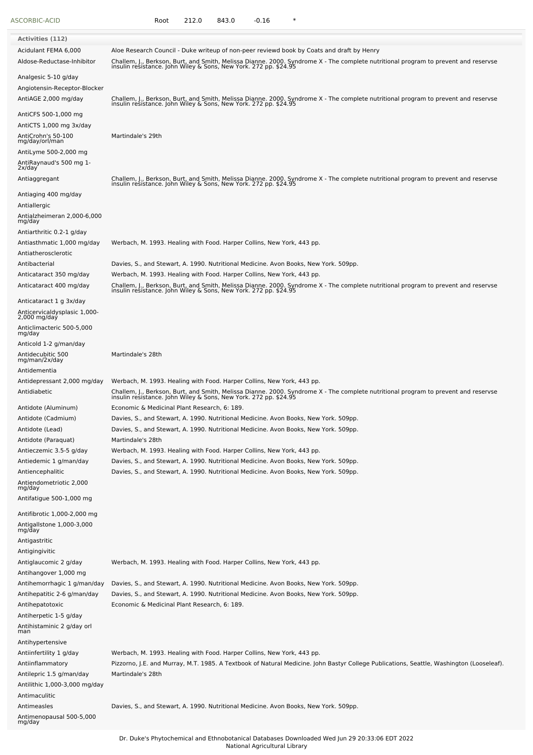| ASCORBIC-ACID | Root | 212.0 | 843.0 | -0.16 | * |
|---|---|---|---|---|---|

**Activities (112)**

| | |
|---|---|
| Acidulant FEMA 6,000 | Aloe Research Council - Duke writeup of non-peer reviewd book by Coats and draft by Henry |
| Aldose-Reductase-Inhibitor | Challem, J., Berkson, Burt, and Smith, Melissa Dianne. 2000. Syndrome X - The complete nutritional program to prevent and reservse insulin resistance. John Wiley & Sons, New York. 272 pp. $24.95 |
| Analgesic 5-10 g/day | |
| Angiotensin-Receptor-Blocker | |
| AntiAGE 2,000 mg/day | Challem, J., Berkson, Burt, and Smith, Melissa Dianne. 2000. Syndrome X - The complete nutritional program to prevent and reservse insulin resistance. John Wiley & Sons, New York. 272 pp. $24.95 |
| AntiCFS 500-1,000 mg | |
| AntiCTS 1,000 mg 3x/day | |
| AntiCrohn's 50-100 mg/day/orl/man | Martindale's 29th |
| AntiLyme 500-2,000 mg | |
| AntiRaynaud's 500 mg 1-2x/day | |
| Antiaggregant | Challem, J., Berkson, Burt, and Smith, Melissa Dianne. 2000. Syndrome X - The complete nutritional program to prevent and reservse insulin resistance. John Wiley & Sons, New York. 272 pp. $24.95 |
| Antiaging 400 mg/day | |
| Antiallergic | |
| Antialzheimeran 2,000-6,000 mg/day | |
| Antiarthritic 0.2-1 g/day | |
| Antiasthmatic 1,000 mg/day | Werbach, M. 1993. Healing with Food. Harper Collins, New York, 443 pp. |
| Antiatherosclerotic | |
| Antibacterial | Davies, S., and Stewart, A. 1990. Nutritional Medicine. Avon Books, New York. 509pp. |
| Anticataract 350 mg/day | Werbach, M. 1993. Healing with Food. Harper Collins, New York, 443 pp. |
| Anticataract 400 mg/day | Challem, J., Berkson, Burt, and Smith, Melissa Dianne. 2000. Syndrome X - The complete nutritional program to prevent and reservse insulin resistance. John Wiley & Sons, New York. 272 pp. $24.95 |
| Anticataract 1 g 3x/day | |
| Anticervicaldysplasic 1,000-2,000 mg/day | |
| Anticlimacteric 500-5,000 mg/day | |
| Anticold 1-2 g/man/day | |
| Antidecubitic 500 mg/man/2x/day | Martindale's 28th |
| Antidementia | |
| Antidepressant 2,000 mg/day | Werbach, M. 1993. Healing with Food. Harper Collins, New York, 443 pp. |
| Antidiabetic | Challem, J., Berkson, Burt, and Smith, Melissa Dianne. 2000. Syndrome X - The complete nutritional program to prevent and reservse insulin resistance. John Wiley & Sons, New York. 272 pp. $24.95 |
| Antidote (Aluminum) | Economic & Medicinal Plant Research, 6: 189. |
| Antidote (Cadmium) | Davies, S., and Stewart, A. 1990. Nutritional Medicine. Avon Books, New York. 509pp. |
| Antidote (Lead) | Davies, S., and Stewart, A. 1990. Nutritional Medicine. Avon Books, New York. 509pp. |
| Antidote (Paraquat) | Martindale's 28th |
| Antieczemic 3.5-5 g/day | Werbach, M. 1993. Healing with Food. Harper Collins, New York, 443 pp. |
| Antiedemic 1 g/man/day | Davies, S., and Stewart, A. 1990. Nutritional Medicine. Avon Books, New York. 509pp. |
| Antiencephalitic | Davies, S., and Stewart, A. 1990. Nutritional Medicine. Avon Books, New York. 509pp. |
| Antiendometriotic 2,000 mg/day | |
| Antifatigue 500-1,000 mg | |
| Antifibrotic 1,000-2,000 mg | |
| Antigallstone 1,000-3,000 mg/day | |
| Antigastritic | |
| Antigingivitic | |
| Antiglaucomic 2 g/day | Werbach, M. 1993. Healing with Food. Harper Collins, New York, 443 pp. |
| Antihangover 1,000 mg | |
| Antihemorrhagic 1 g/man/day | Davies, S., and Stewart, A. 1990. Nutritional Medicine. Avon Books, New York. 509pp. |
| Antihepatitic 2-6 g/man/day | Davies, S., and Stewart, A. 1990. Nutritional Medicine. Avon Books, New York. 509pp. |
| Antihepatotoxic | Economic & Medicinal Plant Research, 6: 189. |
| Antiherpetic 1-5 g/day | |
| Antihistaminic 2 g/day orl man | |
| Antihypertensive | |
| Antiinfertility 1 g/day | Werbach, M. 1993. Healing with Food. Harper Collins, New York, 443 pp. |
| Antiinflammatory | Pizzorno, J.E. and Murray, M.T. 1985. A Textbook of Natural Medicine. John Bastyr College Publications, Seattle, Washington (Looseleaf). |
| Antilepric 1.5 g/man/day | Martindale's 28th |
| Antilithic 1,000-3,000 mg/day | |
| Antimaculitic | |
| Antimeasles | Davies, S., and Stewart, A. 1990. Nutritional Medicine. Avon Books, New York. 509pp. |
| Antimenopausal 500-5,000 mg/day | |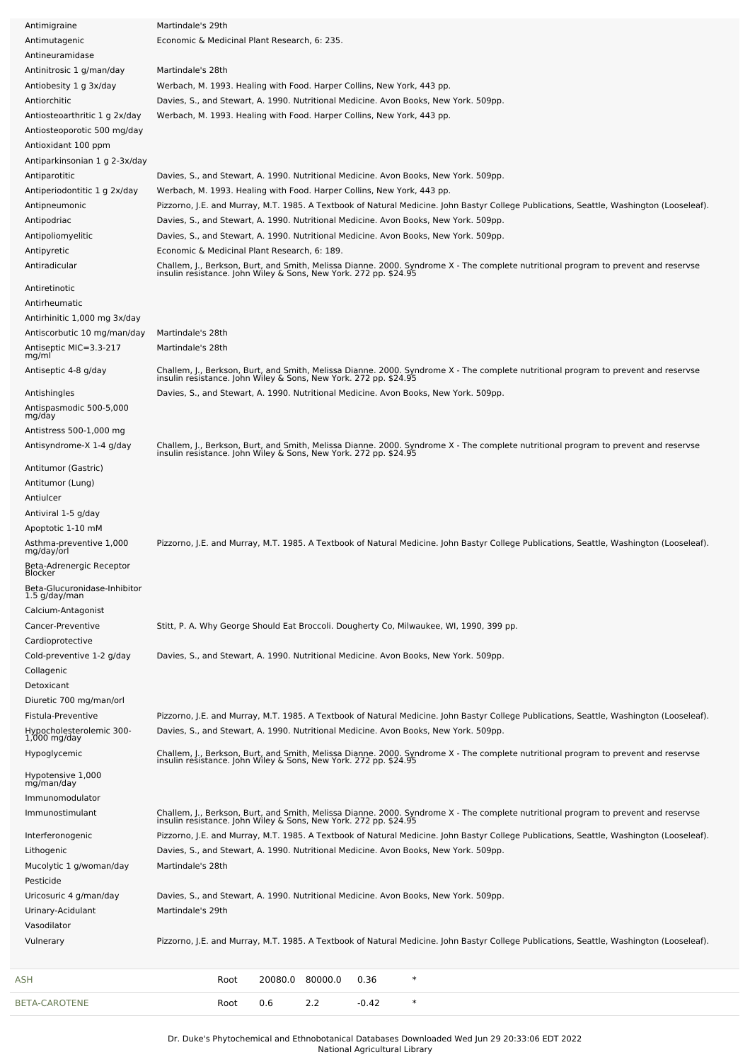| | |
|---|---|
| Antimigraine | Martindale's 29th |
| Antimutagenic | Economic & Medicinal Plant Research, 6: 235. |
| Antineuramidase | |
| Antinitrosic 1 g/man/day | Martindale's 28th |
| Antiobesity 1 g 3x/day | Werbach, M. 1993. Healing with Food. Harper Collins, New York, 443 pp. |
| Antiorchitic | Davies, S., and Stewart, A. 1990. Nutritional Medicine. Avon Books, New York. 509pp. |
| Antiosteoarthritic 1 g 2x/day | Werbach, M. 1993. Healing with Food. Harper Collins, New York, 443 pp. |
| Antiosteoporotic 500 mg/day | |
| Antioxidant 100 ppm | |
| Antiparkinsonian 1 g 2-3x/day | |
| Antiparotitic | Davies, S., and Stewart, A. 1990. Nutritional Medicine. Avon Books, New York. 509pp. |
| Antiperiodontitic 1 g 2x/day | Werbach, M. 1993. Healing with Food. Harper Collins, New York, 443 pp. |
| Antipneumonic | Pizzorno, J.E. and Murray, M.T. 1985. A Textbook of Natural Medicine. John Bastyr College Publications, Seattle, Washington (Looseleaf). |
| Antipodriac | Davies, S., and Stewart, A. 1990. Nutritional Medicine. Avon Books, New York. 509pp. |
| Antipoliomyelitic | Davies, S., and Stewart, A. 1990. Nutritional Medicine. Avon Books, New York. 509pp. |
| Antipyretic | Economic & Medicinal Plant Research, 6: 189. |
| Antiradicular | Challem, J., Berkson, Burt, and Smith, Melissa Dianne. 2000. Syndrome X - The complete nutritional program to prevent and reservse insulin resistance. John Wiley & Sons, New York. 272 pp. $24.95 |
| Antiretinotic | |
| Antirheumatic | |
| Antirhinitic 1,000 mg 3x/day | |
| Antiscorbutic 10 mg/man/day | Martindale's 28th |
| Antiseptic MIC=3.3-217 mg/ml | Martindale's 28th |
| Antiseptic 4-8 g/day | Challem, J., Berkson, Burt, and Smith, Melissa Dianne. 2000. Syndrome X - The complete nutritional program to prevent and reservse insulin resistance. John Wiley & Sons, New York. 272 pp. $24.95 |
| Antishingles | Davies, S., and Stewart, A. 1990. Nutritional Medicine. Avon Books, New York. 509pp. |
| Antispasmodic 500-5,000 mg/day | |
| Antistress 500-1,000 mg | |
| Antisyndrome-X 1-4 g/day | Challem, J., Berkson, Burt, and Smith, Melissa Dianne. 2000. Syndrome X - The complete nutritional program to prevent and reservse insulin resistance. John Wiley & Sons, New York. 272 pp. $24.95 |
| Antitumor (Gastric) | |
| Antitumor (Lung) | |
| Antiulcer | |
| Antiviral 1-5 g/day | |
| Apoptotic 1-10 mM | |
| Asthma-preventive 1,000 mg/day/orl | Pizzorno, J.E. and Murray, M.T. 1985. A Textbook of Natural Medicine. John Bastyr College Publications, Seattle, Washington (Looseleaf). |
| Beta-Adrenergic Receptor Blocker | |
| Beta-Glucuronidase-Inhibitor 1.5 g/day/man | |
| Calcium-Antagonist | |
| Cancer-Preventive | Stitt, P. A. Why George Should Eat Broccoli. Dougherty Co, Milwaukee, WI, 1990, 399 pp. |
| Cardioprotective | |
| Cold-preventive 1-2 g/day | Davies, S., and Stewart, A. 1990. Nutritional Medicine. Avon Books, New York. 509pp. |
| Collagenic | |
| Detoxicant | |
| Diuretic 700 mg/man/orl | |
| Fistula-Preventive | Pizzorno, J.E. and Murray, M.T. 1985. A Textbook of Natural Medicine. John Bastyr College Publications, Seattle, Washington (Looseleaf). |
| Hypocholesterolemic 300-1,000 mg/day | Davies, S., and Stewart, A. 1990. Nutritional Medicine. Avon Books, New York. 509pp. |
| Hypoglycemic | Challem, J., Berkson, Burt, and Smith, Melissa Dianne. 2000. Syndrome X - The complete nutritional program to prevent and reservse insulin resistance. John Wiley & Sons, New York. 272 pp. $24.95 |
| Hypotensive 1,000 mg/man/day | |
| Immunomodulator | |
| Immunostimulant | Challem, J., Berkson, Burt, and Smith, Melissa Dianne. 2000. Syndrome X - The complete nutritional program to prevent and reservse insulin resistance. John Wiley & Sons, New York. 272 pp. $24.95 |
| Interferonogenic | Pizzorno, J.E. and Murray, M.T. 1985. A Textbook of Natural Medicine. John Bastyr College Publications, Seattle, Washington (Looseleaf). |
| Lithogenic | Davies, S., and Stewart, A. 1990. Nutritional Medicine. Avon Books, New York. 509pp. |
| Mucolytic 1 g/woman/day | Martindale's 28th |
| Pesticide | |
| Uricosuric 4 g/man/day | Davies, S., and Stewart, A. 1990. Nutritional Medicine. Avon Books, New York. 509pp. |
| Urinary-Acidulant | Martindale's 29th |
| Vasodilator | |
| Vulnerary | Pizzorno, J.E. and Murray, M.T. 1985. A Textbook of Natural Medicine. John Bastyr College Publications, Seattle, Washington (Looseleaf). |

| | | | | | |
|---|---|---|---|---|---|
| ASH | Root | 20080.0 | 80000.0 | 0.36 | * |
| BETA-CAROTENE | Root | 0.6 | 2.2 | -0.42 | * |

Dr. Duke's Phytochemical and Ethnobotanical Databases Downloaded Wed Jun 29 20:33:06 EDT 2022
National Agricultural Library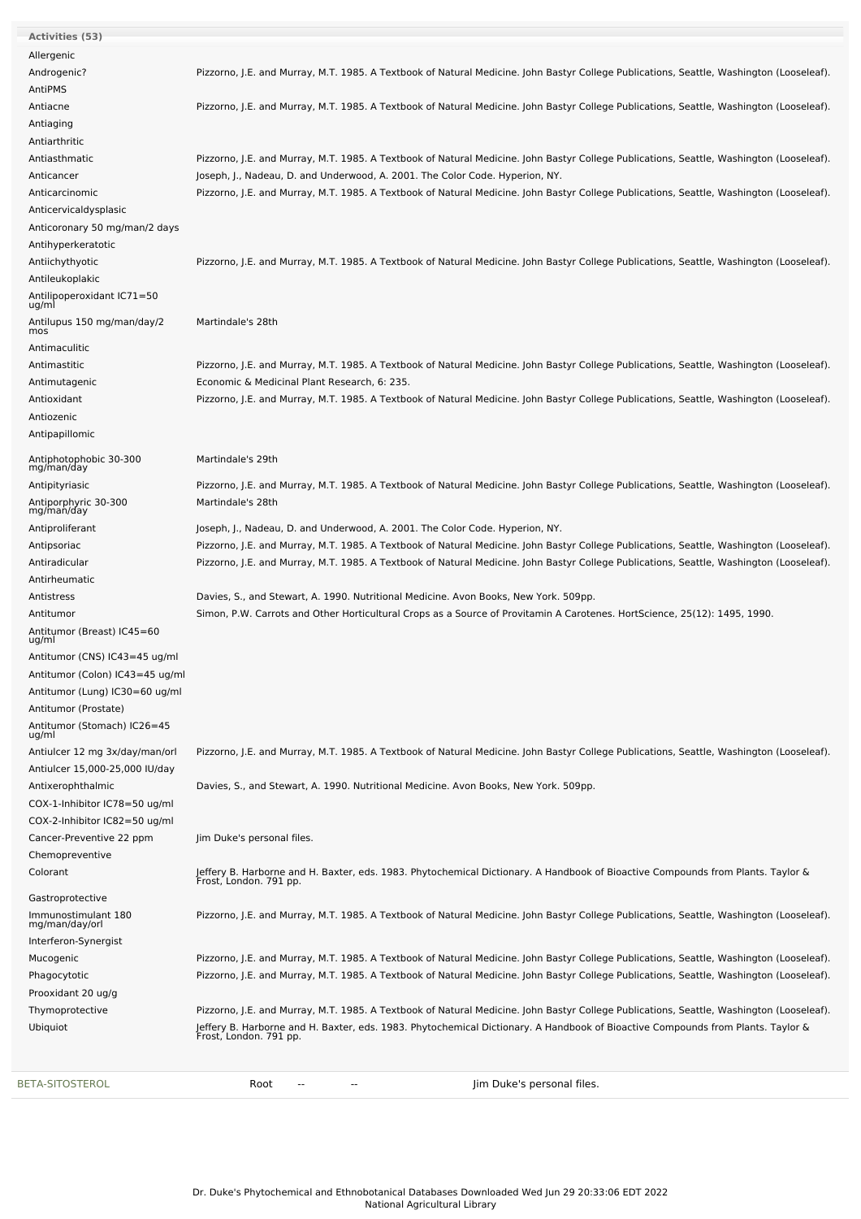**Activities (53)**

| | |
|---|---|
| Allergenic | |
| Androgenic? | Pizzorno, J.E. and Murray, M.T. 1985. A Textbook of Natural Medicine. John Bastyr College Publications, Seattle, Washington (Looseleaf). |
| AntiPMS | |
| Antiacne | Pizzorno, J.E. and Murray, M.T. 1985. A Textbook of Natural Medicine. John Bastyr College Publications, Seattle, Washington (Looseleaf). |
| Antiaging | |
| Antiarthritic | |
| Antiasthmatic | Pizzorno, J.E. and Murray, M.T. 1985. A Textbook of Natural Medicine. John Bastyr College Publications, Seattle, Washington (Looseleaf). |
| Anticancer | Joseph, J., Nadeau, D. and Underwood, A. 2001. The Color Code. Hyperion, NY. |
| Anticarcinomic | Pizzorno, J.E. and Murray, M.T. 1985. A Textbook of Natural Medicine. John Bastyr College Publications, Seattle, Washington (Looseleaf). |
| Anticervicaldysplasic | |
| Anticoronary 50 mg/man/2 days | |
| Antihyperkeratotic | |
| Antiichythyotic | Pizzorno, J.E. and Murray, M.T. 1985. A Textbook of Natural Medicine. John Bastyr College Publications, Seattle, Washington (Looseleaf). |
| Antileukoplakic | |
| Antilipoperoxidant IC71=50 ug/ml | |
| Antilupus 150 mg/man/day/2 mos | Martindale's 28th |
| Antimaculitic | |
| Antimastitic | Pizzorno, J.E. and Murray, M.T. 1985. A Textbook of Natural Medicine. John Bastyr College Publications, Seattle, Washington (Looseleaf). |
| Antimutagenic | Economic & Medicinal Plant Research, 6: 235. |
| Antioxidant | Pizzorno, J.E. and Murray, M.T. 1985. A Textbook of Natural Medicine. John Bastyr College Publications, Seattle, Washington (Looseleaf). |
| Antiozenic | |
| Antipapillomic | |
| Antiphotophobic 30-300 mg/man/day | Martindale's 29th |
| Antipityriasic | Pizzorno, J.E. and Murray, M.T. 1985. A Textbook of Natural Medicine. John Bastyr College Publications, Seattle, Washington (Looseleaf). |
| Antiporphyric 30-300 mg/man/day | Martindale's 28th |
| Antiproliferant | Joseph, J., Nadeau, D. and Underwood, A. 2001. The Color Code. Hyperion, NY. |
| Antipsoriac | Pizzorno, J.E. and Murray, M.T. 1985. A Textbook of Natural Medicine. John Bastyr College Publications, Seattle, Washington (Looseleaf). |
| Antiradicular | Pizzorno, J.E. and Murray, M.T. 1985. A Textbook of Natural Medicine. John Bastyr College Publications, Seattle, Washington (Looseleaf). |
| Antirheumatic | |
| Antistress | Davies, S., and Stewart, A. 1990. Nutritional Medicine. Avon Books, New York. 509pp. |
| Antitumor | Simon, P.W. Carrots and Other Horticultural Crops as a Source of Provitamin A Carotenes. HortScience, 25(12): 1495, 1990. |
| Antitumor (Breast) IC45=60 ug/ml | |
| Antitumor (CNS) IC43=45 ug/ml | |
| Antitumor (Colon) IC43=45 ug/ml | |
| Antitumor (Lung) IC30=60 ug/ml | |
| Antitumor (Prostate) | |
| Antitumor (Stomach) IC26=45 ug/ml | |
| Antiulcer 12 mg 3x/day/man/orl | Pizzorno, J.E. and Murray, M.T. 1985. A Textbook of Natural Medicine. John Bastyr College Publications, Seattle, Washington (Looseleaf). |
| Antiulcer 15,000-25,000 IU/day | |
| Antixerophthalmic | Davies, S., and Stewart, A. 1990. Nutritional Medicine. Avon Books, New York. 509pp. |
| COX-1-Inhibitor IC78=50 ug/ml | |
| COX-2-Inhibitor IC82=50 ug/ml | |
| Cancer-Preventive 22 ppm | Jim Duke's personal files. |
| Chemopreventive | |
| Colorant | Jeffery B. Harborne and H. Baxter, eds. 1983. Phytochemical Dictionary. A Handbook of Bioactive Compounds from Plants. Taylor & Frost, London. 791 pp. |
| Gastroprotective | |
| Immunostimulant 180 mg/man/day/orl | Pizzorno, J.E. and Murray, M.T. 1985. A Textbook of Natural Medicine. John Bastyr College Publications, Seattle, Washington (Looseleaf). |
| Interferon-Synergist | |
| Mucogenic | Pizzorno, J.E. and Murray, M.T. 1985. A Textbook of Natural Medicine. John Bastyr College Publications, Seattle, Washington (Looseleaf). |
| Phagocytotic | Pizzorno, J.E. and Murray, M.T. 1985. A Textbook of Natural Medicine. John Bastyr College Publications, Seattle, Washington (Looseleaf). |
| Prooxidant 20 ug/g | |
| Thymoprotective | Pizzorno, J.E. and Murray, M.T. 1985. A Textbook of Natural Medicine. John Bastyr College Publications, Seattle, Washington (Looseleaf). |
| Ubiquiot | Jeffery B. Harborne and H. Baxter, eds. 1983. Phytochemical Dictionary. A Handbook of Bioactive Compounds from Plants. Taylor & Frost, London. 791 pp. |

| | | | | |
|---|---|---|---|---|
| BETA-SITOSTEROL | Root | -- | -- | Jim Duke's personal files. |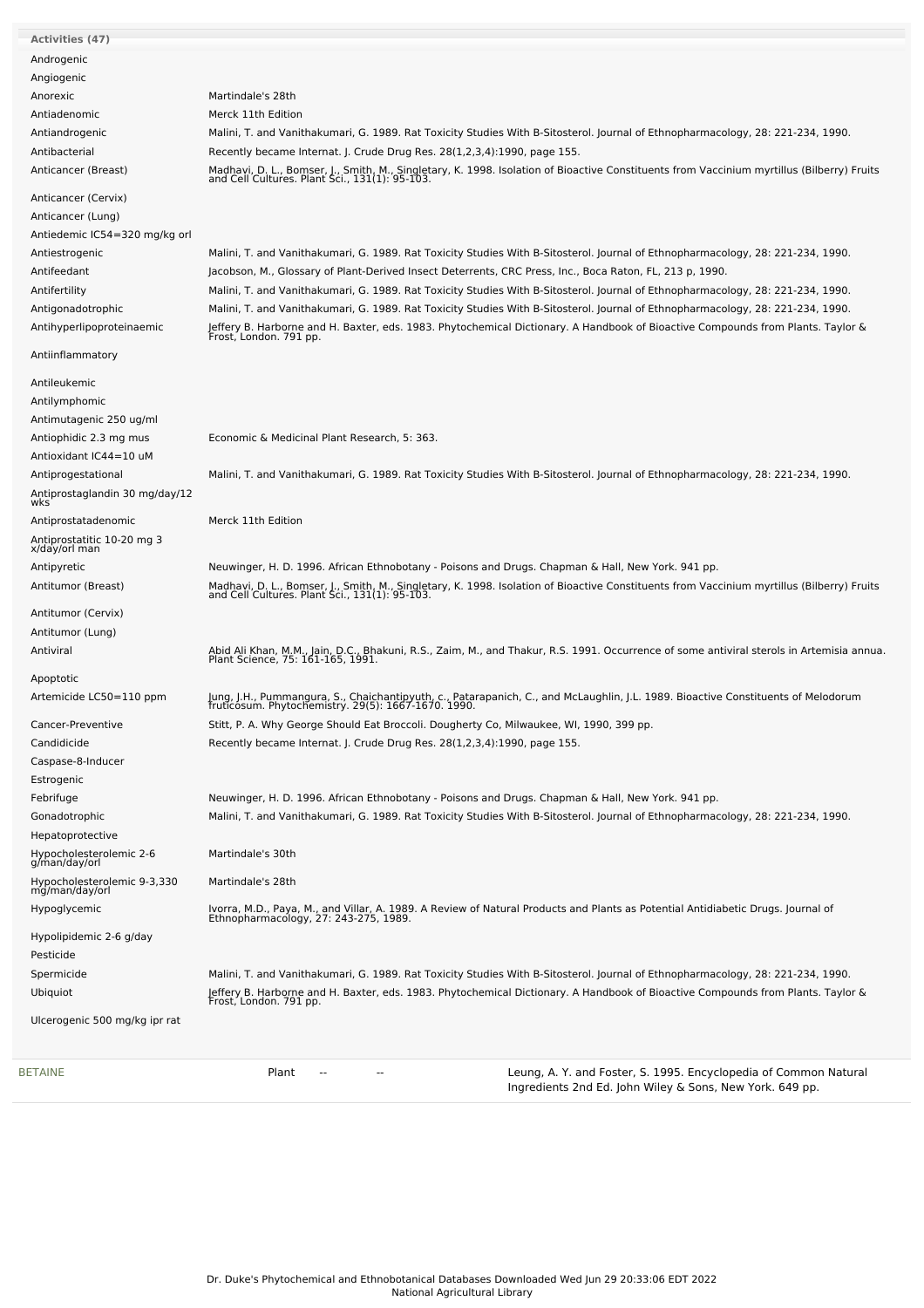**Activities (47)**

| | |
|---|---|
| Androgenic | |
| Angiogenic | |
| Anorexic | Martindale's 28th |
| Antiadenomic | Merck 11th Edition |
| Antiandrogenic | Malini, T. and Vanithakumari, G. 1989. Rat Toxicity Studies With B-Sitosterol. Journal of Ethnopharmacology, 28: 221-234, 1990. |
| Antibacterial | Recently became Internat. J. Crude Drug Res. 28(1,2,3,4):1990, page 155. |
| Anticancer (Breast) | Madhavi, D. L., Bomser, J., Smith, M., Singletary, K. 1998. Isolation of Bioactive Constituents from Vaccinium myrtillus (Bilberry) Fruits and Cell Cultures. Plant Sci., 131(1): 95-103. |
| Anticancer (Cervix) | |
| Anticancer (Lung) | |
| Antiedemic IC54=320 mg/kg orl | |
| Antiestrogenic | Malini, T. and Vanithakumari, G. 1989. Rat Toxicity Studies With B-Sitosterol. Journal of Ethnopharmacology, 28: 221-234, 1990. |
| Antifeedant | Jacobson, M., Glossary of Plant-Derived Insect Deterrents, CRC Press, Inc., Boca Raton, FL, 213 p, 1990. |
| Antifertility | Malini, T. and Vanithakumari, G. 1989. Rat Toxicity Studies With B-Sitosterol. Journal of Ethnopharmacology, 28: 221-234, 1990. |
| Antigonadotrophic | Malini, T. and Vanithakumari, G. 1989. Rat Toxicity Studies With B-Sitosterol. Journal of Ethnopharmacology, 28: 221-234, 1990. |
| Antihyperlipoproteinaemic | Jeffery B. Harborne and H. Baxter, eds. 1983. Phytochemical Dictionary. A Handbook of Bioactive Compounds from Plants. Taylor & Frost, London. 791 pp. |
| Antiinflammatory | |
| Antileukemic | |
| Antilymphomic | |
| Antimutagenic 250 ug/ml | |
| Antiophidic 2.3 mg mus | Economic & Medicinal Plant Research, 5: 363. |
| Antioxidant IC44=10 uM | |
| Antiprogestational | Malini, T. and Vanithakumari, G. 1989. Rat Toxicity Studies With B-Sitosterol. Journal of Ethnopharmacology, 28: 221-234, 1990. |
| Antiprostaglandin 30 mg/day/12 wks | |
| Antiprostatadenomic | Merck 11th Edition |
| Antiprostatitic 10-20 mg 3 x/day/orl man | |
| Antipyretic | Neuwinger, H. D. 1996. African Ethnobotany - Poisons and Drugs. Chapman & Hall, New York. 941 pp. |
| Antitumor (Breast) | Madhavi, D. L., Bomser, J., Smith, M., Singletary, K. 1998. Isolation of Bioactive Constituents from Vaccinium myrtillus (Bilberry) Fruits and Cell Cultures. Plant Sci., 131(1): 95-103. |
| Antitumor (Cervix) | |
| Antitumor (Lung) | |
| Antiviral | Abid Ali Khan, M.M., Jain, D.C., Bhakuni, R.S., Zaim, M., and Thakur, R.S. 1991. Occurrence of some antiviral sterols in Artemisia annua. Plant Science, 75: 161-165, 1991. |
| Apoptotic | |
| Artemicide LC50=110 ppm | Jung, J.H., Pummangura, S., Chaichantipyuth, c., Patarapanich, C., and McLaughlin, J.L. 1989. Bioactive Constituents of Melodorum fruticosum. Phytochemistry. 29(5): 1667-1670. 1990. |
| Cancer-Preventive | Stitt, P. A. Why George Should Eat Broccoli. Dougherty Co, Milwaukee, WI, 1990, 399 pp. |
| Candidicide | Recently became Internat. J. Crude Drug Res. 28(1,2,3,4):1990, page 155. |
| Caspase-8-Inducer | |
| Estrogenic | |
| Febrifuge | Neuwinger, H. D. 1996. African Ethnobotany - Poisons and Drugs. Chapman & Hall, New York. 941 pp. |
| Gonadotrophic | Malini, T. and Vanithakumari, G. 1989. Rat Toxicity Studies With B-Sitosterol. Journal of Ethnopharmacology, 28: 221-234, 1990. |
| Hepatoprotective | |
| Hypocholesterolemic 2-6 g/man/day/orl | Martindale's 30th |
| Hypocholesterolemic 9-3,330 mg/man/day/orl | Martindale's 28th |
| Hypoglycemic | Ivorra, M.D., Paya, M., and Villar, A. 1989. A Review of Natural Products and Plants as Potential Antidiabetic Drugs. Journal of Ethnopharmacology, 27: 243-275, 1989. |
| Hypolipidemic 2-6 g/day | |
| Pesticide | |
| Spermicide | Malini, T. and Vanithakumari, G. 1989. Rat Toxicity Studies With B-Sitosterol. Journal of Ethnopharmacology, 28: 221-234, 1990. |
| Ubiquiot | Jeffery B. Harborne and H. Baxter, eds. 1983. Phytochemical Dictionary. A Handbook of Bioactive Compounds from Plants. Taylor & Frost, London. 791 pp. |
| Ulcerogenic 500 mg/kg ipr rat | |

| | | | | |
|---|---|---|---|---|
| BETAINE | Plant | -- | -- | Leung, A. Y. and Foster, S. 1995. Encyclopedia of Common Natural Ingredients 2nd Ed. John Wiley & Sons, New York. 649 pp. |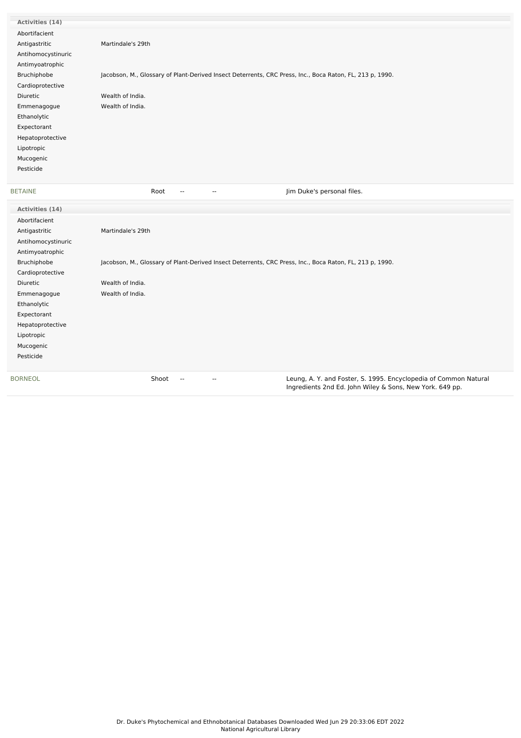| Activities (14) | |
|---|---|
| Abortifacient | |
| Antigastritic | Martindale's 29th |
| Antihomocystinuric | |
| Antimyoatrophic | |
| Bruchiphobe | Jacobson, M., Glossary of Plant-Derived Insect Deterrents, CRC Press, Inc., Boca Raton, FL, 213 p, 1990. |
| Cardioprotective | |
| Diuretic | Wealth of India. |
| Emmenagogue | Wealth of India. |
| Ethanolytic | |
| Expectorant | |
| Hepatoprotective | |
| Lipotropic | |
| Mucogenic | |
| Pesticide | |

| | | | | |
|---|---|---|---|---|
| BETAINE | Root | -- | -- | Jim Duke's personal files. |

| Activities (14) | |
|---|---|
| Abortifacient | |
| Antigastritic | Martindale's 29th |
| Antihomocystinuric | |
| Antimyoatrophic | |
| Bruchiphobe | Jacobson, M., Glossary of Plant-Derived Insect Deterrents, CRC Press, Inc., Boca Raton, FL, 213 p, 1990. |
| Cardioprotective | |
| Diuretic | Wealth of India. |
| Emmenagogue | Wealth of India. |
| Ethanolytic | |
| Expectorant | |
| Hepatoprotective | |
| Lipotropic | |
| Mucogenic | |
| Pesticide | |

| | | | | |
|---|---|---|---|---|
| BORNEOL | Shoot | -- | -- | Leung, A. Y. and Foster, S. 1995. Encyclopedia of Common Natural Ingredients 2nd Ed. John Wiley & Sons, New York. 649 pp. |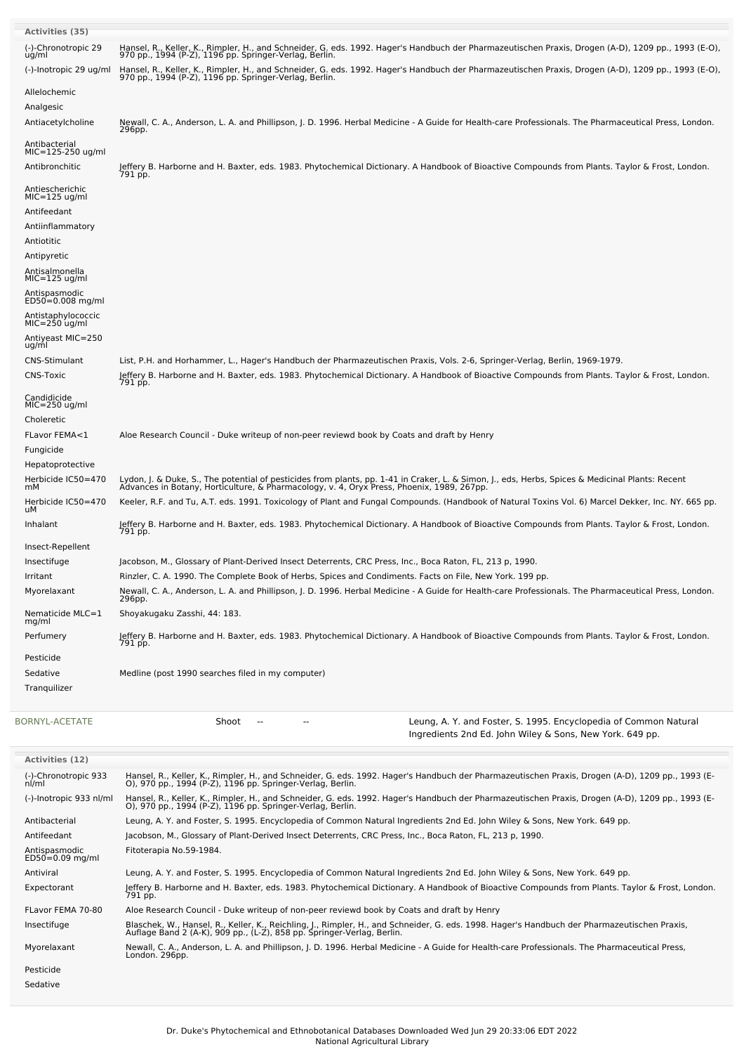**Activities (35)**

| Activity | Reference |
|---|---|
| (-)-Chronotropic 29 ug/ml | Hansel, R., Keller, K., Rimpler, H., and Schneider, G. eds. 1992. Hager's Handbuch der Pharmazeutischen Praxis, Drogen (A-D), 1209 pp., 1993 (E-O), 970 pp., 1994 (P-Z), 1196 pp. Springer-Verlag, Berlin. |
| (-)-Inotropic 29 ug/ml | Hansel, R., Keller, K., Rimpler, H., and Schneider, G. eds. 1992. Hager's Handbuch der Pharmazeutischen Praxis, Drogen (A-D), 1209 pp., 1993 (E-O), 970 pp., 1994 (P-Z), 1196 pp. Springer-Verlag, Berlin. |
| Allelochemic | |
| Analgesic | |
| Antiacetylcholine | Newall, C. A., Anderson, L. A. and Phillipson, J. D. 1996. Herbal Medicine - A Guide for Health-care Professionals. The Pharmaceutical Press, London. 296pp. |
| Antibacterial MIC=125-250 ug/ml | |
| Antibronchitic | Jeffery B. Harborne and H. Baxter, eds. 1983. Phytochemical Dictionary. A Handbook of Bioactive Compounds from Plants. Taylor & Frost, London. 791 pp. |
| Antiescherichic MIC=125 ug/ml | |
| Antifeedant | |
| Antiinflammatory | |
| Antiotitic | |
| Antipyretic | |
| Antisalmonella MIC=125 ug/ml | |
| Antispasmodic ED50=0.008 mg/ml | |
| Antistaphylococcic MIC=250 ug/ml | |
| Antiyeast MIC=250 ug/ml | |
| CNS-Stimulant | List, P.H. and Horhammer, L., Hager's Handbuch der Pharmazeutischen Praxis, Vols. 2-6, Springer-Verlag, Berlin, 1969-1979. |
| CNS-Toxic | Jeffery B. Harborne and H. Baxter, eds. 1983. Phytochemical Dictionary. A Handbook of Bioactive Compounds from Plants. Taylor & Frost, London. 791 pp. |
| Candidicide MIC=250 ug/ml | |
| Choleretic | |
| FLavor FEMA<1 | Aloe Research Council - Duke writeup of non-peer reviewd book by Coats and draft by Henry |
| Fungicide | |
| Hepatoprotective | |
| Herbicide IC50=470 mM | Lydon, J. & Duke, S., The potential of pesticides from plants, pp. 1-41 in Craker, L. & Simon, J., eds, Herbs, Spices & Medicinal Plants: Recent Advances in Botany, Horticulture, & Pharmacology, v. 4, Oryx Press, Phoenix, 1989, 267pp. |
| Herbicide IC50=470 uM | Keeler, R.F. and Tu, A.T. eds. 1991. Toxicology of Plant and Fungal Compounds. (Handbook of Natural Toxins Vol. 6) Marcel Dekker, Inc. NY. 665 pp. |
| Inhalant | Jeffery B. Harborne and H. Baxter, eds. 1983. Phytochemical Dictionary. A Handbook of Bioactive Compounds from Plants. Taylor & Frost, London. 791 pp. |
| Insect-Repellent | |
| Insectifuge | Jacobson, M., Glossary of Plant-Derived Insect Deterrents, CRC Press, Inc., Boca Raton, FL, 213 p, 1990. |
| Irritant | Rinzler, C. A. 1990. The Complete Book of Herbs, Spices and Condiments. Facts on File, New York. 199 pp. |
| Myorelaxant | Newall, C. A., Anderson, L. A. and Phillipson, J. D. 1996. Herbal Medicine - A Guide for Health-care Professionals. The Pharmaceutical Press, London. 296pp. |
| Nematicide MLC=1 mg/ml | Shoyakugaku Zasshi, 44: 183. |
| Perfumery | Jeffery B. Harborne and H. Baxter, eds. 1983. Phytochemical Dictionary. A Handbook of Bioactive Compounds from Plants. Taylor & Frost, London. 791 pp. |
| Pesticide | |
| Sedative | Medline (post 1990 searches filed in my computer) |
| Tranquilizer | |

| Chemical | Part | | | Reference |
|---|---|---|---|---|
| BORNYL-ACETATE | Shoot | -- | -- | Leung, A. Y. and Foster, S. 1995. Encyclopedia of Common Natural Ingredients 2nd Ed. John Wiley & Sons, New York. 649 pp. |

**Activities (12)**

| Activity | Reference |
|---|---|
| (-)-Chronotropic 933 nl/ml | Hansel, R., Keller, K., Rimpler, H., and Schneider, G. eds. 1992. Hager's Handbuch der Pharmazeutischen Praxis, Drogen (A-D), 1209 pp., 1993 (E-O), 970 pp., 1994 (P-Z), 1196 pp. Springer-Verlag, Berlin. |
| (-)-Inotropic 933 nl/ml | Hansel, R., Keller, K., Rimpler, H., and Schneider, G. eds. 1992. Hager's Handbuch der Pharmazeutischen Praxis, Drogen (A-D), 1209 pp., 1993 (E-O), 970 pp., 1994 (P-Z), 1196 pp. Springer-Verlag, Berlin. |
| Antibacterial | Leung, A. Y. and Foster, S. 1995. Encyclopedia of Common Natural Ingredients 2nd Ed. John Wiley & Sons, New York. 649 pp. |
| Antifeedant | Jacobson, M., Glossary of Plant-Derived Insect Deterrents, CRC Press, Inc., Boca Raton, FL, 213 p, 1990. |
| Antispasmodic ED50=0.09 mg/ml | Fitoterapia No.59-1984. |
| Antiviral | Leung, A. Y. and Foster, S. 1995. Encyclopedia of Common Natural Ingredients 2nd Ed. John Wiley & Sons, New York. 649 pp. |
| Expectorant | Jeffery B. Harborne and H. Baxter, eds. 1983. Phytochemical Dictionary. A Handbook of Bioactive Compounds from Plants. Taylor & Frost, London. 791 pp. |
| FLavor FEMA 70-80 | Aloe Research Council - Duke writeup of non-peer reviewd book by Coats and draft by Henry |
| Insectifuge | Blaschek, W., Hansel, R., Keller, K., Reichling, J., Rimpler, H., and Schneider, G. eds. 1998. Hager's Handbuch der Pharmazeutischen Praxis, Auflage Band 2 (A-K), 909 pp., (L-Z), 858 pp. Springer-Verlag, Berlin. |
| Myorelaxant | Newall, C. A., Anderson, L. A. and Phillipson, J. D. 1996. Herbal Medicine - A Guide for Health-care Professionals. The Pharmaceutical Press, London. 296pp. |
| Pesticide | |
| Sedative | |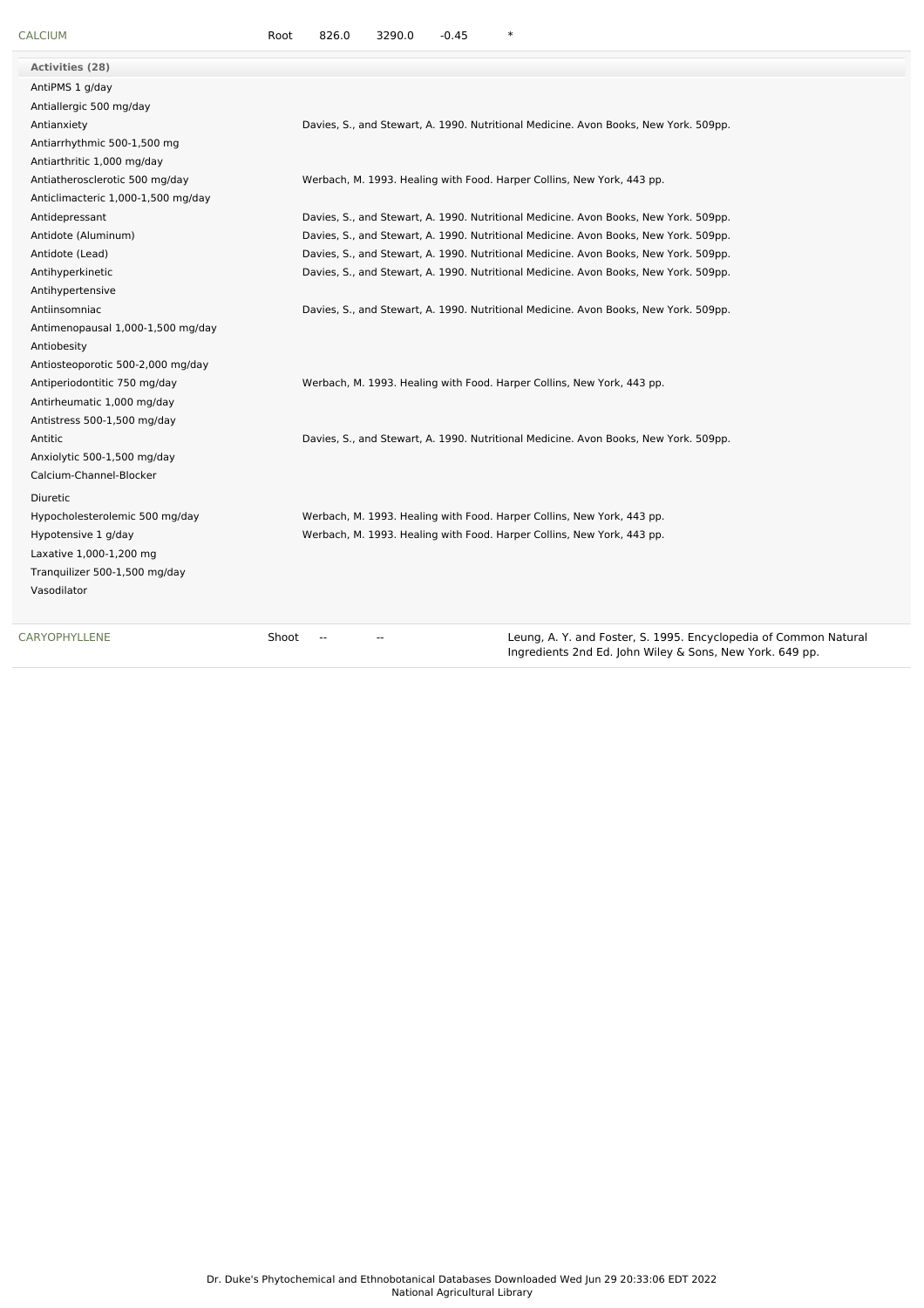| | | | | | |
|---|---|---|---|---|---|
| CALCIUM | Root | 826.0 | 3290.0 | -0.45 | * |

**Activities (28)**

| | |
|---|---|
| AntiPMS 1 g/day | |
| Antiallergic 500 mg/day | |
| Antianxiety | Davies, S., and Stewart, A. 1990. Nutritional Medicine. Avon Books, New York. 509pp. |
| Antiarrhythmic 500-1,500 mg | |
| Antiarthritic 1,000 mg/day | |
| Antiatherosclerotic 500 mg/day | Werbach, M. 1993. Healing with Food. Harper Collins, New York, 443 pp. |
| Anticlimacteric 1,000-1,500 mg/day | |
| Antidepressant | Davies, S., and Stewart, A. 1990. Nutritional Medicine. Avon Books, New York. 509pp. |
| Antidote (Aluminum) | Davies, S., and Stewart, A. 1990. Nutritional Medicine. Avon Books, New York. 509pp. |
| Antidote (Lead) | Davies, S., and Stewart, A. 1990. Nutritional Medicine. Avon Books, New York. 509pp. |
| Antihyperkinetic | Davies, S., and Stewart, A. 1990. Nutritional Medicine. Avon Books, New York. 509pp. |
| Antihypertensive | |
| Antiinsomniac | Davies, S., and Stewart, A. 1990. Nutritional Medicine. Avon Books, New York. 509pp. |
| Antimenopausal 1,000-1,500 mg/day | |
| Antiobesity | |
| Antiosteoporotic 500-2,000 mg/day | |
| Antiperiodontitic 750 mg/day | Werbach, M. 1993. Healing with Food. Harper Collins, New York, 443 pp. |
| Antirheumatic 1,000 mg/day | |
| Antistress 500-1,500 mg/day | |
| Antitic | Davies, S., and Stewart, A. 1990. Nutritional Medicine. Avon Books, New York. 509pp. |
| Anxiolytic 500-1,500 mg/day | |
| Calcium-Channel-Blocker | |
| Diuretic | |
| Hypocholesterolemic 500 mg/day | Werbach, M. 1993. Healing with Food. Harper Collins, New York, 443 pp. |
| Hypotensive 1 g/day | Werbach, M. 1993. Healing with Food. Harper Collins, New York, 443 pp. |
| Laxative 1,000-1,200 mg | |
| Tranquilizer 500-1,500 mg/day | |
| Vasodilator | |

| | | | | |
|---|---|---|---|---|
| CARYOPHYLLENE | Shoot | -- | -- | Leung, A. Y. and Foster, S. 1995. Encyclopedia of Common Natural Ingredients 2nd Ed. John Wiley & Sons, New York. 649 pp. |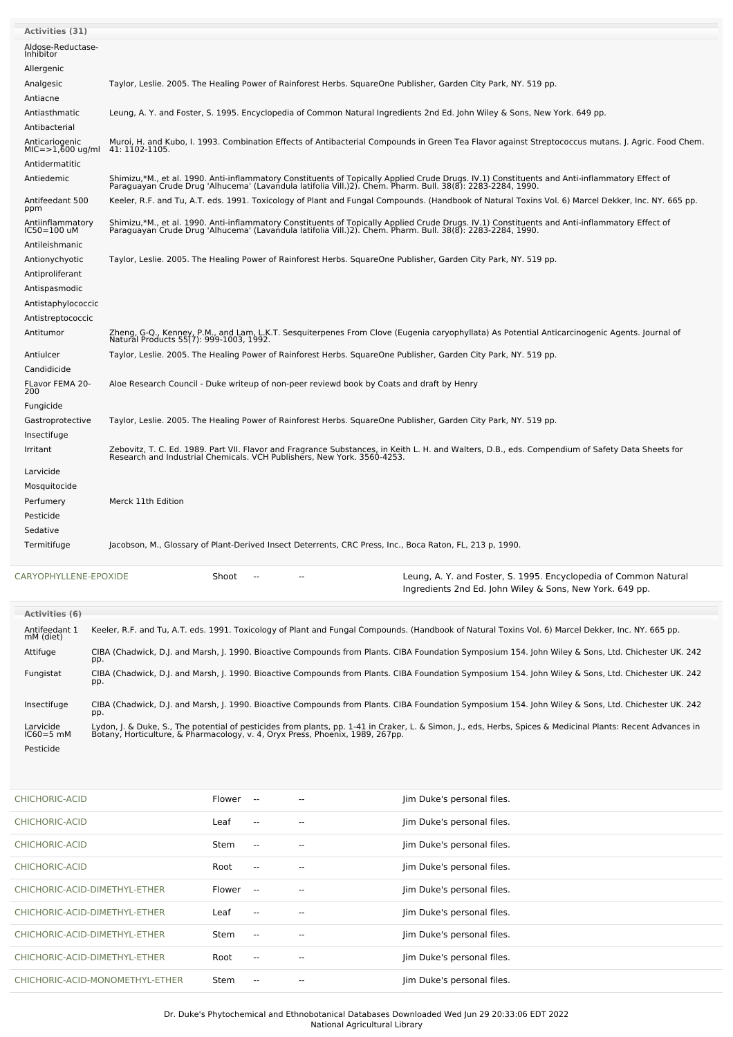| Activities (31) | |
|---|---|
| Aldose-Reductase-Inhibitor | |
| Allergenic | |
| Analgesic | Taylor, Leslie. 2005. The Healing Power of Rainforest Herbs. SquareOne Publisher, Garden City Park, NY. 519 pp. |
| Antiacne | |
| Antiasthmatic | Leung, A. Y. and Foster, S. 1995. Encyclopedia of Common Natural Ingredients 2nd Ed. John Wiley & Sons, New York. 649 pp. |
| Antibacterial | |
| Anticariogenic MIC=>1,600 ug/ml | Muroi, H. and Kubo, I. 1993. Combination Effects of Antibacterial Compounds in Green Tea Flavor against Streptococcus mutans. J. Agric. Food Chem. 41: 1102-1105. |
| Antidermatitic | |
| Antiedemic | Shimizu,*M., et al. 1990. Anti-inflammatory Constituents of Topically Applied Crude Drugs. IV.1) Constituents and Anti-inflammatory Effect of Paraguayan Crude Drug 'Alhucema' (Lavandula latifolia Vill.)2). Chem. Pharm. Bull. 38(8): 2283-2284, 1990. |
| Antifeedant 500 ppm | Keeler, R.F. and Tu, A.T. eds. 1991. Toxicology of Plant and Fungal Compounds. (Handbook of Natural Toxins Vol. 6) Marcel Dekker, Inc. NY. 665 pp. |
| Antiinflammatory IC50=100 uM | Shimizu,*M., et al. 1990. Anti-inflammatory Constituents of Topically Applied Crude Drugs. IV.1) Constituents and Anti-inflammatory Effect of Paraguayan Crude Drug 'Alhucema' (Lavandula latifolia Vill.)2). Chem. Pharm. Bull. 38(8): 2283-2284, 1990. |
| Antileishmanic | |
| Antionychyotic | Taylor, Leslie. 2005. The Healing Power of Rainforest Herbs. SquareOne Publisher, Garden City Park, NY. 519 pp. |
| Antiproliferant | |
| Antispasmodic | |
| Antistaphylococcic | |
| Antistreptococcic | |
| Antitumor | Zheng, G-Q., Kenney, P.M., and Lam, L.K.T. Sesquiterpenes From Clove (Eugenia caryophyllata) As Potential Anticarcinogenic Agents. Journal of Natural Products 55(7): 999-1003, 1992. |
| Antiulcer | Taylor, Leslie. 2005. The Healing Power of Rainforest Herbs. SquareOne Publisher, Garden City Park, NY. 519 pp. |
| Candidicide | |
| FLavor FEMA 20-200 | Aloe Research Council - Duke writeup of non-peer reviewd book by Coats and draft by Henry |
| Fungicide | |
| Gastroprotective | Taylor, Leslie. 2005. The Healing Power of Rainforest Herbs. SquareOne Publisher, Garden City Park, NY. 519 pp. |
| Insectifuge | |
| Irritant | Zebovitz, T. C. Ed. 1989. Part VII. Flavor and Fragrance Substances, in Keith L. H. and Walters, D.B., eds. Compendium of Safety Data Sheets for Research and Industrial Chemicals. VCH Publishers, New York. 3560-4253. |
| Larvicide | |
| Mosquitocide | |
| Perfumery | Merck 11th Edition |
| Pesticide | |
| Sedative | |
| Termitifuge | Jacobson, M., Glossary of Plant-Derived Insect Deterrents, CRC Press, Inc., Boca Raton, FL, 213 p, 1990. |

| | | | | |
|---|---|---|---|---|
| CARYOPHYLLENE-EPOXIDE | Shoot | -- | -- | Leung, A. Y. and Foster, S. 1995. Encyclopedia of Common Natural Ingredients 2nd Ed. John Wiley & Sons, New York. 649 pp. |

| Activities (6) | |
|---|---|
| Antifeedant 1 mM (diet) | Keeler, R.F. and Tu, A.T. eds. 1991. Toxicology of Plant and Fungal Compounds. (Handbook of Natural Toxins Vol. 6) Marcel Dekker, Inc. NY. 665 pp. |
| Attifuge | CIBA (Chadwick, D.J. and Marsh, J. 1990. Bioactive Compounds from Plants. CIBA Foundation Symposium 154. John Wiley & Sons, Ltd. Chichester UK. 242 pp. |
| Fungistat | CIBA (Chadwick, D.J. and Marsh, J. 1990. Bioactive Compounds from Plants. CIBA Foundation Symposium 154. John Wiley & Sons, Ltd. Chichester UK. 242 pp. |
| Insectifuge | CIBA (Chadwick, D.J. and Marsh, J. 1990. Bioactive Compounds from Plants. CIBA Foundation Symposium 154. John Wiley & Sons, Ltd. Chichester UK. 242 pp. |
| Larvicide IC60=5 mM | Lydon, J. & Duke, S., The potential of pesticides from plants, pp. 1-41 in Craker, L. & Simon, J., eds, Herbs, Spices & Medicinal Plants: Recent Advances in Botany, Horticulture, & Pharmacology, v. 4, Oryx Press, Phoenix, 1989, 267pp. |
| Pesticide | |

| | | | | |
|---|---|---|---|---|
| CHICHORIC-ACID | Flower | -- | -- | Jim Duke's personal files. |
| CHICHORIC-ACID | Leaf | -- | -- | Jim Duke's personal files. |
| CHICHORIC-ACID | Stem | -- | -- | Jim Duke's personal files. |
| CHICHORIC-ACID | Root | -- | -- | Jim Duke's personal files. |
| CHICHORIC-ACID-DIMETHYL-ETHER | Flower | -- | -- | Jim Duke's personal files. |
| CHICHORIC-ACID-DIMETHYL-ETHER | Leaf | -- | -- | Jim Duke's personal files. |
| CHICHORIC-ACID-DIMETHYL-ETHER | Stem | -- | -- | Jim Duke's personal files. |
| CHICHORIC-ACID-DIMETHYL-ETHER | Root | -- | -- | Jim Duke's personal files. |
| CHICHORIC-ACID-MONOMETHYL-ETHER | Stem | -- | -- | Jim Duke's personal files. |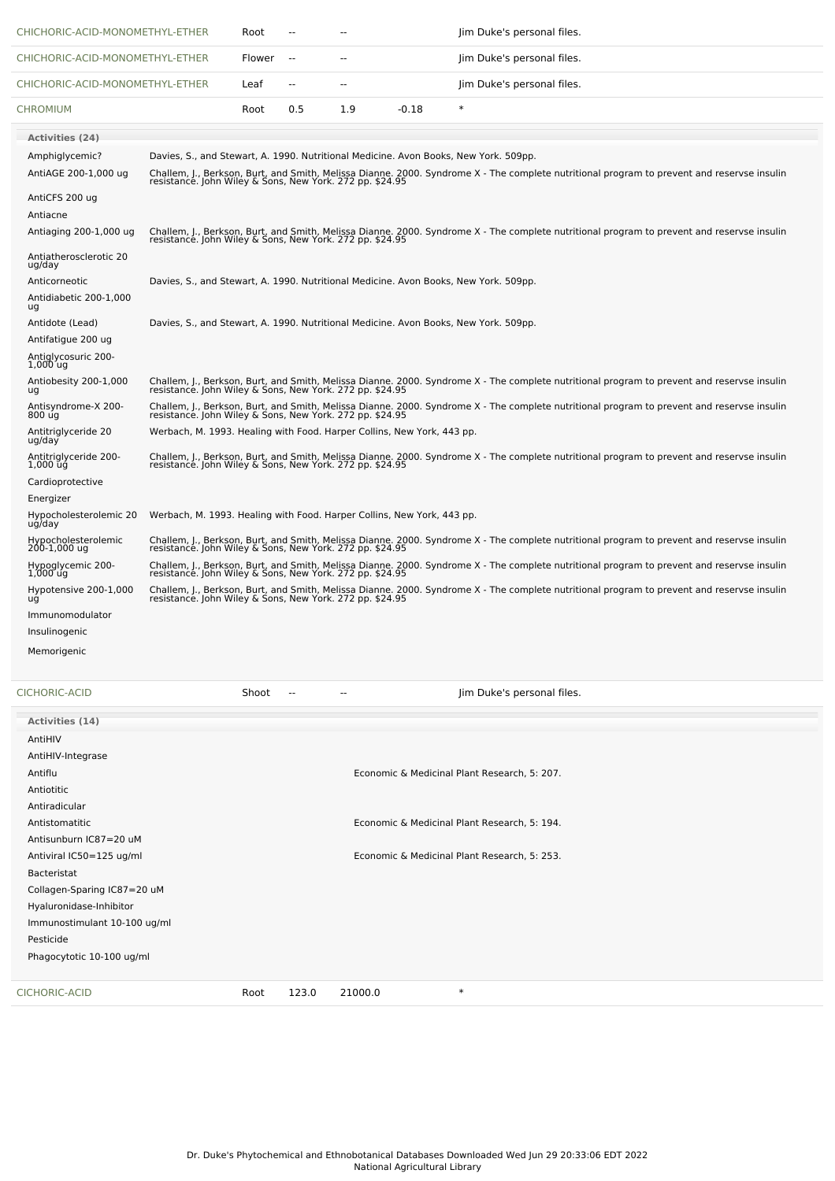| | | | | | |
|---|---|---|---|---|---|
| CHICHORIC-ACID-MONOMETHYL-ETHER | Root | -- | -- | | Jim Duke's personal files. |
| CHICHORIC-ACID-MONOMETHYL-ETHER | Flower | -- | -- | | Jim Duke's personal files. |
| CHICHORIC-ACID-MONOMETHYL-ETHER | Leaf | -- | -- | | Jim Duke's personal files. |
| CHROMIUM | Root | 0.5 | 1.9 | -0.18 | * |

**Activities (24)**

| | |
|---|---|
| Amphiglycemic? | Davies, S., and Stewart, A. 1990. Nutritional Medicine. Avon Books, New York. 509pp. |
| AntiAGE 200-1,000 ug | Challem, J., Berkson, Burt, and Smith, Melissa Dianne. 2000. Syndrome X - The complete nutritional program to prevent and reservse insulin resistance. John Wiley & Sons, New York. 272 pp. $24.95 |
| AntiCFS 200 ug | |
| Antiacne | |
| Antiaging 200-1,000 ug | Challem, J., Berkson, Burt, and Smith, Melissa Dianne. 2000. Syndrome X - The complete nutritional program to prevent and reservse insulin resistance. John Wiley & Sons, New York. 272 pp. $24.95 |
| Antiatherosclerotic 20 ug/day | |
| Anticorneotic | Davies, S., and Stewart, A. 1990. Nutritional Medicine. Avon Books, New York. 509pp. |
| Antidiabetic 200-1,000 ug | |
| Antidote (Lead) | Davies, S., and Stewart, A. 1990. Nutritional Medicine. Avon Books, New York. 509pp. |
| Antifatigue 200 ug | |
| Antiglycosuric 200-1,000 ug | |
| Antiobesity 200-1,000 ug | Challem, J., Berkson, Burt, and Smith, Melissa Dianne. 2000. Syndrome X - The complete nutritional program to prevent and reservse insulin resistance. John Wiley & Sons, New York. 272 pp. $24.95 |
| Antisyndrome-X 200-800 ug | Challem, J., Berkson, Burt, and Smith, Melissa Dianne. 2000. Syndrome X - The complete nutritional program to prevent and reservse insulin resistance. John Wiley & Sons, New York. 272 pp. $24.95 |
| Antitriglyceride 20 ug/day | Werbach, M. 1993. Healing with Food. Harper Collins, New York, 443 pp. |
| Antitriglyceride 200-1,000 ug | Challem, J., Berkson, Burt, and Smith, Melissa Dianne. 2000. Syndrome X - The complete nutritional program to prevent and reservse insulin resistance. John Wiley & Sons, New York. 272 pp. $24.95 |
| Cardioprotective | |
| Energizer | |
| Hypocholesterolemic 20 ug/day | Werbach, M. 1993. Healing with Food. Harper Collins, New York, 443 pp. |
| Hypocholesterolemic 200-1,000 ug | Challem, J., Berkson, Burt, and Smith, Melissa Dianne. 2000. Syndrome X - The complete nutritional program to prevent and reservse insulin resistance. John Wiley & Sons, New York. 272 pp. $24.95 |
| Hypoglycemic 200-1,000 ug | Challem, J., Berkson, Burt, and Smith, Melissa Dianne. 2000. Syndrome X - The complete nutritional program to prevent and reservse insulin resistance. John Wiley & Sons, New York. 272 pp. $24.95 |
| Hypotensive 200-1,000 ug | Challem, J., Berkson, Burt, and Smith, Melissa Dianne. 2000. Syndrome X - The complete nutritional program to prevent and reservse insulin resistance. John Wiley & Sons, New York. 272 pp. $24.95 |
| Immunomodulator | |
| Insulinogenic | |
| Memorigenic | |

| | | | | | |
|---|---|---|---|---|---|
| CICHORIC-ACID | Shoot | -- | -- | | Jim Duke's personal files. |

**Activities (14)**

| | |
|---|---|
| AntiHIV | |
| AntiHIV-Integrase | |
| Antiflu | Economic & Medicinal Plant Research, 5: 207. |
| Antiotitic | |
| Antiradicular | |
| Antistomatitic | Economic & Medicinal Plant Research, 5: 194. |
| Antisunburn IC87=20 uM | |
| Antiviral IC50=125 ug/ml | Economic & Medicinal Plant Research, 5: 253. |
| Bacteristat | |
| Collagen-Sparing IC87=20 uM | |
| Hyaluronidase-Inhibitor | |
| Immunostimulant 10-100 ug/ml | |
| Pesticide | |
| Phagocytotic 10-100 ug/ml | |

| | | | | | |
|---|---|---|---|---|---|
| CICHORIC-ACID | Root | 123.0 | 21000.0 | | * |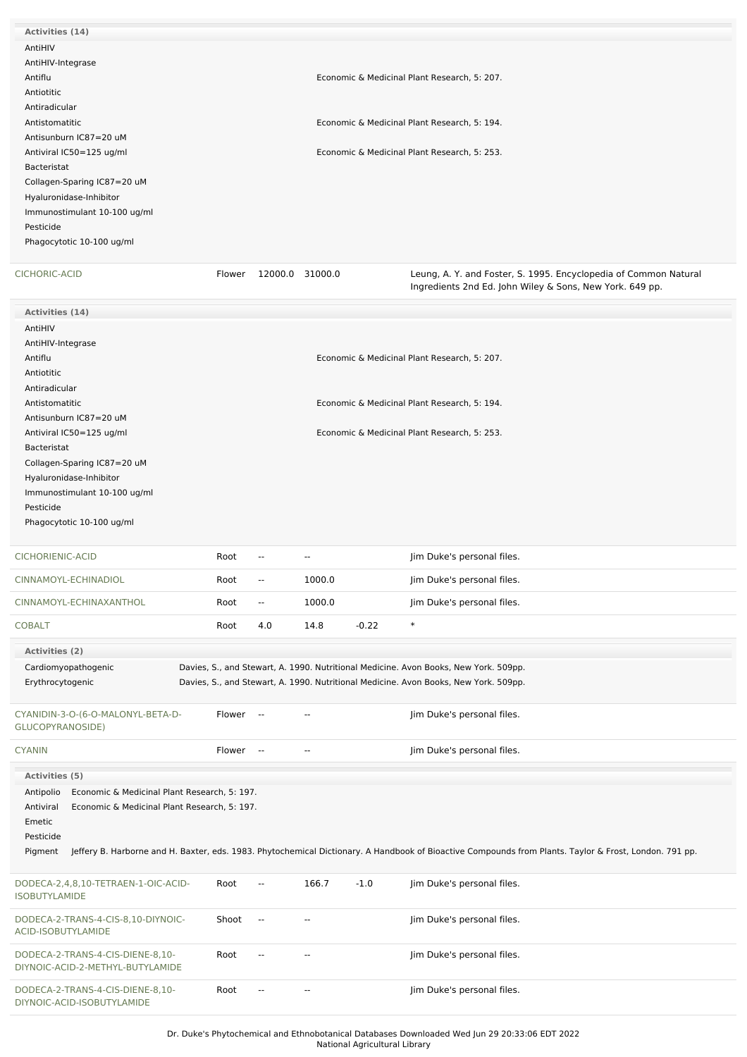**Activities (14)**

| | |
|---|---|
| AntiHIV | |
| AntiHIV-Integrase | |
| Antiflu | Economic & Medicinal Plant Research, 5: 207. |
| Antiotitic | |
| Antiradicular | |
| Antistomatitic | Economic & Medicinal Plant Research, 5: 194. |
| Antisunburn IC87=20 uM | |
| Antiviral IC50=125 ug/ml | Economic & Medicinal Plant Research, 5: 253. |
| Bacteristat | |
| Collagen-Sparing IC87=20 uM | |
| Hyaluronidase-Inhibitor | |
| Immunostimulant 10-100 ug/ml | |
| Pesticide | |
| Phagocytotic 10-100 ug/ml | |

| | | | | | |
|---|---|---|---|---|---|
| CICHORIC-ACID | Flower | 12000.0 | 31000.0 | | Leung, A. Y. and Foster, S. 1995. Encyclopedia of Common Natural Ingredients 2nd Ed. John Wiley & Sons, New York. 649 pp. |

**Activities (14)**

| | |
|---|---|
| AntiHIV | |
| AntiHIV-Integrase | |
| Antiflu | Economic & Medicinal Plant Research, 5: 207. |
| Antiotitic | |
| Antiradicular | |
| Antistomatitic | Economic & Medicinal Plant Research, 5: 194. |
| Antisunburn IC87=20 uM | |
| Antiviral IC50=125 ug/ml | Economic & Medicinal Plant Research, 5: 253. |
| Bacteristat | |
| Collagen-Sparing IC87=20 uM | |
| Hyaluronidase-Inhibitor | |
| Immunostimulant 10-100 ug/ml | |
| Pesticide | |
| Phagocytotic 10-100 ug/ml | |

| | | | | | |
|---|---|---|---|---|---|
| CICHORIENIC-ACID | Root | -- | -- | | Jim Duke's personal files. |
| CINNAMOYL-ECHINADIOL | Root | -- | 1000.0 | | Jim Duke's personal files. |
| CINNAMOYL-ECHINAXANTHOL | Root | -- | 1000.0 | | Jim Duke's personal files. |
| COBALT | Root | 4.0 | 14.8 | -0.22 | * |

**Activities (2)**

| | |
|---|---|
| Cardiomyopathogenic | Davies, S., and Stewart, A. 1990. Nutritional Medicine. Avon Books, New York. 509pp. |
| Erythrocytogenic | Davies, S., and Stewart, A. 1990. Nutritional Medicine. Avon Books, New York. 509pp. |

| | | | | | |
|---|---|---|---|---|---|
| CYANIDIN-3-O-(6-O-MALONYL-BETA-D-GLUCOPYRANOSIDE) | Flower | -- | -- | | Jim Duke's personal files. |
| CYANIN | Flower | -- | -- | | Jim Duke's personal files. |

**Activities (5)**

| | |
|---|---|
| Antipolio | Economic & Medicinal Plant Research, 5: 197. |
| Antiviral | Economic & Medicinal Plant Research, 5: 197. |
| Emetic | |
| Pesticide | |
| Pigment | Jeffery B. Harborne and H. Baxter, eds. 1983. Phytochemical Dictionary. A Handbook of Bioactive Compounds from Plants. Taylor & Frost, London. 791 pp. |

| | | | | | |
|---|---|---|---|---|---|
| DODECA-2,4,8,10-TETRAEN-1-OIC-ACID-ISOBUTYLAMIDE | Root | -- | 166.7 | -1.0 | Jim Duke's personal files. |
| DODECA-2-TRANS-4-CIS-8,10-DIYNOIC-ACID-ISOBUTYLAMIDE | Shoot | -- | -- | | Jim Duke's personal files. |
| DODECA-2-TRANS-4-CIS-DIENE-8,10-DIYNOIC-ACID-2-METHYL-BUTYLAMIDE | Root | -- | -- | | Jim Duke's personal files. |
| DODECA-2-TRANS-4-CIS-DIENE-8,10-DIYNOIC-ACID-ISOBUTYLAMIDE | Root | -- | -- | | Jim Duke's personal files. |

Dr. Duke's Phytochemical and Ethnobotanical Databases Downloaded Wed Jun 29 20:33:06 EDT 2022
National Agricultural Library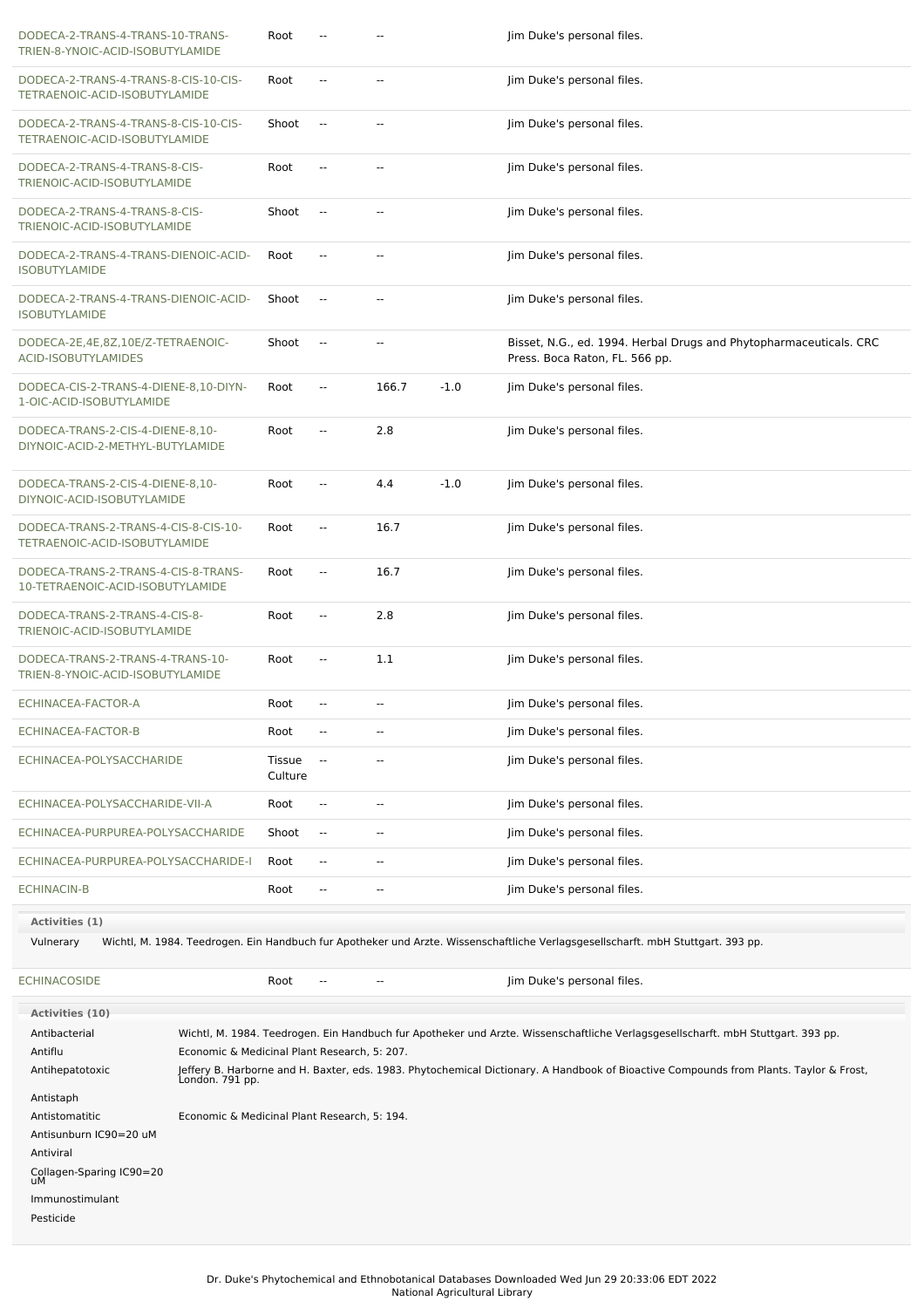| | | | | | |
|---|---|---|---|---|---|
| DODECA-2-TRANS-4-TRANS-10-TRANS-TRIEN-8-YNOIC-ACID-ISOBUTYLAMIDE | Root | -- | -- | | Jim Duke's personal files. |
| DODECA-2-TRANS-4-TRANS-8-CIS-10-CIS-TETRAENOIC-ACID-ISOBUTYLAMIDE | Root | -- | -- | | Jim Duke's personal files. |
| DODECA-2-TRANS-4-TRANS-8-CIS-10-CIS-TETRAENOIC-ACID-ISOBUTYLAMIDE | Shoot | -- | -- | | Jim Duke's personal files. |
| DODECA-2-TRANS-4-TRANS-8-CIS-TRIENOIC-ACID-ISOBUTYLAMIDE | Root | -- | -- | | Jim Duke's personal files. |
| DODECA-2-TRANS-4-TRANS-8-CIS-TRIENOIC-ACID-ISOBUTYLAMIDE | Shoot | -- | -- | | Jim Duke's personal files. |
| DODECA-2-TRANS-4-TRANS-DIENOIC-ACID-ISOBUTYLAMIDE | Root | -- | -- | | Jim Duke's personal files. |
| DODECA-2-TRANS-4-TRANS-DIENOIC-ACID-ISOBUTYLAMIDE | Shoot | -- | -- | | Jim Duke's personal files. |
| DODECA-2E,4E,8Z,10E/Z-TETRAENOIC-ACID-ISOBUTYLAMIDES | Shoot | -- | -- | | Bisset, N.G., ed. 1994. Herbal Drugs and Phytopharmaceuticals. CRC Press. Boca Raton, FL. 566 pp. |
| DODECA-CIS-2-TRANS-4-DIENE-8,10-DIYN-1-OIC-ACID-ISOBUTYLAMIDE | Root | -- | 166.7 | -1.0 | Jim Duke's personal files. |
| DODECA-TRANS-2-CIS-4-DIENE-8,10-DIYNOIC-ACID-2-METHYL-BUTYLAMIDE | Root | -- | 2.8 | | Jim Duke's personal files. |
| DODECA-TRANS-2-CIS-4-DIENE-8,10-DIYNOIC-ACID-ISOBUTYLAMIDE | Root | -- | 4.4 | -1.0 | Jim Duke's personal files. |
| DODECA-TRANS-2-TRANS-4-CIS-8-CIS-10-TETRAENOIC-ACID-ISOBUTYLAMIDE | Root | -- | 16.7 | | Jim Duke's personal files. |
| DODECA-TRANS-2-TRANS-4-CIS-8-TRANS-10-TETRAENOIC-ACID-ISOBUTYLAMIDE | Root | -- | 16.7 | | Jim Duke's personal files. |
| DODECA-TRANS-2-TRANS-4-CIS-8-TRIENOIC-ACID-ISOBUTYLAMIDE | Root | -- | 2.8 | | Jim Duke's personal files. |
| DODECA-TRANS-2-TRANS-4-TRANS-10-TRIEN-8-YNOIC-ACID-ISOBUTYLAMIDE | Root | -- | 1.1 | | Jim Duke's personal files. |
| ECHINACEA-FACTOR-A | Root | -- | -- | | Jim Duke's personal files. |
| ECHINACEA-FACTOR-B | Root | -- | -- | | Jim Duke's personal files. |
| ECHINACEA-POLYSACCHARIDE | Tissue Culture | -- | -- | | Jim Duke's personal files. |
| ECHINACEA-POLYSACCHARIDE-VII-A | Root | -- | -- | | Jim Duke's personal files. |
| ECHINACEA-PURPUREA-POLYSACCHARIDE | Shoot | -- | -- | | Jim Duke's personal files. |
| ECHINACEA-PURPUREA-POLYSACCHARIDE-I | Root | -- | -- | | Jim Duke's personal files. |
| ECHINACIN-B | Root | -- | -- | | Jim Duke's personal files. |

**Activities (1)**

| | |
|---|---|
| Vulnerary | Wichtl, M. 1984. Teedrogen. Ein Handbuch fur Apotheker und Arzte. Wissenschaftliche Verlagsgesellscharft. mbH Stuttgart. 393 pp. |

| | | | | | |
|---|---|---|---|---|---|
| ECHINACOSIDE | Root | -- | -- | | Jim Duke's personal files. |

**Activities (10)**

| | |
|---|---|
| Antibacterial | Wichtl, M. 1984. Teedrogen. Ein Handbuch fur Apotheker und Arzte. Wissenschaftliche Verlagsgesellscharft. mbH Stuttgart. 393 pp. |
| Antiflu | Economic & Medicinal Plant Research, 5: 207. |
| Antihepatotoxic | Jeffery B. Harborne and H. Baxter, eds. 1983. Phytochemical Dictionary. A Handbook of Bioactive Compounds from Plants. Taylor & Frost, London. 791 pp. |
| Antistaph | |
| Antistomatitic | Economic & Medicinal Plant Research, 5: 194. |
| Antisunburn IC90=20 uM | |
| Antiviral | |
| Collagen-Sparing IC90=20 uM | |
| Immunostimulant | |
| Pesticide | |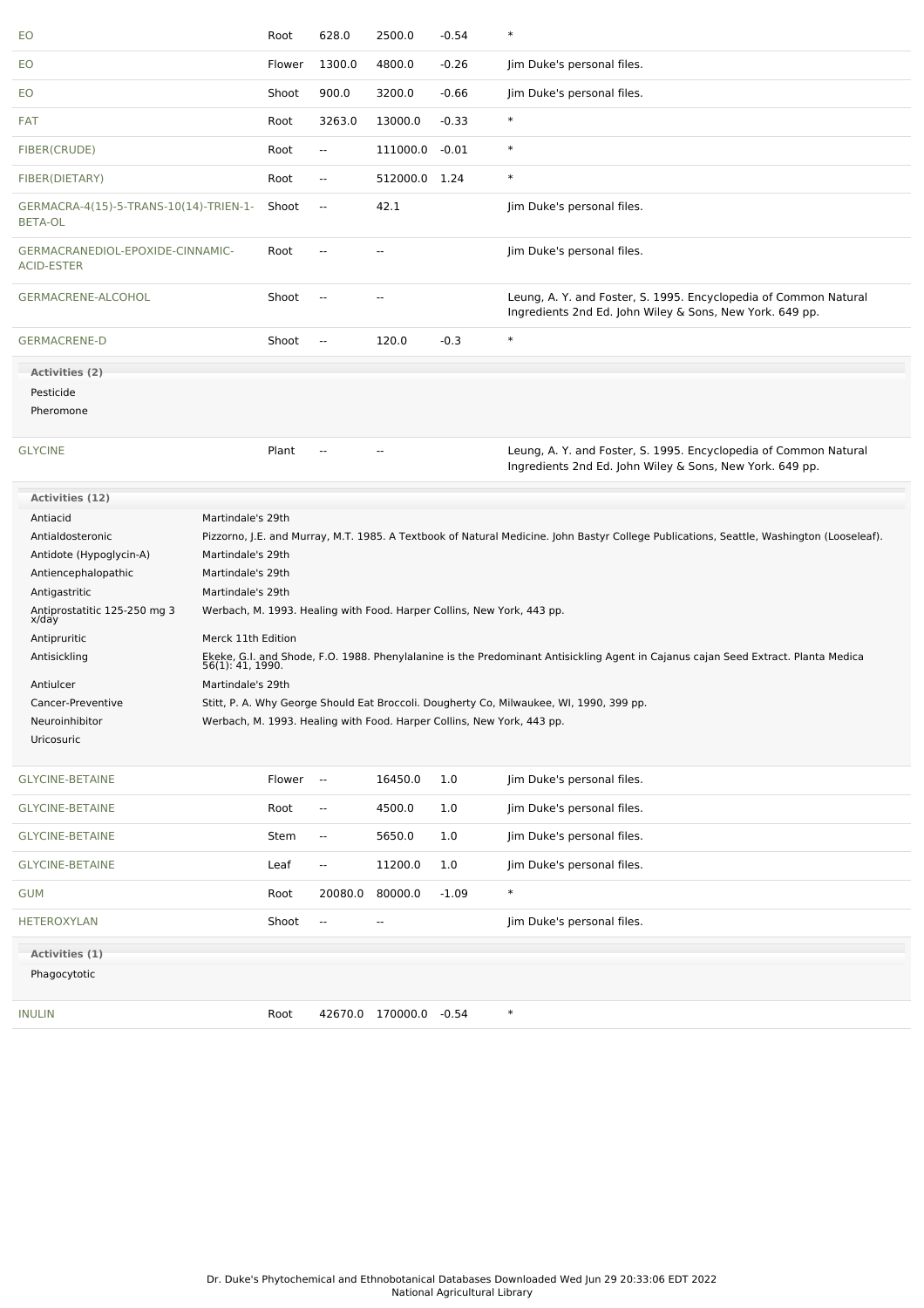| | | | | | |
|---|---|---|---|---|---|
| EO | Root | 628.0 | 2500.0 | -0.54 | * |
| EO | Flower | 1300.0 | 4800.0 | -0.26 | Jim Duke's personal files. |
| EO | Shoot | 900.0 | 3200.0 | -0.66 | Jim Duke's personal files. |
| FAT | Root | 3263.0 | 13000.0 | -0.33 | * |
| FIBER(CRUDE) | Root | -- | 111000.0 | -0.01 | * |
| FIBER(DIETARY) | Root | -- | 512000.0 | 1.24 | * |
| GERMACRA-4(15)-5-TRANS-10(14)-TRIEN-1-BETA-OL | Shoot | -- | 42.1 | | Jim Duke's personal files. |
| GERMACRANEDIOL-EPOXIDE-CINNAMIC-ACID-ESTER | Root | -- | -- | | Jim Duke's personal files. |
| GERMACRENE-ALCOHOL | Shoot | -- | -- | | Leung, A. Y. and Foster, S. 1995. Encyclopedia of Common Natural Ingredients 2nd Ed. John Wiley & Sons, New York. 649 pp. |
| GERMACRENE-D | Shoot | -- | 120.0 | -0.3 | * |

**Activities (2)**

Pesticide
Pheromone

| | | | | | |
|---|---|---|---|---|---|
| GLYCINE | Plant | -- | -- | | Leung, A. Y. and Foster, S. 1995. Encyclopedia of Common Natural Ingredients 2nd Ed. John Wiley & Sons, New York. 649 pp. |

**Activities (12)**

| | |
|---|---|
| Antiacid | Martindale's 29th |
| Antialdosteronic | Pizzorno, J.E. and Murray, M.T. 1985. A Textbook of Natural Medicine. John Bastyr College Publications, Seattle, Washington (Looseleaf). |
| Antidote (Hypoglycin-A) | Martindale's 29th |
| Antiencephalopathic | Martindale's 29th |
| Antigastritic | Martindale's 29th |
| Antiprostatitic 125-250 mg 3 x/day | Werbach, M. 1993. Healing with Food. Harper Collins, New York, 443 pp. |
| Antipruritic | Merck 11th Edition |
| Antisickling | Ekeke, G.I. and Shode, F.O. 1988. Phenylalanine is the Predominant Antisickling Agent in Cajanus cajan Seed Extract. Planta Medica 56(1): 41, 1990. |
| Antiulcer | Martindale's 29th |
| Cancer-Preventive | Stitt, P. A. Why George Should Eat Broccoli. Dougherty Co, Milwaukee, WI, 1990, 399 pp. |
| Neuroinhibitor | Werbach, M. 1993. Healing with Food. Harper Collins, New York, 443 pp. |
| Uricosuric | |

| | | | | | |
|---|---|---|---|---|---|
| GLYCINE-BETAINE | Flower | -- | 16450.0 | 1.0 | Jim Duke's personal files. |
| GLYCINE-BETAINE | Root | -- | 4500.0 | 1.0 | Jim Duke's personal files. |
| GLYCINE-BETAINE | Stem | -- | 5650.0 | 1.0 | Jim Duke's personal files. |
| GLYCINE-BETAINE | Leaf | -- | 11200.0 | 1.0 | Jim Duke's personal files. |
| GUM | Root | 20080.0 | 80000.0 | -1.09 | * |
| HETEROXYLAN | Shoot | -- | -- | | Jim Duke's personal files. |

**Activities (1)**

Phagocytotic

| | | | | | |
|---|---|---|---|---|---|
| INULIN | Root | 42670.0 | 170000.0 | -0.54 | * |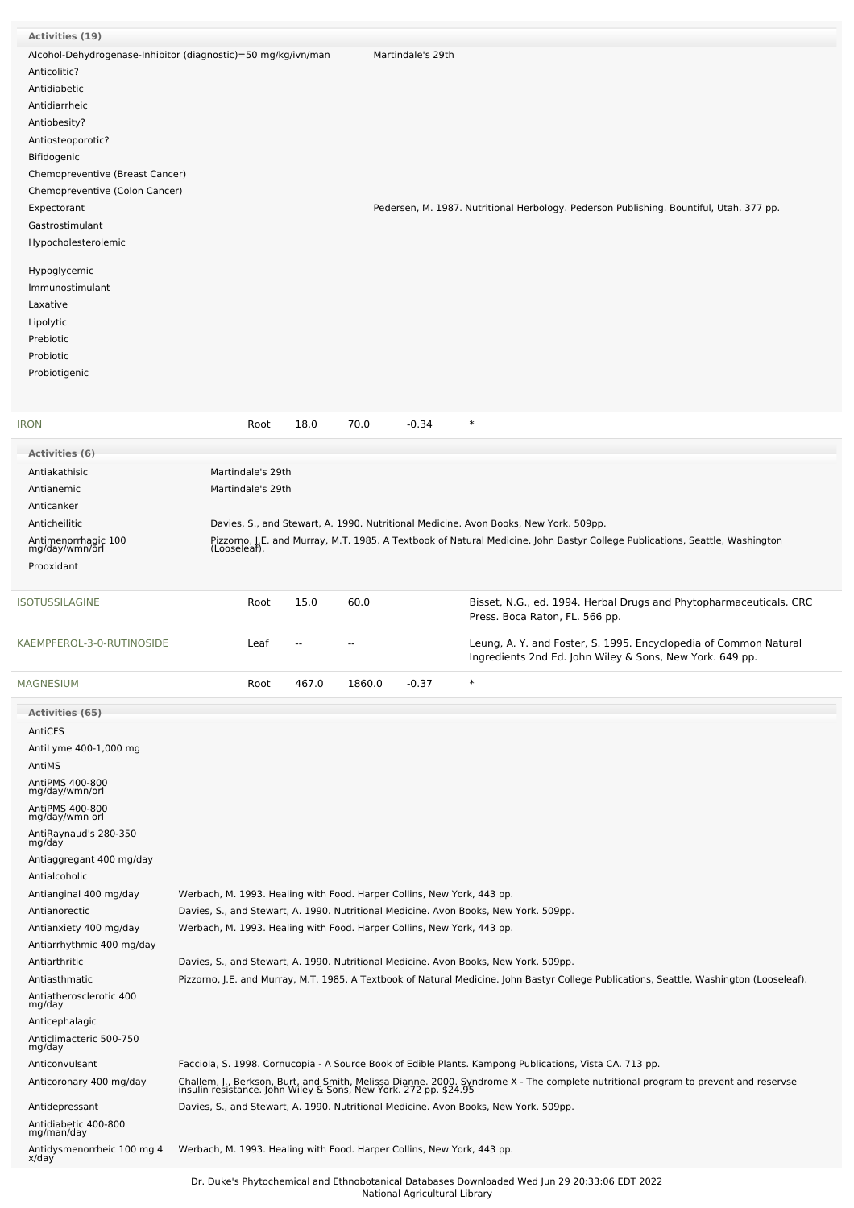| Activities (19) | |
|---|---|
| Alcohol-Dehydrogenase-Inhibitor (diagnostic)=50 mg/kg/ivn/man | Martindale's 29th |
| Anticolitic? | |
| Antidiabetic | |
| Antidiarrheic | |
| Antiobesity? | |
| Antiosteoporotic? | |
| Bifidogenic | |
| Chemopreventive (Breast Cancer) | |
| Chemopreventive (Colon Cancer) | |
| Expectorant | Pedersen, M. 1987. Nutritional Herbology. Pederson Publishing. Bountiful, Utah. 377 pp. |
| Gastrostimulant | |
| Hypocholesterolemic | |
| Hypoglycemic | |
| Immunostimulant | |
| Laxative | |
| Lipolytic | |
| Prebiotic | |
| Probiotic | |
| Probiotigenic | |

| | | | | | |
|---|---|---|---|---|---|
| IRON | Root | 18.0 | 70.0 | -0.34 | * |

| Activities (6) | |
|---|---|
| Antiakathisic | Martindale's 29th |
| Antianemic | Martindale's 29th |
| Anticanker | |
| Anticheilitic | Davies, S., and Stewart, A. 1990. Nutritional Medicine. Avon Books, New York. 509pp. |
| Antimenorrhagic 100 mg/day/wmn/orl | Pizzorno, J.E. and Murray, M.T. 1985. A Textbook of Natural Medicine. John Bastyr College Publications, Seattle, Washington (Looseleaf). |
| Prooxidant | |

| | | | | | |
|---|---|---|---|---|---|
| ISOTUSSILAGINE | Root | 15.0 | 60.0 | | Bisset, N.G., ed. 1994. Herbal Drugs and Phytopharmaceuticals. CRC Press. Boca Raton, FL. 566 pp. |
| KAEMPFEROL-3-0-RUTINOSIDE | Leaf | -- | -- | | Leung, A. Y. and Foster, S. 1995. Encyclopedia of Common Natural Ingredients 2nd Ed. John Wiley & Sons, New York. 649 pp. |
| MAGNESIUM | Root | 467.0 | 1860.0 | -0.37 | * |

| Activities (65) | |
|---|---|
| AntiCFS | |
| AntiLyme 400-1,000 mg | |
| AntiMS | |
| AntiPMS 400-800 mg/day/wmn/orl | |
| AntiPMS 400-800 mg/day/wmn orl | |
| AntiRaynaud's 280-350 mg/day | |
| Antiaggregant 400 mg/day | |
| Antialcoholic | |
| Antianginal 400 mg/day | Werbach, M. 1993. Healing with Food. Harper Collins, New York, 443 pp. |
| Antianorectic | Davies, S., and Stewart, A. 1990. Nutritional Medicine. Avon Books, New York. 509pp. |
| Antianxiety 400 mg/day | Werbach, M. 1993. Healing with Food. Harper Collins, New York, 443 pp. |
| Antiarrhythmic 400 mg/day | |
| Antiarthritic | Davies, S., and Stewart, A. 1990. Nutritional Medicine. Avon Books, New York. 509pp. |
| Antiasthmatic | Pizzorno, J.E. and Murray, M.T. 1985. A Textbook of Natural Medicine. John Bastyr College Publications, Seattle, Washington (Looseleaf). |
| Antiatherosclerotic 400 mg/day | |
| Anticephalagic | |
| Anticlimacteric 500-750 mg/day | |
| Anticonvulsant | Facciola, S. 1998. Cornucopia - A Source Book of Edible Plants. Kampong Publications, Vista CA. 713 pp. |
| Anticoronary 400 mg/day | Challem, J., Berkson, Burt, and Smith, Melissa Dianne. 2000. Syndrome X - The complete nutritional program to prevent and reservse insulin resistance. John Wiley & Sons, New York. 272 pp. $24.95 |
| Antidepressant | Davies, S., and Stewart, A. 1990. Nutritional Medicine. Avon Books, New York. 509pp. |
| Antidiabetic 400-800 mg/man/day | |
| Antidysmenorrheic 100 mg 4 x/day | Werbach, M. 1993. Healing with Food. Harper Collins, New York, 443 pp. |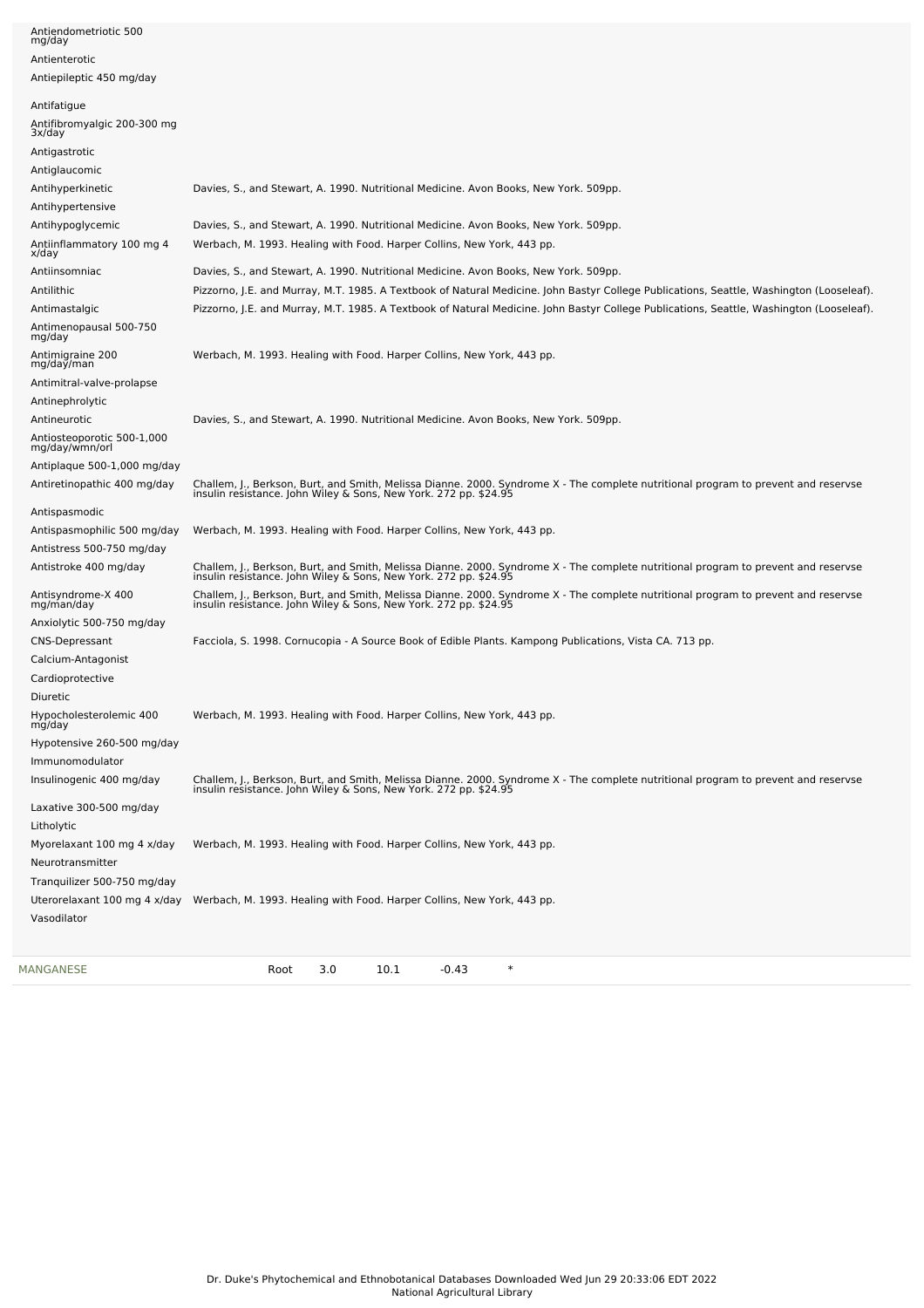| | |
|---|---|
| Antiendometriotic 500 mg/day | |
| Antienterotic | |
| Antiepileptic 450 mg/day | |
| Antifatigue | |
| Antifibromyalgic 200-300 mg 3x/day | |
| Antigastrotic | |
| Antiglaucomic | |
| Antihyperkinetic | Davies, S., and Stewart, A. 1990. Nutritional Medicine. Avon Books, New York. 509pp. |
| Antihypertensive | |
| Antihypoglycemic | Davies, S., and Stewart, A. 1990. Nutritional Medicine. Avon Books, New York. 509pp. |
| Antiinflammatory 100 mg 4 x/day | Werbach, M. 1993. Healing with Food. Harper Collins, New York, 443 pp. |
| Antiinsomniac | Davies, S., and Stewart, A. 1990. Nutritional Medicine. Avon Books, New York. 509pp. |
| Antilithic | Pizzorno, J.E. and Murray, M.T. 1985. A Textbook of Natural Medicine. John Bastyr College Publications, Seattle, Washington (Looseleaf). |
| Antimastalgic | Pizzorno, J.E. and Murray, M.T. 1985. A Textbook of Natural Medicine. John Bastyr College Publications, Seattle, Washington (Looseleaf). |
| Antimenopausal 500-750 mg/day | |
| Antimigraine 200 mg/day/man | Werbach, M. 1993. Healing with Food. Harper Collins, New York, 443 pp. |
| Antimitral-valve-prolapse | |
| Antinephrolytic | |
| Antineurotic | Davies, S., and Stewart, A. 1990. Nutritional Medicine. Avon Books, New York. 509pp. |
| Antiosteoporotic 500-1,000 mg/day/wmn/orl | |
| Antiplaque 500-1,000 mg/day | |
| Antiretinopathic 400 mg/day | Challem, J., Berkson, Burt, and Smith, Melissa Dianne. 2000. Syndrome X - The complete nutritional program to prevent and reservse insulin resistance. John Wiley & Sons, New York. 272 pp. $24.95 |
| Antispasmodic | |
| Antispasmophilic 500 mg/day | Werbach, M. 1993. Healing with Food. Harper Collins, New York, 443 pp. |
| Antistress 500-750 mg/day | |
| Antistroke 400 mg/day | Challem, J., Berkson, Burt, and Smith, Melissa Dianne. 2000. Syndrome X - The complete nutritional program to prevent and reservse insulin resistance. John Wiley & Sons, New York. 272 pp. $24.95 |
| Antisyndrome-X 400 mg/man/day | Challem, J., Berkson, Burt, and Smith, Melissa Dianne. 2000. Syndrome X - The complete nutritional program to prevent and reservse insulin resistance. John Wiley & Sons, New York. 272 pp. $24.95 |
| Anxiolytic 500-750 mg/day | |
| CNS-Depressant | Facciola, S. 1998. Cornucopia - A Source Book of Edible Plants. Kampong Publications, Vista CA. 713 pp. |
| Calcium-Antagonist | |
| Cardioprotective | |
| Diuretic | |
| Hypocholesterolemic 400 mg/day | Werbach, M. 1993. Healing with Food. Harper Collins, New York, 443 pp. |
| Hypotensive 260-500 mg/day | |
| Immunomodulator | |
| Insulinogenic 400 mg/day | Challem, J., Berkson, Burt, and Smith, Melissa Dianne. 2000. Syndrome X - The complete nutritional program to prevent and reservse insulin resistance. John Wiley & Sons, New York. 272 pp. $24.95 |
| Laxative 300-500 mg/day | |
| Litholytic | |
| Myorelaxant 100 mg 4 x/day | Werbach, M. 1993. Healing with Food. Harper Collins, New York, 443 pp. |
| Neurotransmitter | |
| Tranquilizer 500-750 mg/day | |
| Uterorelaxant 100 mg 4 x/day | Werbach, M. 1993. Healing with Food. Harper Collins, New York, 443 pp. |
| Vasodilator | |

| | | | | | |
|---|---|---|---|---|---|
| MANGANESE | Root | 3.0 | 10.1 | -0.43 | * |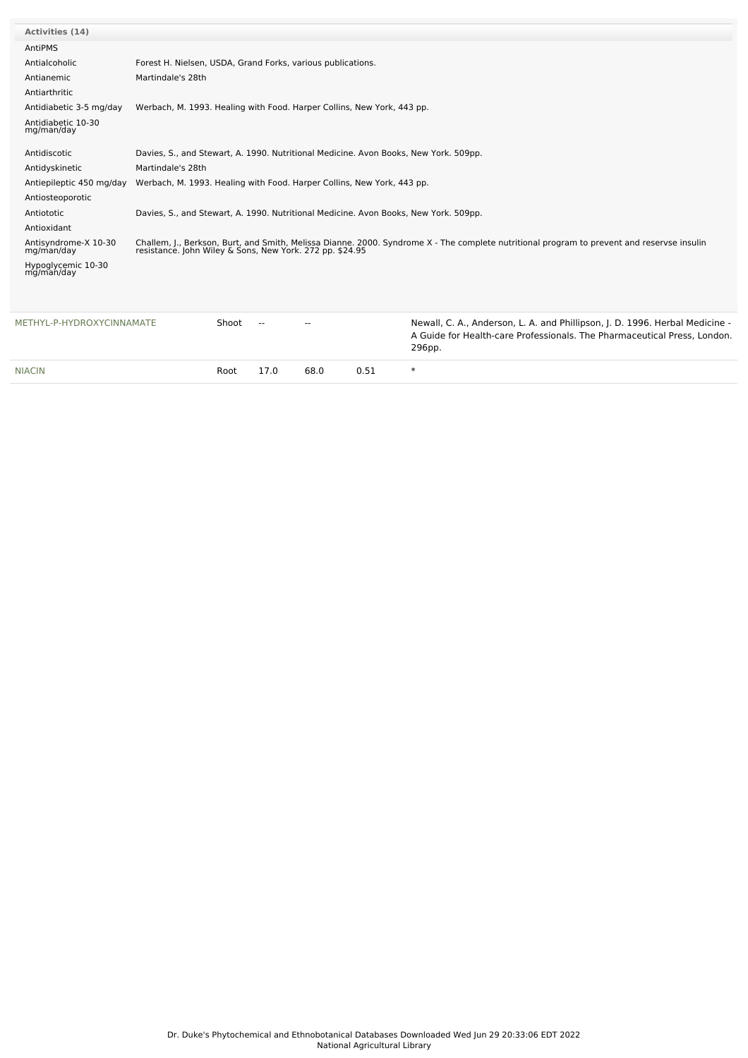**Activities (14)**

| | |
|---|---|
| AntiPMS | |
| Antialcoholic | Forest H. Nielsen, USDA, Grand Forks, various publications. |
| Antianemic | Martindale's 28th |
| Antiarthritic | |
| Antidiabetic 3-5 mg/day | Werbach, M. 1993. Healing with Food. Harper Collins, New York, 443 pp. |
| Antidiabetic 10-30 mg/man/day | |
| Antidiscotic | Davies, S., and Stewart, A. 1990. Nutritional Medicine. Avon Books, New York. 509pp. |
| Antidyskinetic | Martindale's 28th |
| Antiepileptic 450 mg/day | Werbach, M. 1993. Healing with Food. Harper Collins, New York, 443 pp. |
| Antiosteoporotic | |
| Antiototic | Davies, S., and Stewart, A. 1990. Nutritional Medicine. Avon Books, New York. 509pp. |
| Antioxidant | |
| Antisyndrome-X 10-30 mg/man/day | Challem, J., Berkson, Burt, and Smith, Melissa Dianne. 2000. Syndrome X - The complete nutritional program to prevent and reservse insulin resistance. John Wiley & Sons, New York. 272 pp. $24.95 |
| Hypoglycemic 10-30 mg/man/day | |

| | | | | | |
|---|---|---|---|---|---|
| METHYL-P-HYDROXYCINNAMATE | Shoot | -- | -- | | Newall, C. A., Anderson, L. A. and Phillipson, J. D. 1996. Herbal Medicine - A Guide for Health-care Professionals. The Pharmaceutical Press, London. 296pp. |
| NIACIN | Root | 17.0 | 68.0 | 0.51 | * |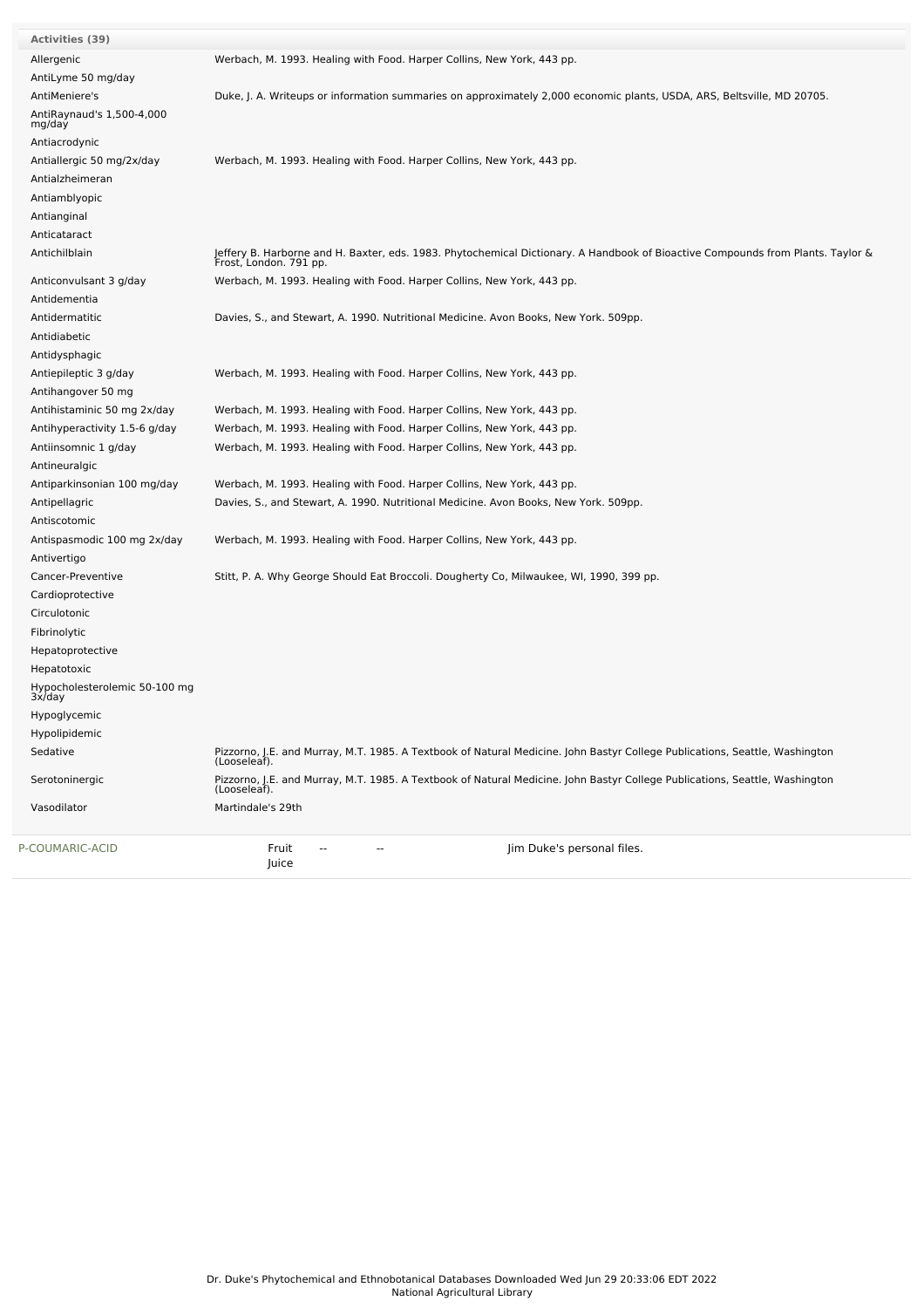| Activities (39) | |
|---|---|
| Allergenic | Werbach, M. 1993. Healing with Food. Harper Collins, New York, 443 pp. |
| AntiLyme 50 mg/day | |
| AntiMeniere's | Duke, J. A. Writeups or information summaries on approximately 2,000 economic plants, USDA, ARS, Beltsville, MD 20705. |
| AntiRaynaud's 1,500-4,000 mg/day | |
| Antiacrodynic | |
| Antiallergic 50 mg/2x/day | Werbach, M. 1993. Healing with Food. Harper Collins, New York, 443 pp. |
| Antialzheimeran | |
| Antiamblyopic | |
| Antianginal | |
| Anticataract | |
| Antichilblain | Jeffery B. Harborne and H. Baxter, eds. 1983. Phytochemical Dictionary. A Handbook of Bioactive Compounds from Plants. Taylor & Frost, London. 791 pp. |
| Anticonvulsant 3 g/day | Werbach, M. 1993. Healing with Food. Harper Collins, New York, 443 pp. |
| Antidementia | |
| Antidermatitic | Davies, S., and Stewart, A. 1990. Nutritional Medicine. Avon Books, New York. 509pp. |
| Antidiabetic | |
| Antidysphagic | |
| Antiepileptic 3 g/day | Werbach, M. 1993. Healing with Food. Harper Collins, New York, 443 pp. |
| Antihangover 50 mg | |
| Antihistaminic 50 mg 2x/day | Werbach, M. 1993. Healing with Food. Harper Collins, New York, 443 pp. |
| Antihyperactivity 1.5-6 g/day | Werbach, M. 1993. Healing with Food. Harper Collins, New York, 443 pp. |
| Antiinsomnic 1 g/day | Werbach, M. 1993. Healing with Food. Harper Collins, New York, 443 pp. |
| Antineuralgic | |
| Antiparkinsonian 100 mg/day | Werbach, M. 1993. Healing with Food. Harper Collins, New York, 443 pp. |
| Antipellagric | Davies, S., and Stewart, A. 1990. Nutritional Medicine. Avon Books, New York. 509pp. |
| Antiscotomic | |
| Antispasmodic 100 mg 2x/day | Werbach, M. 1993. Healing with Food. Harper Collins, New York, 443 pp. |
| Antivertigo | |
| Cancer-Preventive | Stitt, P. A. Why George Should Eat Broccoli. Dougherty Co, Milwaukee, WI, 1990, 399 pp. |
| Cardioprotective | |
| Circulotonic | |
| Fibrinolytic | |
| Hepatoprotective | |
| Hepatotoxic | |
| Hypocholesterolemic 50-100 mg 3x/day | |
| Hypoglycemic | |
| Hypolipidemic | |
| Sedative | Pizzorno, J.E. and Murray, M.T. 1985. A Textbook of Natural Medicine. John Bastyr College Publications, Seattle, Washington (Looseleaf). |
| Serotoninergic | Pizzorno, J.E. and Murray, M.T. 1985. A Textbook of Natural Medicine. John Bastyr College Publications, Seattle, Washington (Looseleaf). |
| Vasodilator | Martindale's 29th |

| | | | | |
|---|---|---|---|---|
| P-COUMARIC-ACID | Fruit Juice | -- | -- | Jim Duke's personal files. |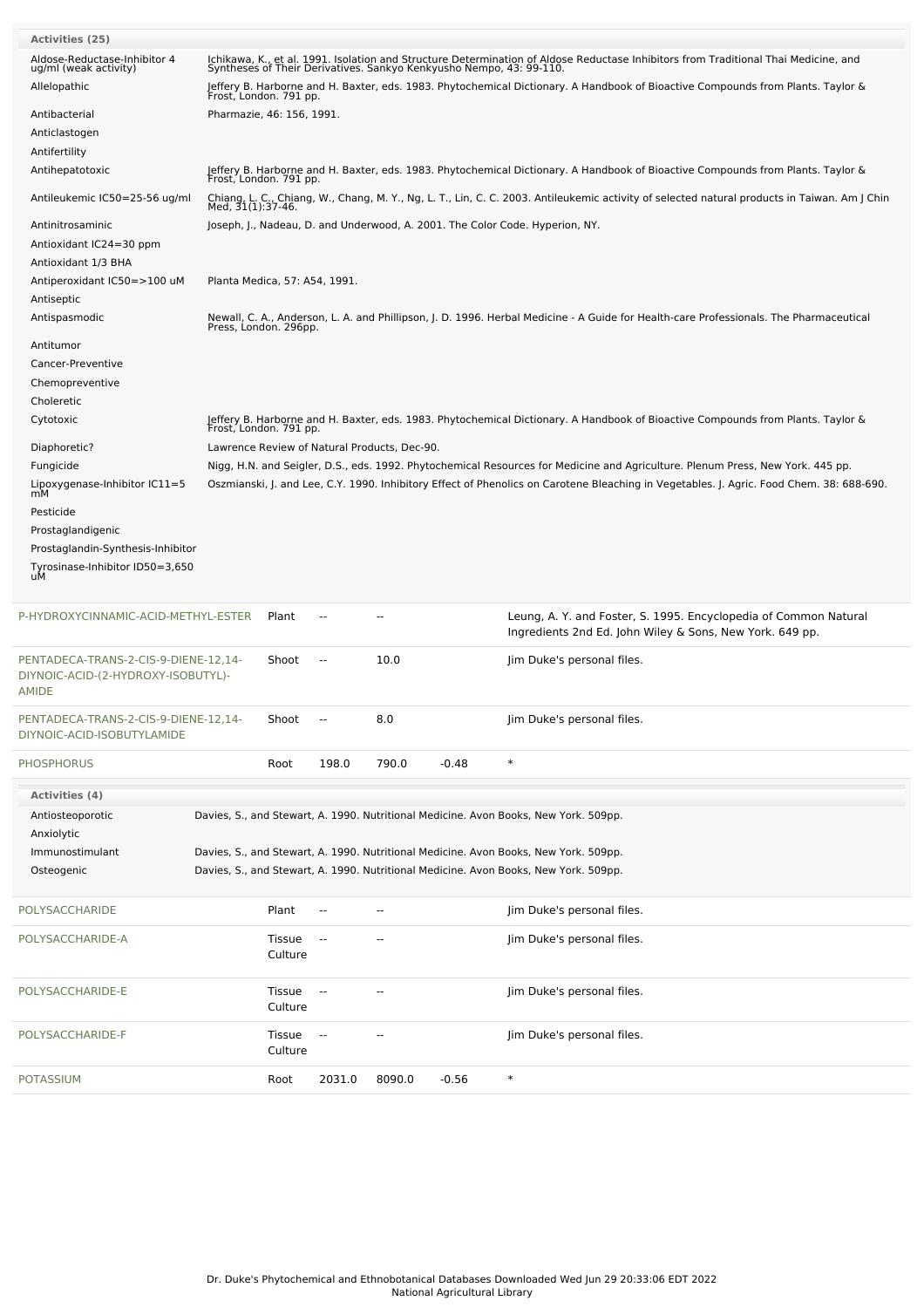| Activities (25) | |
|---|---|
| Aldose-Reductase-Inhibitor 4 ug/ml (weak activity) | Ichikawa, K., et al. 1991. Isolation and Structure Determination of Aldose Reductase Inhibitors from Traditional Thai Medicine, and Syntheses of Their Derivatives. Sankyo Kenkyusho Nempo, 43: 99-110. |
| Allelopathic | Jeffery B. Harborne and H. Baxter, eds. 1983. Phytochemical Dictionary. A Handbook of Bioactive Compounds from Plants. Taylor & Frost, London. 791 pp. |
| Antibacterial | Pharmazie, 46: 156, 1991. |
| Anticlastogen | |
| Antifertility | |
| Antihepatotoxic | Jeffery B. Harborne and H. Baxter, eds. 1983. Phytochemical Dictionary. A Handbook of Bioactive Compounds from Plants. Taylor & Frost, London. 791 pp. |
| Antileukemic IC50=25-56 ug/ml | Chiang, L. C., Chiang, W., Chang, M. Y., Ng, L. T., Lin, C. C. 2003. Antileukemic activity of selected natural products in Taiwan. Am J Chin Med, 31(1):37-46. |
| Antinitrosaminic | Joseph, J., Nadeau, D. and Underwood, A. 2001. The Color Code. Hyperion, NY. |
| Antioxidant IC24=30 ppm | |
| Antioxidant 1/3 BHA | |
| Antiperoxidant IC50=>100 uM | Planta Medica, 57: A54, 1991. |
| Antiseptic | |
| Antispasmodic | Newall, C. A., Anderson, L. A. and Phillipson, J. D. 1996. Herbal Medicine - A Guide for Health-care Professionals. The Pharmaceutical Press, London. 296pp. |
| Antitumor | |
| Cancer-Preventive | |
| Chemopreventive | |
| Choleretic | |
| Cytotoxic | Jeffery B. Harborne and H. Baxter, eds. 1983. Phytochemical Dictionary. A Handbook of Bioactive Compounds from Plants. Taylor & Frost, London. 791 pp. |
| Diaphoretic? | Lawrence Review of Natural Products, Dec-90. |
| Fungicide | Nigg, H.N. and Seigler, D.S., eds. 1992. Phytochemical Resources for Medicine and Agriculture. Plenum Press, New York. 445 pp. |
| Lipoxygenase-Inhibitor IC11=5 mM | Oszmianski, J. and Lee, C.Y. 1990. Inhibitory Effect of Phenolics on Carotene Bleaching in Vegetables. J. Agric. Food Chem. 38: 688-690. |
| Pesticide | |
| Prostaglandigenic | |
| Prostaglandin-Synthesis-Inhibitor | |
| Tyrosinase-Inhibitor ID50=3,650 uM | |

| | | | | | |
|---|---|---|---|---|---|
| P-HYDROXYCINNAMIC-ACID-METHYL-ESTER | Plant | -- | -- | | Leung, A. Y. and Foster, S. 1995. Encyclopedia of Common Natural Ingredients 2nd Ed. John Wiley & Sons, New York. 649 pp. |
| PENTADECA-TRANS-2-CIS-9-DIENE-12,14-DIYNOIC-ACID-(2-HYDROXY-ISOBUTYL)-AMIDE | Shoot | -- | 10.0 | | Jim Duke's personal files. |
| PENTADECA-TRANS-2-CIS-9-DIENE-12,14-DIYNOIC-ACID-ISOBUTYLAMIDE | Shoot | -- | 8.0 | | Jim Duke's personal files. |
| PHOSPHORUS | Root | 198.0 | 790.0 | -0.48 | * |

| Activities (4) | |
|---|---|
| Antiosteoporotic | Davies, S., and Stewart, A. 1990. Nutritional Medicine. Avon Books, New York. 509pp. |
| Anxiolytic | |
| Immunostimulant | Davies, S., and Stewart, A. 1990. Nutritional Medicine. Avon Books, New York. 509pp. |
| Osteogenic | Davies, S., and Stewart, A. 1990. Nutritional Medicine. Avon Books, New York. 509pp. |

| | | | | | |
|---|---|---|---|---|---|
| POLYSACCHARIDE | Plant | -- | -- | | Jim Duke's personal files. |
| POLYSACCHARIDE-A | Tissue Culture | -- | -- | | Jim Duke's personal files. |
| POLYSACCHARIDE-E | Tissue Culture | -- | -- | | Jim Duke's personal files. |
| POLYSACCHARIDE-F | Tissue Culture | -- | -- | | Jim Duke's personal files. |
| POTASSIUM | Root | 2031.0 | 8090.0 | -0.56 | * |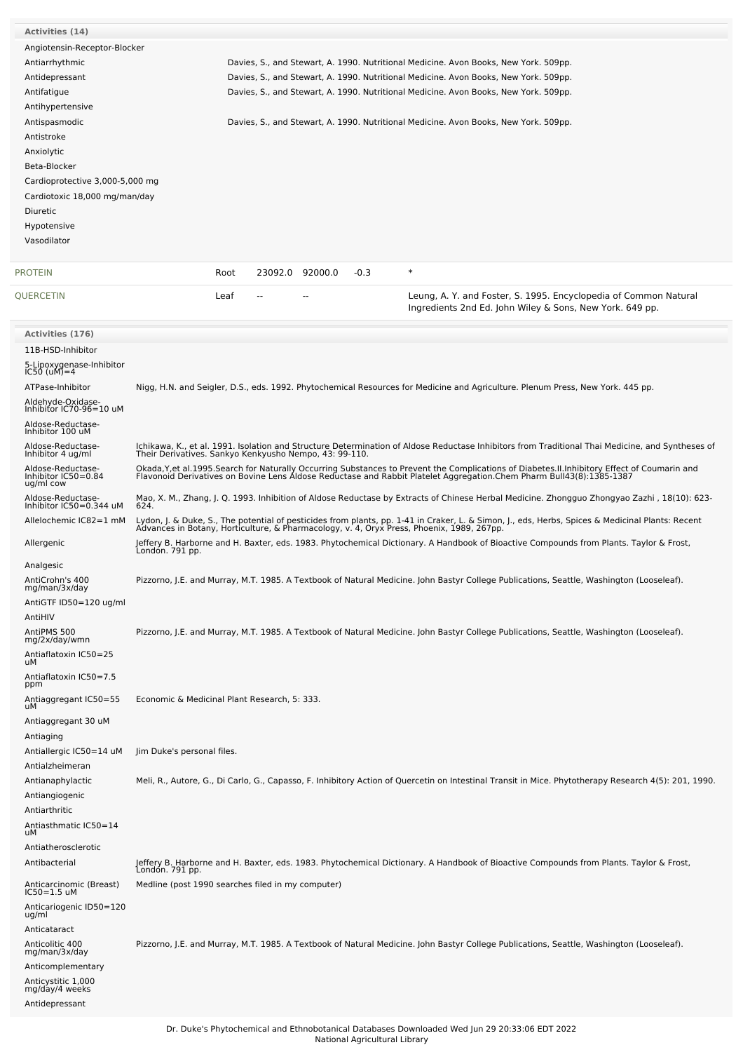| Activities (14) | |
|---|---|
| Angiotensin-Receptor-Blocker | |
| Antiarrhythmic | Davies, S., and Stewart, A. 1990. Nutritional Medicine. Avon Books, New York. 509pp. |
| Antidepressant | Davies, S., and Stewart, A. 1990. Nutritional Medicine. Avon Books, New York. 509pp. |
| Antifatigue | Davies, S., and Stewart, A. 1990. Nutritional Medicine. Avon Books, New York. 509pp. |
| Antihypertensive | |
| Antispasmodic | Davies, S., and Stewart, A. 1990. Nutritional Medicine. Avon Books, New York. 509pp. |
| Antistroke | |
| Anxiolytic | |
| Beta-Blocker | |
| Cardioprotective 3,000-5,000 mg | |
| Cardiotoxic 18,000 mg/man/day | |
| Diuretic | |
| Hypotensive | |
| Vasodilator | |

| | | | | | |
|---|---|---|---|---|---|
| PROTEIN | Root | 23092.0 | 92000.0 | -0.3 | * |
| QUERCETIN | Leaf | -- | -- | | Leung, A. Y. and Foster, S. 1995. Encyclopedia of Common Natural Ingredients 2nd Ed. John Wiley & Sons, New York. 649 pp. |

| Activities (176) | |
|---|---|
| 11B-HSD-Inhibitor | |
| 5-Lipoxygenase-Inhibitor IC50 (uM)=4 | |
| ATPase-Inhibitor | Nigg, H.N. and Seigler, D.S., eds. 1992. Phytochemical Resources for Medicine and Agriculture. Plenum Press, New York. 445 pp. |
| Aldehyde-Oxidase-Inhibitor IC70-96=10 uM | |
| Aldose-Reductase-Inhibitor 100 uM | |
| Aldose-Reductase-Inhibitor 4 ug/ml | Ichikawa, K., et al. 1991. Isolation and Structure Determination of Aldose Reductase Inhibitors from Traditional Thai Medicine, and Syntheses of Their Derivatives. Sankyo Kenkyusho Nempo, 43: 99-110. |
| Aldose-Reductase-Inhibitor IC50=0.84 ug/ml cow | Okada,Y,et al.1995.Search for Naturally Occurring Substances to Prevent the Complications of Diabetes.II.Inhibitory Effect of Coumarin and Flavonoid Derivatives on Bovine Lens Aldose Reductase and Rabbit Platelet Aggregation.Chem Pharm Bull43(8):1385-1387 |
| Aldose-Reductase-Inhibitor IC50=0.344 uM | Mao, X. M., Zhang, J. Q. 1993. Inhibition of Aldose Reductase by Extracts of Chinese Herbal Medicine. Zhongguo Zhongyao Zazhi , 18(10): 623-624. |
| Allelochemic IC82=1 mM | Lydon, J. & Duke, S., The potential of pesticides from plants, pp. 1-41 in Craker, L. & Simon, J., eds, Herbs, Spices & Medicinal Plants: Recent Advances in Botany, Horticulture, & Pharmacology, v. 4, Oryx Press, Phoenix, 1989, 267pp. |
| Allergenic | Jeffery B. Harborne and H. Baxter, eds. 1983. Phytochemical Dictionary. A Handbook of Bioactive Compounds from Plants. Taylor & Frost, London. 791 pp. |
| Analgesic | |
| AntiCrohn's 400 mg/man/3x/day | Pizzorno, J.E. and Murray, M.T. 1985. A Textbook of Natural Medicine. John Bastyr College Publications, Seattle, Washington (Looseleaf). |
| AntiGTF ID50=120 ug/ml | |
| AntiHIV | |
| AntiPMS 500 mg/2x/day/wmn | Pizzorno, J.E. and Murray, M.T. 1985. A Textbook of Natural Medicine. John Bastyr College Publications, Seattle, Washington (Looseleaf). |
| Antiaflatoxin IC50=25 uM | |
| Antiaflatoxin IC50=7.5 ppm | |
| Antiaggregant IC50=55 uM | Economic & Medicinal Plant Research, 5: 333. |
| Antiaggregant 30 uM | |
| Antiaging | |
| Antiallergic IC50=14 uM | Jim Duke's personal files. |
| Antialzheimeran | |
| Antianaphylactic | Meli, R., Autore, G., Di Carlo, G., Capasso, F. Inhibitory Action of Quercetin on Intestinal Transit in Mice. Phytotherapy Research 4(5): 201, 1990. |
| Antiangiogenic | |
| Antiarthritic | |
| Antiasthmatic IC50=14 uM | |
| Antiatherosclerotic | |
| Antibacterial | Jeffery B. Harborne and H. Baxter, eds. 1983. Phytochemical Dictionary. A Handbook of Bioactive Compounds from Plants. Taylor & Frost, London. 791 pp. |
| Anticarcinomic (Breast) IC50=1.5 uM | Medline (post 1990 searches filed in my computer) |
| Anticariogenic ID50=120 ug/ml | |
| Anticataract | |
| Anticolitic 400 mg/man/3x/day | Pizzorno, J.E. and Murray, M.T. 1985. A Textbook of Natural Medicine. John Bastyr College Publications, Seattle, Washington (Looseleaf). |
| Anticomplementary | |
| Anticystitic 1,000 mg/day/4 weeks | |
| Antidepressant | |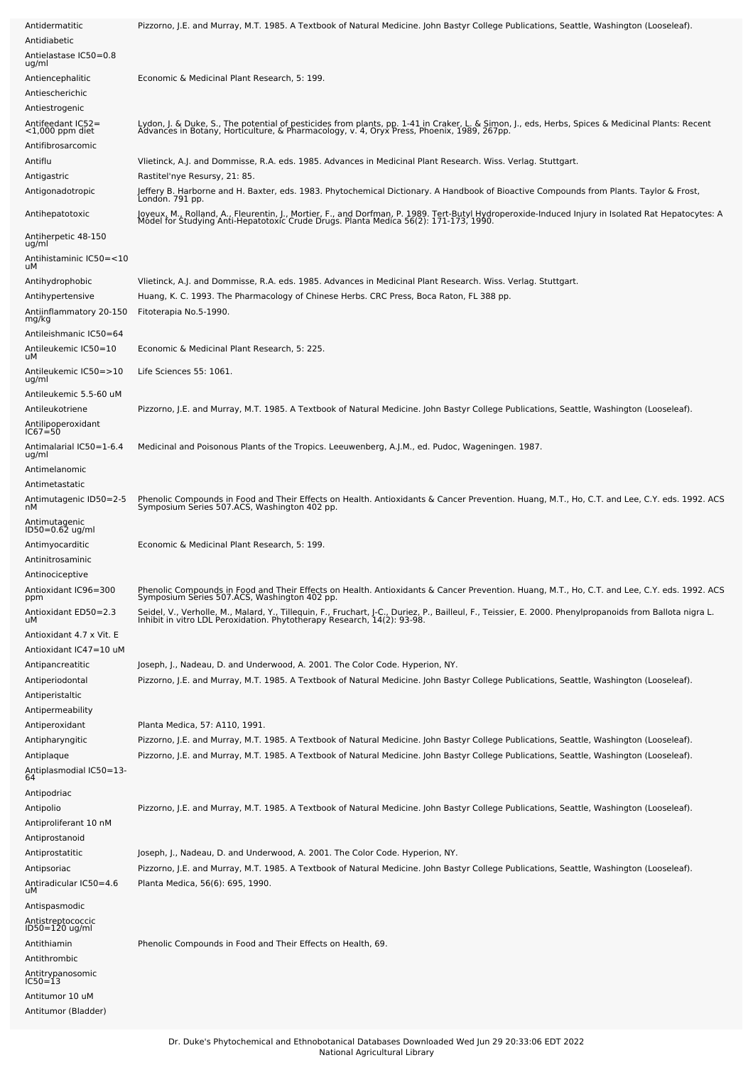| | |
|---|---|
| Antidermatitic | Pizzorno, J.E. and Murray, M.T. 1985. A Textbook of Natural Medicine. John Bastyr College Publications, Seattle, Washington (Looseleaf). |
| Antidiabetic | |
| Antielastase IC50=0.8 ug/ml | |
| Antiencephalitic | Economic & Medicinal Plant Research, 5: 199. |
| Antiescherichic | |
| Antiestrogenic | |
| Antifeedant IC52= <1,000 ppm diet | Lydon, J. & Duke, S., The potential of pesticides from plants, pp. 1-41 in Craker, L. & Simon, J., eds, Herbs, Spices & Medicinal Plants: Recent Advances in Botany, Horticulture, & Pharmacology, v. 4, Oryx Press, Phoenix, 1989, 267pp. |
| Antifibrosarcomic | |
| Antiflu | Vlietinck, A.J. and Dommisse, R.A. eds. 1985. Advances in Medicinal Plant Research. Wiss. Verlag. Stuttgart. |
| Antigastric | Rastitel'nye Resursy, 21: 85. |
| Antigonadotropic | Jeffery B. Harborne and H. Baxter, eds. 1983. Phytochemical Dictionary. A Handbook of Bioactive Compounds from Plants. Taylor & Frost, London. 791 pp. |
| Antihepatotoxic | Joyeux, M., Rolland, A., Fleurentin, J., Mortier, F., and Dorfman, P. 1989. Tert-Butyl Hydroperoxide-Induced Injury in Isolated Rat Hepatocytes: A Model for Studying Anti-Hepatotoxic Crude Drugs. Planta Medica 56(2): 171-173, 1990. |
| Antiherpetic 48-150 ug/ml | |
| Antihistaminic IC50=<10 uM | |
| Antihydrophobic | Vlietinck, A.J. and Dommisse, R.A. eds. 1985. Advances in Medicinal Plant Research. Wiss. Verlag. Stuttgart. |
| Antihypertensive | Huang, K. C. 1993. The Pharmacology of Chinese Herbs. CRC Press, Boca Raton, FL 388 pp. |
| Antiinflammatory 20-150 mg/kg | Fitoterapia No.5-1990. |
| Antileishmanic IC50=64 | |
| Antileukemic IC50=10 uM | Economic & Medicinal Plant Research, 5: 225. |
| Antileukemic IC50=>10 ug/ml | Life Sciences 55: 1061. |
| Antileukemic 5.5-60 uM | |
| Antileukotriene | Pizzorno, J.E. and Murray, M.T. 1985. A Textbook of Natural Medicine. John Bastyr College Publications, Seattle, Washington (Looseleaf). |
| Antilipoperoxidant IC67=50 | |
| Antimalarial IC50=1-6.4 ug/ml | Medicinal and Poisonous Plants of the Tropics. Leeuwenberg, A.J.M., ed. Pudoc, Wageningen. 1987. |
| Antimelanomic | |
| Antimetastatic | |
| Antimutagenic ID50=2-5 nM | Phenolic Compounds in Food and Their Effects on Health. Antioxidants & Cancer Prevention. Huang, M.T., Ho, C.T. and Lee, C.Y. eds. 1992. ACS Symposium Series 507.ACS, Washington 402 pp. |
| Antimutagenic ID50=0.62 ug/ml | |
| Antimyocarditic | Economic & Medicinal Plant Research, 5: 199. |
| Antinitrosaminic | |
| Antinociceptive | |
| Antioxidant IC96=300 ppm | Phenolic Compounds in Food and Their Effects on Health. Antioxidants & Cancer Prevention. Huang, M.T., Ho, C.T. and Lee, C.Y. eds. 1992. ACS Symposium Series 507.ACS, Washington 402 pp. |
| Antioxidant ED50=2.3 uM | Seidel, V., Verholle, M., Malard, Y., Tillequin, F., Fruchart, J-C., Duriez, P., Bailleul, F., Teissier, E. 2000. Phenylpropanoids from Ballota nigra L. Inhibit in vitro LDL Peroxidation. Phytotherapy Research, 14(2): 93-98. |
| Antioxidant 4.7 x Vit. E | |
| Antioxidant IC47=10 uM | |
| Antipancreatitic | Joseph, J., Nadeau, D. and Underwood, A. 2001. The Color Code. Hyperion, NY. |
| Antiperiodontal | Pizzorno, J.E. and Murray, M.T. 1985. A Textbook of Natural Medicine. John Bastyr College Publications, Seattle, Washington (Looseleaf). |
| Antiperistaltic | |
| Antipermeability | |
| Antiperoxidant | Planta Medica, 57: A110, 1991. |
| Antipharyngitic | Pizzorno, J.E. and Murray, M.T. 1985. A Textbook of Natural Medicine. John Bastyr College Publications, Seattle, Washington (Looseleaf). |
| Antiplaque | Pizzorno, J.E. and Murray, M.T. 1985. A Textbook of Natural Medicine. John Bastyr College Publications, Seattle, Washington (Looseleaf). |
| Antiplasmodial IC50=13-64 | |
| Antipodriac | |
| Antipolio | Pizzorno, J.E. and Murray, M.T. 1985. A Textbook of Natural Medicine. John Bastyr College Publications, Seattle, Washington (Looseleaf). |
| Antiproliferant 10 nM | |
| Antiprostanoid | |
| Antiprostatitic | Joseph, J., Nadeau, D. and Underwood, A. 2001. The Color Code. Hyperion, NY. |
| Antipsoriac | Pizzorno, J.E. and Murray, M.T. 1985. A Textbook of Natural Medicine. John Bastyr College Publications, Seattle, Washington (Looseleaf). |
| Antiradicular IC50=4.6 uM | Planta Medica, 56(6): 695, 1990. |
| Antispasmodic | |
| Antistreptococcic ID50=120 ug/ml | |
| Antithiamin | Phenolic Compounds in Food and Their Effects on Health, 69. |
| Antithrombic | |
| Antitrypanosomic IC50=13 | |
| Antitumor 10 uM | |
| Antitumor (Bladder) | |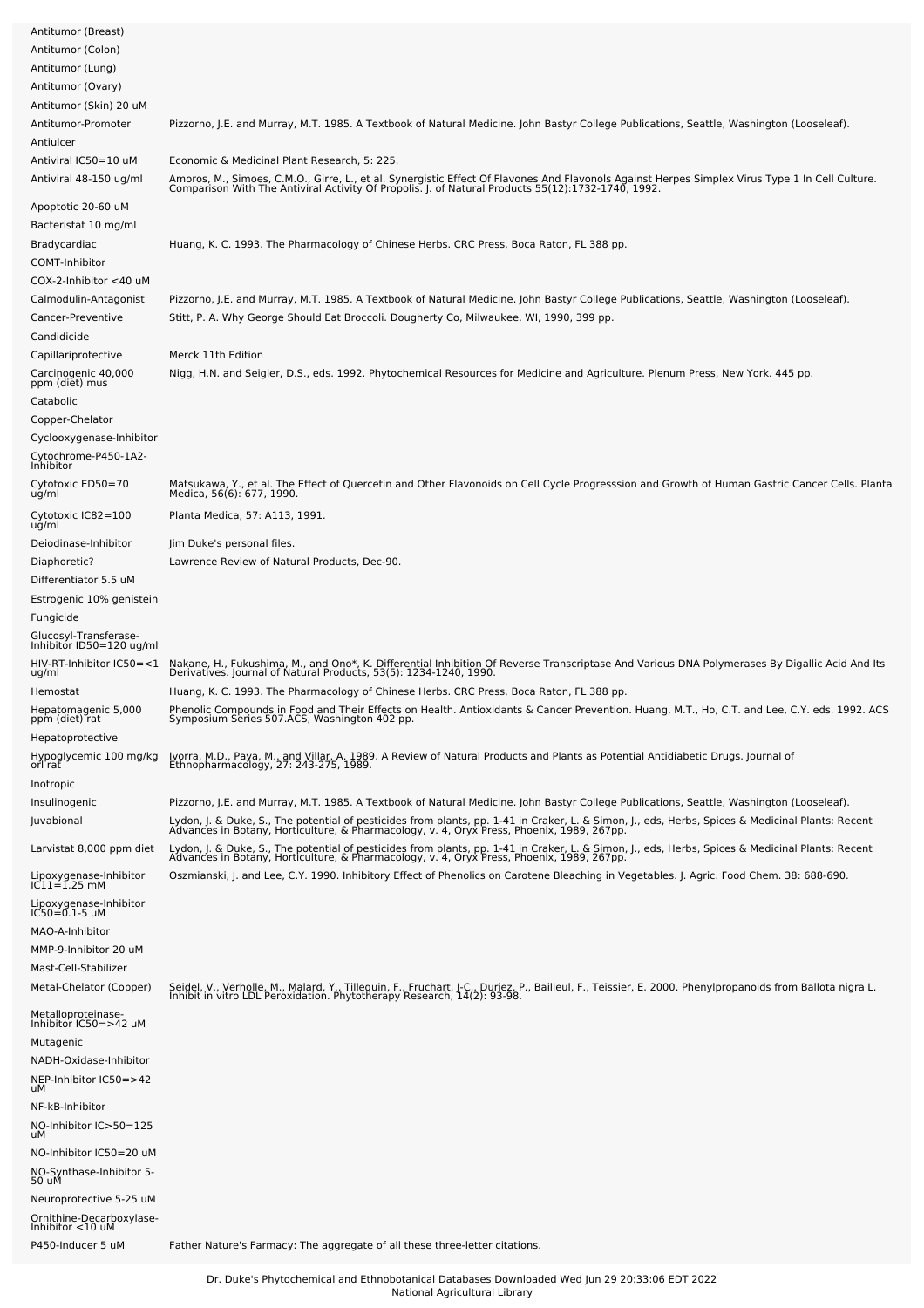| | |
|---|---|
| Antitumor (Breast) | |
| Antitumor (Colon) | |
| Antitumor (Lung) | |
| Antitumor (Ovary) | |
| Antitumor (Skin) 20 uM | |
| Antitumor-Promoter | Pizzorno, J.E. and Murray, M.T. 1985. A Textbook of Natural Medicine. John Bastyr College Publications, Seattle, Washington (Looseleaf). |
| Antiulcer | |
| Antiviral IC50=10 uM | Economic & Medicinal Plant Research, 5: 225. |
| Antiviral 48-150 ug/ml | Amoros, M., Simoes, C.M.O., Girre, L., et al. Synergistic Effect Of Flavones And Flavonols Against Herpes Simplex Virus Type 1 In Cell Culture. Comparison With The Antiviral Activity Of Propolis. J. of Natural Products 55(12):1732-1740, 1992. |
| Apoptotic 20-60 uM | |
| Bacteristat 10 mg/ml | |
| Bradycardiac | Huang, K. C. 1993. The Pharmacology of Chinese Herbs. CRC Press, Boca Raton, FL 388 pp. |
| COMT-Inhibitor | |
| COX-2-Inhibitor <40 uM | |
| Calmodulin-Antagonist | Pizzorno, J.E. and Murray, M.T. 1985. A Textbook of Natural Medicine. John Bastyr College Publications, Seattle, Washington (Looseleaf). |
| Cancer-Preventive | Stitt, P. A. Why George Should Eat Broccoli. Dougherty Co, Milwaukee, WI, 1990, 399 pp. |
| Candidicide | |
| Capillariprotective | Merck 11th Edition |
| Carcinogenic 40,000 ppm (diet) mus | Nigg, H.N. and Seigler, D.S., eds. 1992. Phytochemical Resources for Medicine and Agriculture. Plenum Press, New York. 445 pp. |
| Catabolic | |
| Copper-Chelator | |
| Cyclooxygenase-Inhibitor | |
| Cytochrome-P450-1A2-Inhibitor | |
| Cytotoxic ED50=70 ug/ml | Matsukawa, Y., et al. The Effect of Quercetin and Other Flavonoids on Cell Cycle Progresssion and Growth of Human Gastric Cancer Cells. Planta Medica, 56(6): 677, 1990. |
| Cytotoxic IC82=100 ug/ml | Planta Medica, 57: A113, 1991. |
| Deiodinase-Inhibitor | Jim Duke's personal files. |
| Diaphoretic? | Lawrence Review of Natural Products, Dec-90. |
| Differentiator 5.5 uM | |
| Estrogenic 10% genistein | |
| Fungicide | |
| Glucosyl-Transferase-Inhibitor ID50=120 ug/ml | |
| HIV-RT-Inhibitor IC50=<1 ug/ml | Nakane, H., Fukushima, M., and Ono*, K. Differential Inhibition Of Reverse Transcriptase And Various DNA Polymerases By Digallic Acid And Its Derivatives. Journal of Natural Products, 53(5): 1234-1240, 1990. |
| Hemostat | Huang, K. C. 1993. The Pharmacology of Chinese Herbs. CRC Press, Boca Raton, FL 388 pp. |
| Hepatomagenic 5,000 ppm (diet) rat | Phenolic Compounds in Food and Their Effects on Health. Antioxidants & Cancer Prevention. Huang, M.T., Ho, C.T. and Lee, C.Y. eds. 1992. ACS Symposium Series 507.ACS, Washington 402 pp. |
| Hepatoprotective | |
| Hypoglycemic 100 mg/kg orl rat | Ivorra, M.D., Paya, M., and Villar, A. 1989. A Review of Natural Products and Plants as Potential Antidiabetic Drugs. Journal of Ethnopharmacology, 27: 243-275, 1989. |
| Inotropic | |
| Insulinogenic | Pizzorno, J.E. and Murray, M.T. 1985. A Textbook of Natural Medicine. John Bastyr College Publications, Seattle, Washington (Looseleaf). |
| Juvabional | Lydon, J. & Duke, S., The potential of pesticides from plants, pp. 1-41 in Craker, L. & Simon, J., eds, Herbs, Spices & Medicinal Plants: Recent Advances in Botany, Horticulture, & Pharmacology, v. 4, Oryx Press, Phoenix, 1989, 267pp. |
| Larvistat 8,000 ppm diet | Lydon, J. & Duke, S., The potential of pesticides from plants, pp. 1-41 in Craker, L. & Simon, J., eds, Herbs, Spices & Medicinal Plants: Recent Advances in Botany, Horticulture, & Pharmacology, v. 4, Oryx Press, Phoenix, 1989, 267pp. |
| Lipoxygenase-Inhibitor IC11=1.25 mM | Oszmianski, J. and Lee, C.Y. 1990. Inhibitory Effect of Phenolics on Carotene Bleaching in Vegetables. J. Agric. Food Chem. 38: 688-690. |
| Lipoxygenase-Inhibitor IC50=0.1-5 uM | |
| MAO-A-Inhibitor | |
| MMP-9-Inhibitor 20 uM | |
| Mast-Cell-Stabilizer | |
| Metal-Chelator (Copper) | Seidel, V., Verholle, M., Malard, Y., Tillequin, F., Fruchart, J-C., Duriez, P., Bailleul, F., Teissier, E. 2000. Phenylpropanoids from Ballota nigra L. Inhibit in vitro LDL Peroxidation. Phytotherapy Research, 14(2): 93-98. |
| Metalloproteinase-Inhibitor IC50=>42 uM | |
| Mutagenic | |
| NADH-Oxidase-Inhibitor | |
| NEP-Inhibitor IC50=>42 uM | |
| NF-kB-Inhibitor | |
| NO-Inhibitor IC>50=125 uM | |
| NO-Inhibitor IC50=20 uM | |
| NO-Synthase-Inhibitor 5-50 uM | |
| Neuroprotective 5-25 uM | |
| Ornithine-Decarboxylase-Inhibitor <10 uM | |
| P450-Inducer 5 uM | Father Nature's Farmacy: The aggregate of all these three-letter citations. |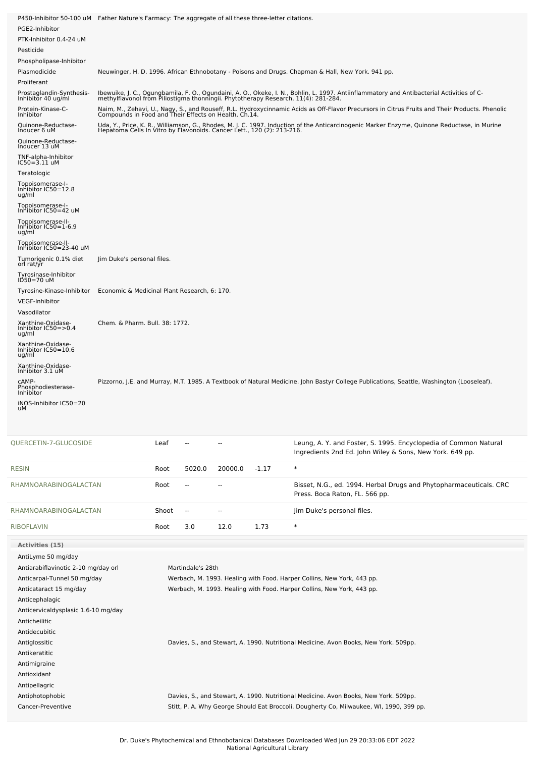| | |
|---|---|
| P450-Inhibitor 50-100 uM | Father Nature's Farmacy: The aggregate of all these three-letter citations. |
| PGE2-Inhibitor | |
| PTK-Inhibitor 0.4-24 uM | |
| Pesticide | |
| Phospholipase-Inhibitor | |
| Plasmodicide | Neuwinger, H. D. 1996. African Ethnobotany - Poisons and Drugs. Chapman & Hall, New York. 941 pp. |
| Proliferant | |
| Prostaglandin-Synthesis-Inhibitor 40 ug/ml | Ibewuike, J. C., Ogungbamila, F. O., Ogundaini, A. O., Okeke, I. N., Bohlin, L. 1997. Antiinflammatory and Antibacterial Activities of C-methylflavonol from Piliostigma thonningii. Phytotherapy Research, 11(4): 281-284. |
| Protein-Kinase-C-Inhibitor | Naim, M., Zehavi, U., Nagy, S., and Rouseff, R.L. Hydroxycinnamic Acids as Off-Flavor Precursors in Citrus Fruits and Their Products. Phenolic Compounds in Food and Their Effects on Health, Ch.14. |
| Quinone-Reductase-Inducer 6 uM | Uda, Y., Price, K. R., Williamson, G., Rhodes, M. J. C. 1997. Induction of the Anticarcinogenic Marker Enzyme, Quinone Reductase, in Murine Hepatoma Cells In Vitro by Flavonoids. Cancer Lett., 120 (2): 213-216. |
| Quinone-Reductase-Inducer 13 uM | |
| TNF-alpha-Inhibitor IC50=3.11 uM | |
| Teratologic | |
| Topoisomerase-I-Inhibitor IC50=12.8 ug/ml | |
| Topoisomerase-I-Inhibitor IC50=42 uM | |
| Topoisomerase-II-Inhibitor IC50=1-6.9 ug/ml | |
| Topoisomerase-II-Inhibitor IC50=23-40 uM | |
| Tumorigenic 0.1% diet orl rat/yr | Jim Duke's personal files. |
| Tyrosinase-Inhibitor ID50=70 uM | |
| Tyrosine-Kinase-Inhibitor | Economic & Medicinal Plant Research, 6: 170. |
| VEGF-Inhibitor | |
| Vasodilator | |
| Xanthine-Oxidase-Inhibitor IC50=>0.4 ug/ml | Chem. & Pharm. Bull. 38: 1772. |
| Xanthine-Oxidase-Inhibitor IC50=10.6 ug/ml | |
| Xanthine-Oxidase-Inhibitor 3.1 uM | |
| cAMP-Phosphodiesterase-Inhibitor | Pizzorno, J.E. and Murray, M.T. 1985. A Textbook of Natural Medicine. John Bastyr College Publications, Seattle, Washington (Looseleaf). |
| iNOS-Inhibitor IC50=20 uM | |

| | | | | | |
|---|---|---|---|---|---|
| QUERCETIN-7-GLUCOSIDE | Leaf | -- | -- | | Leung, A. Y. and Foster, S. 1995. Encyclopedia of Common Natural Ingredients 2nd Ed. John Wiley & Sons, New York. 649 pp. |
| RESIN | Root | 5020.0 | 20000.0 | -1.17 | * |
| RHAMNOARABINOGALACTAN | Root | -- | -- | | Bisset, N.G., ed. 1994. Herbal Drugs and Phytopharmaceuticals. CRC Press. Boca Raton, FL. 566 pp. |
| RHAMNOARABINOGALACTAN | Shoot | -- | -- | | Jim Duke's personal files. |
| RIBOFLAVIN | Root | 3.0 | 12.0 | 1.73 | * |

**Activities (15)**

| | |
|---|---|
| AntiLyme 50 mg/day | |
| Antiarabiflavinotic 2-10 mg/day orl | Martindale's 28th |
| Anticarpal-Tunnel 50 mg/day | Werbach, M. 1993. Healing with Food. Harper Collins, New York, 443 pp. |
| Anticataract 15 mg/day | Werbach, M. 1993. Healing with Food. Harper Collins, New York, 443 pp. |
| Anticephalagic | |
| Anticervicaldysplasic 1.6-10 mg/day | |
| Anticheilitic | |
| Antidecubitic | |
| Antiglossitic | Davies, S., and Stewart, A. 1990. Nutritional Medicine. Avon Books, New York. 509pp. |
| Antikeratitic | |
| Antimigraine | |
| Antioxidant | |
| Antipellagric | |
| Antiphotophobic | Davies, S., and Stewart, A. 1990. Nutritional Medicine. Avon Books, New York. 509pp. |
| Cancer-Preventive | Stitt, P. A. Why George Should Eat Broccoli. Dougherty Co, Milwaukee, WI, 1990, 399 pp. |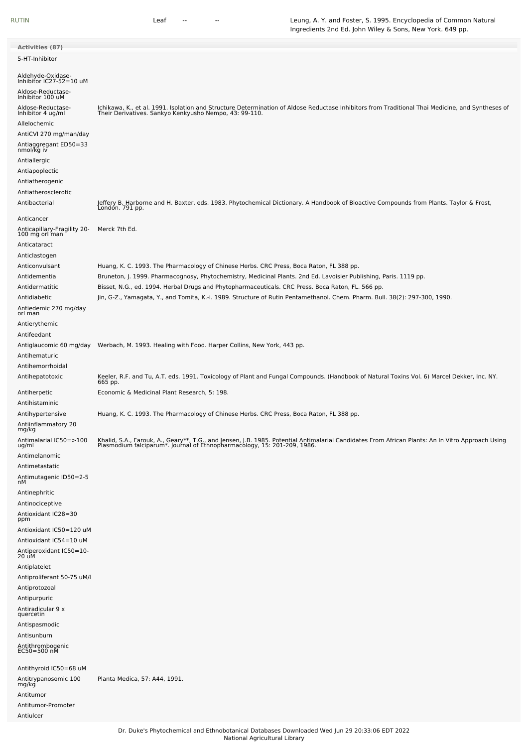| | | | | |
|---|---|---|---|---|
| RUTIN | Leaf | -- | -- | Leung, A. Y. and Foster, S. 1995. Encyclopedia of Common Natural Ingredients 2nd Ed. John Wiley & Sons, New York. 649 pp. |

**Activities (87)**

| | |
|---|---|
| 5-HT-Inhibitor | |
| Aldehyde-Oxidase-Inhibitor IC27-52=10 uM | |
| Aldose-Reductase-Inhibitor 100 uM | |
| Aldose-Reductase-Inhibitor 4 ug/ml | Ichikawa, K., et al. 1991. Isolation and Structure Determination of Aldose Reductase Inhibitors from Traditional Thai Medicine, and Syntheses of Their Derivatives. Sankyo Kenkyusho Nempo, 43: 99-110. |
| Allelochemic | |
| AntiCVI 270 mg/man/day | |
| Antiaggregant ED50=33 nmol/kg iv | |
| Antiallergic | |
| Antiapoplectic | |
| Antiatherogenic | |
| Antiatherosclerotic | |
| Antibacterial | Jeffery B. Harborne and H. Baxter, eds. 1983. Phytochemical Dictionary. A Handbook of Bioactive Compounds from Plants. Taylor & Frost, London. 791 pp. |
| Anticancer | |
| Anticapillary-Fragility 20-100 mg orl man | Merck 7th Ed. |
| Anticataract | |
| Anticlastogen | |
| Anticonvulsant | Huang, K. C. 1993. The Pharmacology of Chinese Herbs. CRC Press, Boca Raton, FL 388 pp. |
| Antidementia | Bruneton, J. 1999. Pharmacognosy, Phytochemistry, Medicinal Plants. 2nd Ed. Lavoisier Publishing, Paris. 1119 pp. |
| Antidermatitic | Bisset, N.G., ed. 1994. Herbal Drugs and Phytopharmaceuticals. CRC Press. Boca Raton, FL. 566 pp. |
| Antidiabetic | Jin, G-Z., Yamagata, Y., and Tomita, K.-i. 1989. Structure of Rutin Pentamethanol. Chem. Pharm. Bull. 38(2): 297-300, 1990. |
| Antiedemic 270 mg/day orl man | |
| Antierythemic | |
| Antifeedant | |
| Antiglaucomic 60 mg/day | Werbach, M. 1993. Healing with Food. Harper Collins, New York, 443 pp. |
| Antihematuric | |
| Antihemorrhoidal | |
| Antihepatotoxic | Keeler, R.F. and Tu, A.T. eds. 1991. Toxicology of Plant and Fungal Compounds. (Handbook of Natural Toxins Vol. 6) Marcel Dekker, Inc. NY. 665 pp. |
| Antiherpetic | Economic & Medicinal Plant Research, 5: 198. |
| Antihistaminic | |
| Antihypertensive | Huang, K. C. 1993. The Pharmacology of Chinese Herbs. CRC Press, Boca Raton, FL 388 pp. |
| Antiinflammatory 20 mg/kg | |
| Antimalarial IC50=>100 ug/ml | Khalid, S.A., Farouk, A., Geary**, T.G., and Jensen, J.B. 1985. Potential Antimalarial Candidates From African Plants: An In Vitro Approach Using Plasmodium falciparum*. Journal of Ethnopharmacology, 15: 201-209, 1986. |
| Antimelanomic | |
| Antimetastatic | |
| Antimutagenic ID50=2-5 nM | |
| Antinephritic | |
| Antinociceptive | |
| Antioxidant IC28=30 ppm | |
| Antioxidant IC50=120 uM | |
| Antioxidant IC54=10 uM | |
| Antiperoxidant IC50=10-20 uM | |
| Antiplatelet | |
| Antiproliferant 50-75 uM/l | |
| Antiprotozoal | |
| Antipurpuric | |
| Antiradicular 9 x quercetin | |
| Antispasmodic | |
| Antisunburn | |
| Antithrombogenic EC50=500 nM | |
| Antithyroid IC50=68 uM | |
| Antitrypanosomic 100 mg/kg | Planta Medica, 57: A44, 1991. |
| Antitumor | |
| Antitumor-Promoter | |
| Antiulcer | |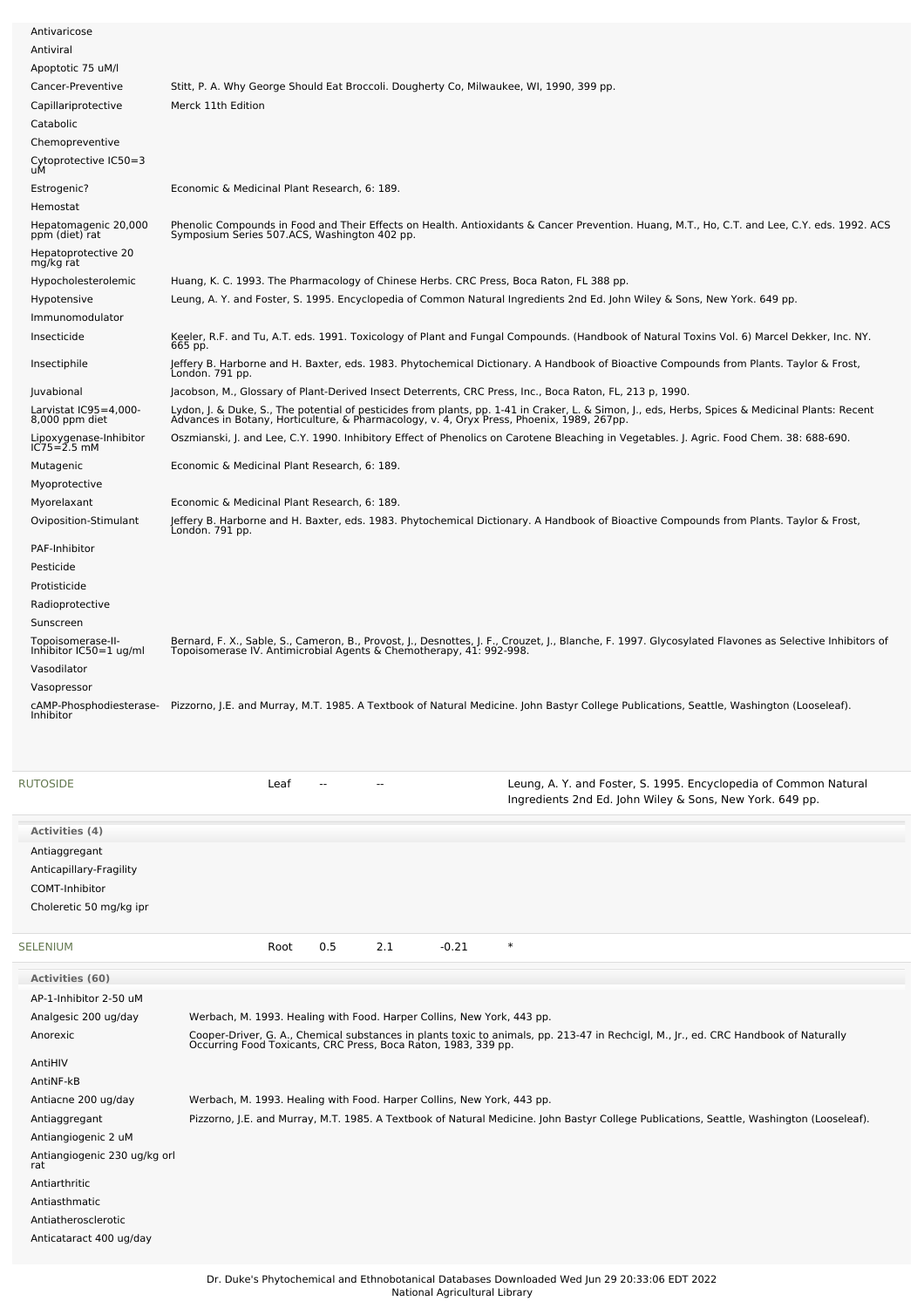| | |
|---|---|
| Antivaricose | |
| Antiviral | |
| Apoptotic 75 uM/l | |
| Cancer-Preventive | Stitt, P. A. Why George Should Eat Broccoli. Dougherty Co, Milwaukee, WI, 1990, 399 pp. |
| Capillariprotective | Merck 11th Edition |
| Catabolic | |
| Chemopreventive | |
| Cytoprotective IC50=3 uM | |
| Estrogenic? | Economic & Medicinal Plant Research, 6: 189. |
| Hemostat | |
| Hepatomagenic 20,000 ppm (diet) rat | Phenolic Compounds in Food and Their Effects on Health. Antioxidants & Cancer Prevention. Huang, M.T., Ho, C.T. and Lee, C.Y. eds. 1992. ACS Symposium Series 507.ACS, Washington 402 pp. |
| Hepatoprotective 20 mg/kg rat | |
| Hypocholesterolemic | Huang, K. C. 1993. The Pharmacology of Chinese Herbs. CRC Press, Boca Raton, FL 388 pp. |
| Hypotensive | Leung, A. Y. and Foster, S. 1995. Encyclopedia of Common Natural Ingredients 2nd Ed. John Wiley & Sons, New York. 649 pp. |
| Immunomodulator | |
| Insecticide | Keeler, R.F. and Tu, A.T. eds. 1991. Toxicology of Plant and Fungal Compounds. (Handbook of Natural Toxins Vol. 6) Marcel Dekker, Inc. NY. 665 pp. |
| Insectiphile | Jeffery B. Harborne and H. Baxter, eds. 1983. Phytochemical Dictionary. A Handbook of Bioactive Compounds from Plants. Taylor & Frost, London. 791 pp. |
| Juvabional | Jacobson, M., Glossary of Plant-Derived Insect Deterrents, CRC Press, Inc., Boca Raton, FL, 213 p, 1990. |
| Larvistat IC95=4,000-8,000 ppm diet | Lydon, J. & Duke, S., The potential of pesticides from plants, pp. 1-41 in Craker, L. & Simon, J., eds, Herbs, Spices & Medicinal Plants: Recent Advances in Botany, Horticulture, & Pharmacology, v. 4, Oryx Press, Phoenix, 1989, 267pp. |
| Lipoxygenase-Inhibitor IC75=2.5 mM | Oszmianski, J. and Lee, C.Y. 1990. Inhibitory Effect of Phenolics on Carotene Bleaching in Vegetables. J. Agric. Food Chem. 38: 688-690. |
| Mutagenic | Economic & Medicinal Plant Research, 6: 189. |
| Myoprotective | |
| Myorelaxant | Economic & Medicinal Plant Research, 6: 189. |
| Oviposition-Stimulant | Jeffery B. Harborne and H. Baxter, eds. 1983. Phytochemical Dictionary. A Handbook of Bioactive Compounds from Plants. Taylor & Frost, London. 791 pp. |
| PAF-Inhibitor | |
| Pesticide | |
| Protisticide | |
| Radioprotective | |
| Sunscreen | |
| Topoisomerase-II-Inhibitor IC50=1 ug/ml | Bernard, F. X., Sable, S., Cameron, B., Provost, J., Desnottes, J. F., Crouzet, J., Blanche, F. 1997. Glycosylated Flavones as Selective Inhibitors of Topoisomerase IV. Antimicrobial Agents & Chemotherapy, 41: 992-998. |
| Vasodilator | |
| Vasopressor | |
| cAMP-Phosphodiesterase-Inhibitor | Pizzorno, J.E. and Murray, M.T. 1985. A Textbook of Natural Medicine. John Bastyr College Publications, Seattle, Washington (Looseleaf). |

| | | | | | |
|---|---|---|---|---|---|
| RUTOSIDE | Leaf | -- | -- | | Leung, A. Y. and Foster, S. 1995. Encyclopedia of Common Natural Ingredients 2nd Ed. John Wiley & Sons, New York. 649 pp. |

**Activities (4)**

- Antiaggregant
- Anticapillary-Fragility
- COMT-Inhibitor
- Choleretic 50 mg/kg ipr

| | | | | | |
|---|---|---|---|---|---|
| SELENIUM | Root | 0.5 | 2.1 | -0.21 | * |

**Activities (60)**

| | |
|---|---|
| AP-1-Inhibitor 2-50 uM | |
| Analgesic 200 ug/day | Werbach, M. 1993. Healing with Food. Harper Collins, New York, 443 pp. |
| Anorexic | Cooper-Driver, G. A., Chemical substances in plants toxic to animals, pp. 213-47 in Rechcigl, M., Jr., ed. CRC Handbook of Naturally Occurring Food Toxicants, CRC Press, Boca Raton, 1983, 339 pp. |
| AntiHIV | |
| AntiNF-kB | |
| Antiacne 200 ug/day | Werbach, M. 1993. Healing with Food. Harper Collins, New York, 443 pp. |
| Antiaggregant | Pizzorno, J.E. and Murray, M.T. 1985. A Textbook of Natural Medicine. John Bastyr College Publications, Seattle, Washington (Looseleaf). |
| Antiangiogenic 2 uM | |
| Antiangiogenic 230 ug/kg orl rat | |
| Antiarthritic | |
| Antiasthmatic | |
| Antiatherosclerotic | |
| Anticataract 400 ug/day | |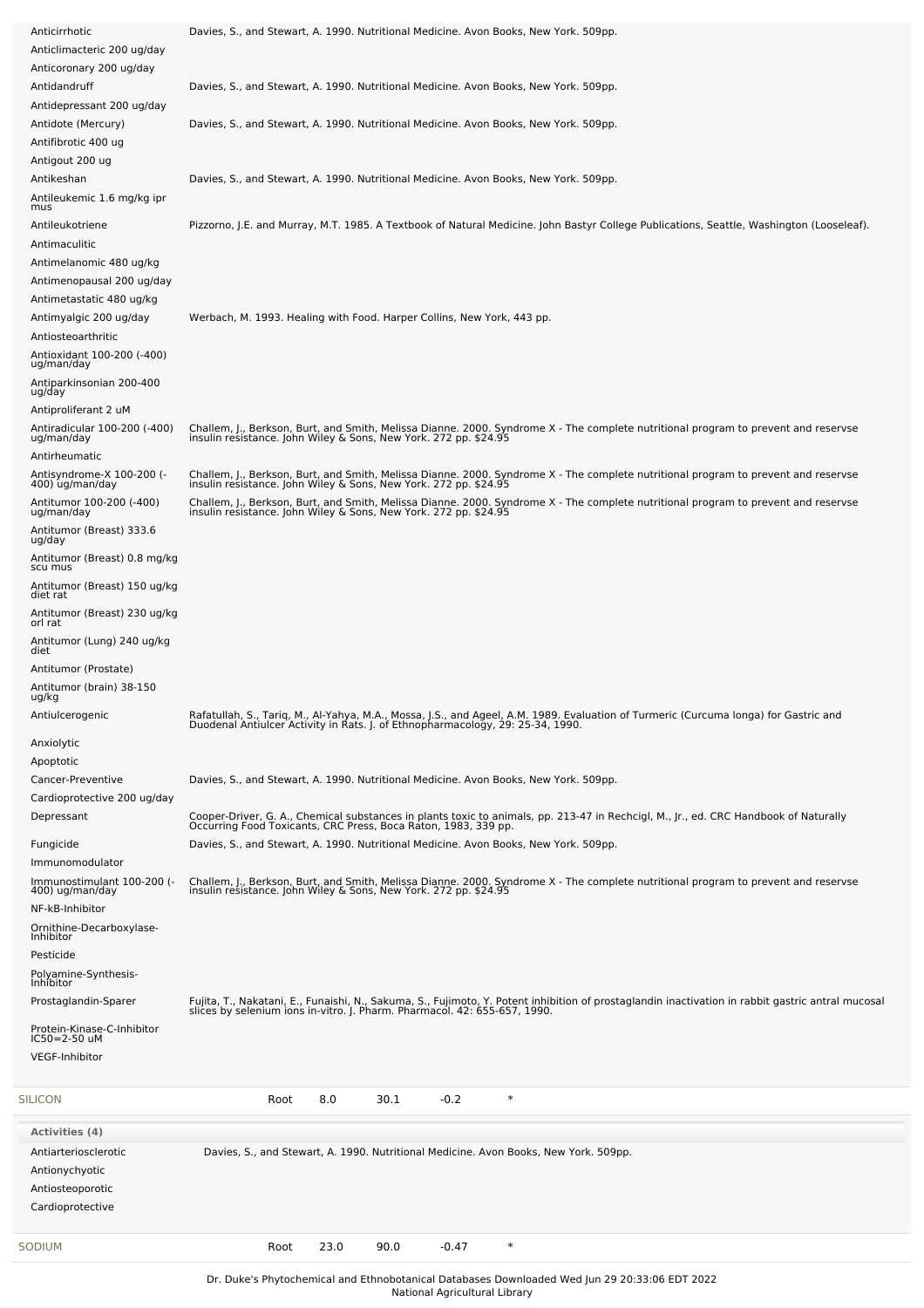| | |
|---|---|
| Anticirrhotic | Davies, S., and Stewart, A. 1990. Nutritional Medicine. Avon Books, New York. 509pp. |
| Anticlimacteric 200 ug/day | |
| Anticoronary 200 ug/day | |
| Antidandruff | Davies, S., and Stewart, A. 1990. Nutritional Medicine. Avon Books, New York. 509pp. |
| Antidepressant 200 ug/day | |
| Antidote (Mercury) | Davies, S., and Stewart, A. 1990. Nutritional Medicine. Avon Books, New York. 509pp. |
| Antifibrotic 400 ug | |
| Antigout 200 ug | |
| Antikeshan | Davies, S., and Stewart, A. 1990. Nutritional Medicine. Avon Books, New York. 509pp. |
| Antileukemic 1.6 mg/kg ipr mus | |
| Antileukotriene | Pizzorno, J.E. and Murray, M.T. 1985. A Textbook of Natural Medicine. John Bastyr College Publications, Seattle, Washington (Looseleaf). |
| Antimaculitic | |
| Antimelanomic 480 ug/kg | |
| Antimenopausal 200 ug/day | |
| Antimetastatic 480 ug/kg | |
| Antimyalgic 200 ug/day | Werbach, M. 1993. Healing with Food. Harper Collins, New York, 443 pp. |
| Antiosteoarthritic | |
| Antioxidant 100-200 (-400) ug/man/day | |
| Antiparkinsonian 200-400 ug/day | |
| Antiproliferant 2 uM | |
| Antiradicular 100-200 (-400) ug/man/day | Challem, J., Berkson, Burt, and Smith, Melissa Dianne. 2000. Syndrome X - The complete nutritional program to prevent and reservse insulin resistance. John Wiley & Sons, New York. 272 pp. $24.95 |
| Antirheumatic | |
| Antisyndrome-X 100-200 (-400) ug/man/day | Challem, J., Berkson, Burt, and Smith, Melissa Dianne. 2000. Syndrome X - The complete nutritional program to prevent and reservse insulin resistance. John Wiley & Sons, New York. 272 pp. $24.95 |
| Antitumor 100-200 (-400) ug/man/day | Challem, J., Berkson, Burt, and Smith, Melissa Dianne. 2000. Syndrome X - The complete nutritional program to prevent and reservse insulin resistance. John Wiley & Sons, New York. 272 pp. $24.95 |
| Antitumor (Breast) 333.6 ug/day | |
| Antitumor (Breast) 0.8 mg/kg scu mus | |
| Antitumor (Breast) 150 ug/kg diet rat | |
| Antitumor (Breast) 230 ug/kg orl rat | |
| Antitumor (Lung) 240 ug/kg diet | |
| Antitumor (Prostate) | |
| Antitumor (brain) 38-150 ug/kg | |
| Antiulcerogenic | Rafatullah, S., Tariq, M., Al-Yahya, M.A., Mossa, J.S., and Ageel, A.M. 1989. Evaluation of Turmeric (Curcuma longa) for Gastric and Duodenal Antiulcer Activity in Rats. J. of Ethnopharmacology, 29: 25-34, 1990. |
| Anxiolytic | |
| Apoptotic | |
| Cancer-Preventive | Davies, S., and Stewart, A. 1990. Nutritional Medicine. Avon Books, New York. 509pp. |
| Cardioprotective 200 ug/day | |
| Depressant | Cooper-Driver, G. A., Chemical substances in plants toxic to animals, pp. 213-47 in Rechcigl, M., Jr., ed. CRC Handbook of Naturally Occurring Food Toxicants, CRC Press, Boca Raton, 1983, 339 pp. |
| Fungicide | Davies, S., and Stewart, A. 1990. Nutritional Medicine. Avon Books, New York. 509pp. |
| Immunomodulator | |
| Immunostimulant 100-200 (-400) ug/man/day | Challem, J., Berkson, Burt, and Smith, Melissa Dianne. 2000. Syndrome X - The complete nutritional program to prevent and reservse insulin resistance. John Wiley & Sons, New York. 272 pp. $24.95 |
| NF-kB-Inhibitor | |
| Ornithine-Decarboxylase-Inhibitor | |
| Pesticide | |
| Polyamine-Synthesis-Inhibitor | |
| Prostaglandin-Sparer | Fujita, T., Nakatani, E., Funaishi, N., Sakuma, S., Fujimoto, Y. Potent inhibition of prostaglandin inactivation in rabbit gastric antral mucosal slices by selenium ions in-vitro. J. Pharm. Pharmacol. 42: 655-657, 1990. |
| Protein-Kinase-C-Inhibitor IC50=2-50 uM | |
| VEGF-Inhibitor | |

| | | | | | |
|---|---|---|---|---|---|
| SILICON | Root | 8.0 | 30.1 | -0.2 | * |

**Activities (4)**

| | |
|---|---|
| Antiarteriosclerotic | Davies, S., and Stewart, A. 1990. Nutritional Medicine. Avon Books, New York. 509pp. |
| Antionychyotic | |
| Antiosteoporotic | |
| Cardioprotective | |

| | | | | | |
|---|---|---|---|---|---|
| SODIUM | Root | 23.0 | 90.0 | -0.47 | * |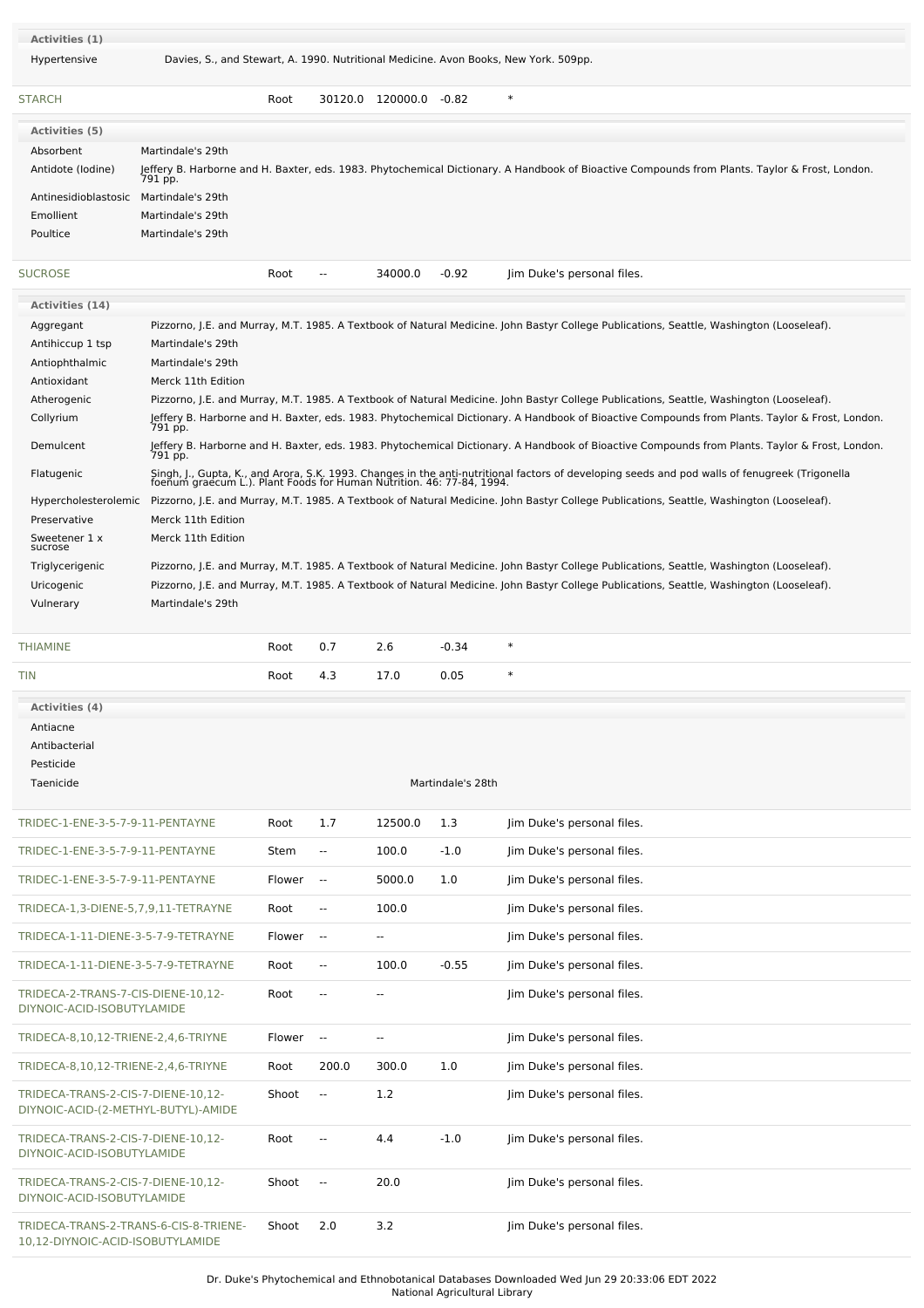| | |
|---|---|
| **Activities (1)** | |
| Hypertensive | Davies, S., and Stewart, A. 1990. Nutritional Medicine. Avon Books, New York. 509pp. |

| | | | | | |
|---|---|---|---|---|---|
| STARCH | Root | 30120.0 | 120000.0 | -0.82 | * |

| | |
|---|---|
| **Activities (5)** | |
| Absorbent | Martindale's 29th |
| Antidote (Iodine) | Jeffery B. Harborne and H. Baxter, eds. 1983. Phytochemical Dictionary. A Handbook of Bioactive Compounds from Plants. Taylor & Frost, London. 791 pp. |
| Antinesidioblastosic | Martindale's 29th |
| Emollient | Martindale's 29th |
| Poultice | Martindale's 29th |

| | | | | | |
|---|---|---|---|---|---|
| SUCROSE | Root | -- | 34000.0 | -0.92 | Jim Duke's personal files. |

| | |
|---|---|
| **Activities (14)** | |
| Aggregant | Pizzorno, J.E. and Murray, M.T. 1985. A Textbook of Natural Medicine. John Bastyr College Publications, Seattle, Washington (Looseleaf). |
| Antihiccup 1 tsp | Martindale's 29th |
| Antiophthalmic | Martindale's 29th |
| Antioxidant | Merck 11th Edition |
| Atherogenic | Pizzorno, J.E. and Murray, M.T. 1985. A Textbook of Natural Medicine. John Bastyr College Publications, Seattle, Washington (Looseleaf). |
| Collyrium | Jeffery B. Harborne and H. Baxter, eds. 1983. Phytochemical Dictionary. A Handbook of Bioactive Compounds from Plants. Taylor & Frost, London. 791 pp. |
| Demulcent | Jeffery B. Harborne and H. Baxter, eds. 1983. Phytochemical Dictionary. A Handbook of Bioactive Compounds from Plants. Taylor & Frost, London. 791 pp. |
| Flatugenic | Singh, J., Gupta, K., and Arora, S.K. 1993. Changes in the anti-nutritional factors of developing seeds and pod walls of fenugreek (Trigonella foenum graecum L.). Plant Foods for Human Nutrition. 46: 77-84, 1994. |
| Hypercholesterolemic | Pizzorno, J.E. and Murray, M.T. 1985. A Textbook of Natural Medicine. John Bastyr College Publications, Seattle, Washington (Looseleaf). |
| Preservative | Merck 11th Edition |
| Sweetener 1 x sucrose | Merck 11th Edition |
| Triglycerigenic | Pizzorno, J.E. and Murray, M.T. 1985. A Textbook of Natural Medicine. John Bastyr College Publications, Seattle, Washington (Looseleaf). |
| Uricogenic | Pizzorno, J.E. and Murray, M.T. 1985. A Textbook of Natural Medicine. John Bastyr College Publications, Seattle, Washington (Looseleaf). |
| Vulnerary | Martindale's 29th |

| | | | | | |
|---|---|---|---|---|---|
| THIAMINE | Root | 0.7 | 2.6 | -0.34 | * |
| TIN | Root | 4.3 | 17.0 | 0.05 | * |

| | |
|---|---|
| **Activities (4)** | |
| Antiacne | |
| Antibacterial | |
| Pesticide | |
| Taenicide | Martindale's 28th |

| | | | | | |
|---|---|---|---|---|---|
| TRIDEC-1-ENE-3-5-7-9-11-PENTAYNE | Root | 1.7 | 12500.0 | 1.3 | Jim Duke's personal files. |
| TRIDEC-1-ENE-3-5-7-9-11-PENTAYNE | Stem | -- | 100.0 | -1.0 | Jim Duke's personal files. |
| TRIDEC-1-ENE-3-5-7-9-11-PENTAYNE | Flower | -- | 5000.0 | 1.0 | Jim Duke's personal files. |
| TRIDECA-1,3-DIENE-5,7,9,11-TETRAYNE | Root | -- | 100.0 | | Jim Duke's personal files. |
| TRIDECA-1-11-DIENE-3-5-7-9-TETRAYNE | Flower | -- | -- | | Jim Duke's personal files. |
| TRIDECA-1-11-DIENE-3-5-7-9-TETRAYNE | Root | -- | 100.0 | -0.55 | Jim Duke's personal files. |
| TRIDECA-2-TRANS-7-CIS-DIENE-10,12-DIYNOIC-ACID-ISOBUTYLAMIDE | Root | -- | -- | | Jim Duke's personal files. |
| TRIDECA-8,10,12-TRIENE-2,4,6-TRIYNE | Flower | -- | -- | | Jim Duke's personal files. |
| TRIDECA-8,10,12-TRIENE-2,4,6-TRIYNE | Root | 200.0 | 300.0 | 1.0 | Jim Duke's personal files. |
| TRIDECA-TRANS-2-CIS-7-DIENE-10,12-DIYNOIC-ACID-(2-METHYL-BUTYL)-AMIDE | Shoot | -- | 1.2 | | Jim Duke's personal files. |
| TRIDECA-TRANS-2-CIS-7-DIENE-10,12-DIYNOIC-ACID-ISOBUTYLAMIDE | Root | -- | 4.4 | -1.0 | Jim Duke's personal files. |
| TRIDECA-TRANS-2-CIS-7-DIENE-10,12-DIYNOIC-ACID-ISOBUTYLAMIDE | Shoot | -- | 20.0 | | Jim Duke's personal files. |
| TRIDECA-TRANS-2-TRANS-6-CIS-8-TRIENE-10,12-DIYNOIC-ACID-ISOBUTYLAMIDE | Shoot | 2.0 | 3.2 | | Jim Duke's personal files. |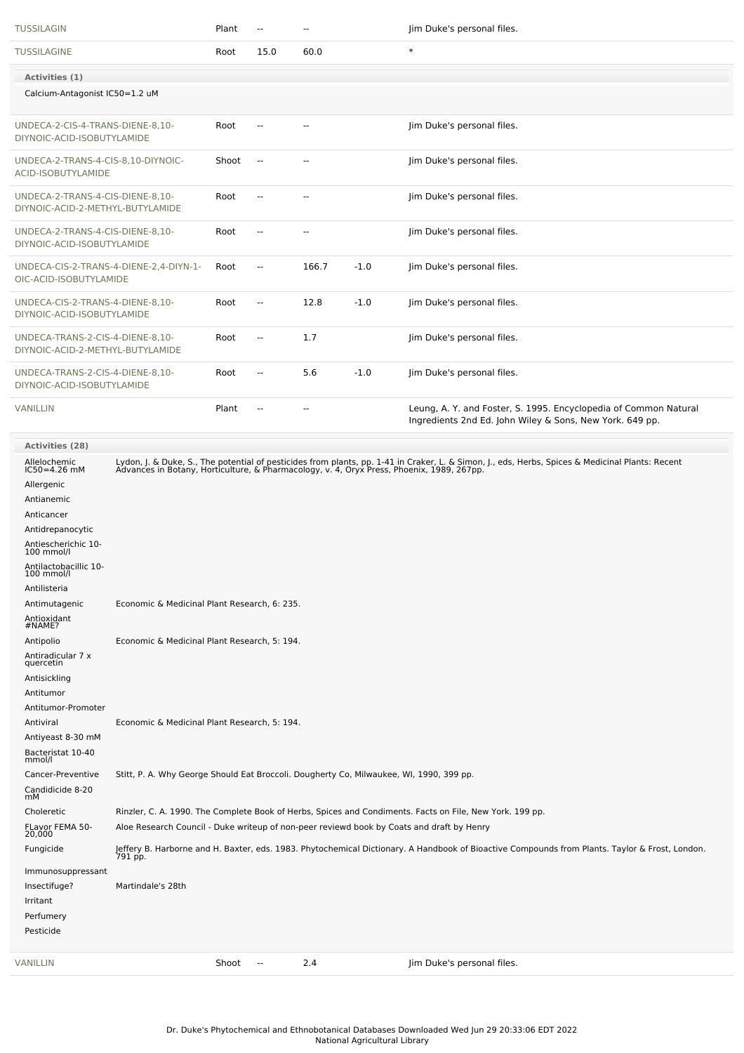| | | | | | |
|---|---|---|---|---|---|
| TUSSILAGIN | Plant | -- | -- | | Jim Duke's personal files. |
| TUSSILAGINE | Root | 15.0 | 60.0 | | * |

**Activities (1)**

Calcium-Antagonist IC50=1.2 uM

| | | | | | |
|---|---|---|---|---|---|
| UNDECA-2-CIS-4-TRANS-DIENE-8,10-DIYNOIC-ACID-ISOBUTYLAMIDE | Root | -- | -- | | Jim Duke's personal files. |
| UNDECA-2-TRANS-4-CIS-8,10-DIYNOIC-ACID-ISOBUTYLAMIDE | Shoot | -- | -- | | Jim Duke's personal files. |
| UNDECA-2-TRANS-4-CIS-DIENE-8,10-DIYNOIC-ACID-2-METHYL-BUTYLAMIDE | Root | -- | -- | | Jim Duke's personal files. |
| UNDECA-2-TRANS-4-CIS-DIENE-8,10-DIYNOIC-ACID-ISOBUTYLAMIDE | Root | -- | -- | | Jim Duke's personal files. |
| UNDECA-CIS-2-TRANS-4-DIENE-2,4-DIYN-1-OIC-ACID-ISOBUTYLAMIDE | Root | -- | 166.7 | -1.0 | Jim Duke's personal files. |
| UNDECA-CIS-2-TRANS-4-DIENE-8,10-DIYNOIC-ACID-ISOBUTYLAMIDE | Root | -- | 12.8 | -1.0 | Jim Duke's personal files. |
| UNDECA-TRANS-2-CIS-4-DIENE-8,10-DIYNOIC-ACID-2-METHYL-BUTYLAMIDE | Root | -- | 1.7 | | Jim Duke's personal files. |
| UNDECA-TRANS-2-CIS-4-DIENE-8,10-DIYNOIC-ACID-ISOBUTYLAMIDE | Root | -- | 5.6 | -1.0 | Jim Duke's personal files. |
| VANILLIN | Plant | -- | -- | | Leung, A. Y. and Foster, S. 1995. Encyclopedia of Common Natural Ingredients 2nd Ed. John Wiley & Sons, New York. 649 pp. |

**Activities (28)**

| | |
|---|---|
| Allelochemic IC50=4.26 mM | Lydon, J. & Duke, S., The potential of pesticides from plants, pp. 1-41 in Craker, L. & Simon, J., eds, Herbs, Spices & Medicinal Plants: Recent Advances in Botany, Horticulture, & Pharmacology, v. 4, Oryx Press, Phoenix, 1989, 267pp. |
| Allergenic | |
| Antianemic | |
| Anticancer | |
| Antidrepanocytic | |
| Antiescherichic 10-100 mmol/l | |
| Antilactobacillic 10-100 mmol/l | |
| Antilisteria | |
| Antimutagenic | Economic & Medicinal Plant Research, 6: 235. |
| Antioxidant #NAME? | |
| Antipolio | Economic & Medicinal Plant Research, 5: 194. |
| Antiradicular 7 x quercetin | |
| Antisickling | |
| Antitumor | |
| Antitumor-Promoter | |
| Antiviral | Economic & Medicinal Plant Research, 5: 194. |
| Antiyeast 8-30 mM | |
| Bacteristat 10-40 mmol/l | |
| Cancer-Preventive | Stitt, P. A. Why George Should Eat Broccoli. Dougherty Co, Milwaukee, WI, 1990, 399 pp. |
| Candidicide 8-20 mM | |
| Choleretic | Rinzler, C. A. 1990. The Complete Book of Herbs, Spices and Condiments. Facts on File, New York. 199 pp. |
| FLavor FEMA 50-20,000 | Aloe Research Council - Duke writeup of non-peer reviewd book by Coats and draft by Henry |
| Fungicide | Jeffery B. Harborne and H. Baxter, eds. 1983. Phytochemical Dictionary. A Handbook of Bioactive Compounds from Plants. Taylor & Frost, London. 791 pp. |
| Immunosuppressant | |
| Insectifuge? | Martindale's 28th |
| Irritant | |
| Perfumery | |
| Pesticide | |

| | | | | | |
|---|---|---|---|---|---|
| VANILLIN | Shoot | -- | 2.4 | | Jim Duke's personal files. |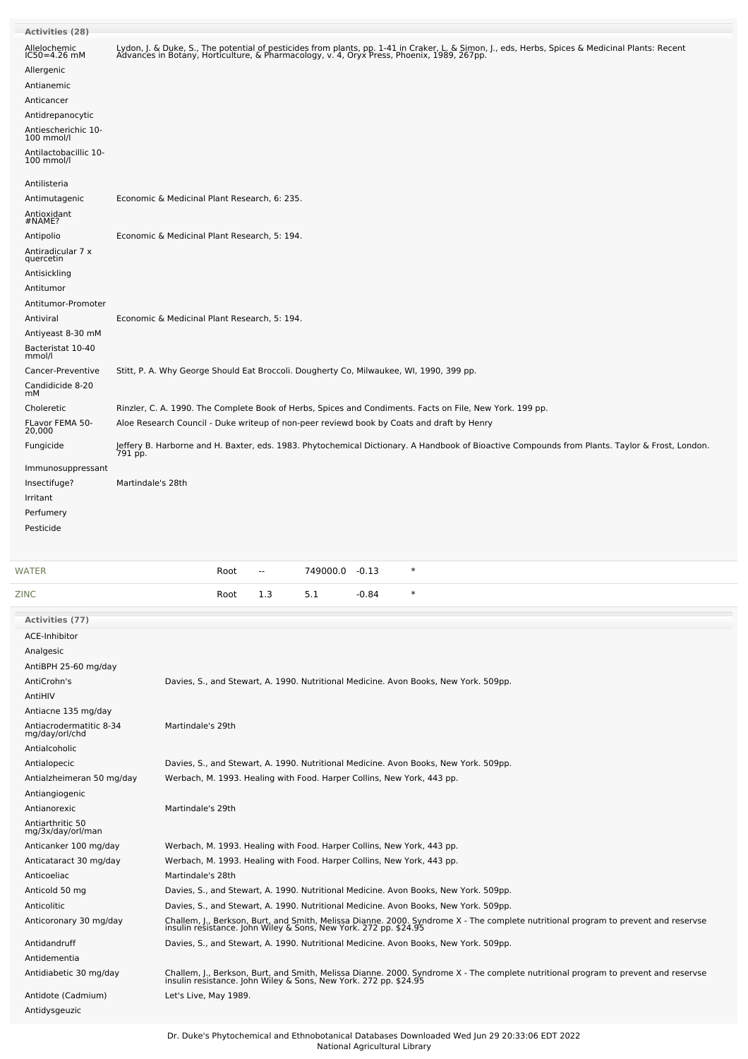| Activities (28) | |
|---|---|
| Allelochemic IC50=4.26 mM | Lydon, J. & Duke, S., The potential of pesticides from plants, pp. 1-41 in Craker, L. & Simon, J., eds, Herbs, Spices & Medicinal Plants: Recent Advances in Botany, Horticulture, & Pharmacology, v. 4, Oryx Press, Phoenix, 1989, 267pp. |
| Allergenic | |
| Antianemic | |
| Anticancer | |
| Antidrepanocytic | |
| Antiescherichic 10-100 mmol/l | |
| Antilactobacillic 10-100 mmol/l | |
| Antilisteria | |
| Antimutagenic | Economic & Medicinal Plant Research, 6: 235. |
| Antioxidant #NAME? | |
| Antipolio | Economic & Medicinal Plant Research, 5: 194. |
| Antiradicular 7 x quercetin | |
| Antisickling | |
| Antitumor | |
| Antitumor-Promoter | |
| Antiviral | Economic & Medicinal Plant Research, 5: 194. |
| Antiyeast 8-30 mM | |
| Bacteristat 10-40 mmol/l | |
| Cancer-Preventive | Stitt, P. A. Why George Should Eat Broccoli. Dougherty Co, Milwaukee, WI, 1990, 399 pp. |
| Candidicide 8-20 mM | |
| Choleretic | Rinzler, C. A. 1990. The Complete Book of Herbs, Spices and Condiments. Facts on File, New York. 199 pp. |
| FLavor FEMA 50-20,000 | Aloe Research Council - Duke writeup of non-peer reviewd book by Coats and draft by Henry |
| Fungicide | Jeffery B. Harborne and H. Baxter, eds. 1983. Phytochemical Dictionary. A Handbook of Bioactive Compounds from Plants. Taylor & Frost, London. 791 pp. |
| Immunosuppressant | |
| Insectifuge? | Martindale's 28th |
| Irritant | |
| Perfumery | |
| Pesticide | |

| | | | | | |
|---|---|---|---|---|---|
| WATER | Root | -- | 749000.0 | -0.13 | * |
| ZINC | Root | 1.3 | 5.1 | -0.84 | * |

| Activities (77) | |
|---|---|
| ACE-Inhibitor | |
| Analgesic | |
| AntiBPH 25-60 mg/day | |
| AntiCrohn's | Davies, S., and Stewart, A. 1990. Nutritional Medicine. Avon Books, New York. 509pp. |
| AntiHIV | |
| Antiacne 135 mg/day | |
| Antiacrodermatitic 8-34 mg/day/orl/chd | Martindale's 29th |
| Antialcoholic | |
| Antialopecic | Davies, S., and Stewart, A. 1990. Nutritional Medicine. Avon Books, New York. 509pp. |
| Antialzheimeran 50 mg/day | Werbach, M. 1993. Healing with Food. Harper Collins, New York, 443 pp. |
| Antiangiogenic | |
| Antianorexic | Martindale's 29th |
| Antiarthritic 50 mg/3x/day/orl/man | |
| Anticanker 100 mg/day | Werbach, M. 1993. Healing with Food. Harper Collins, New York, 443 pp. |
| Anticataract 30 mg/day | Werbach, M. 1993. Healing with Food. Harper Collins, New York, 443 pp. |
| Anticoeliac | Martindale's 28th |
| Anticold 50 mg | Davies, S., and Stewart, A. 1990. Nutritional Medicine. Avon Books, New York. 509pp. |
| Anticolitic | Davies, S., and Stewart, A. 1990. Nutritional Medicine. Avon Books, New York. 509pp. |
| Anticoronary 30 mg/day | Challem, J., Berkson, Burt, and Smith, Melissa Dianne. 2000. Syndrome X - The complete nutritional program to prevent and reservse insulin resistance. John Wiley & Sons, New York. 272 pp. $24.95 |
| Antidandruff | Davies, S., and Stewart, A. 1990. Nutritional Medicine. Avon Books, New York. 509pp. |
| Antidementia | |
| Antidiabetic 30 mg/day | Challem, J., Berkson, Burt, and Smith, Melissa Dianne. 2000. Syndrome X - The complete nutritional program to prevent and reservse insulin resistance. John Wiley & Sons, New York. 272 pp. $24.95 |
| Antidote (Cadmium) | Let's Live, May 1989. |
| Antidysgeuzic | |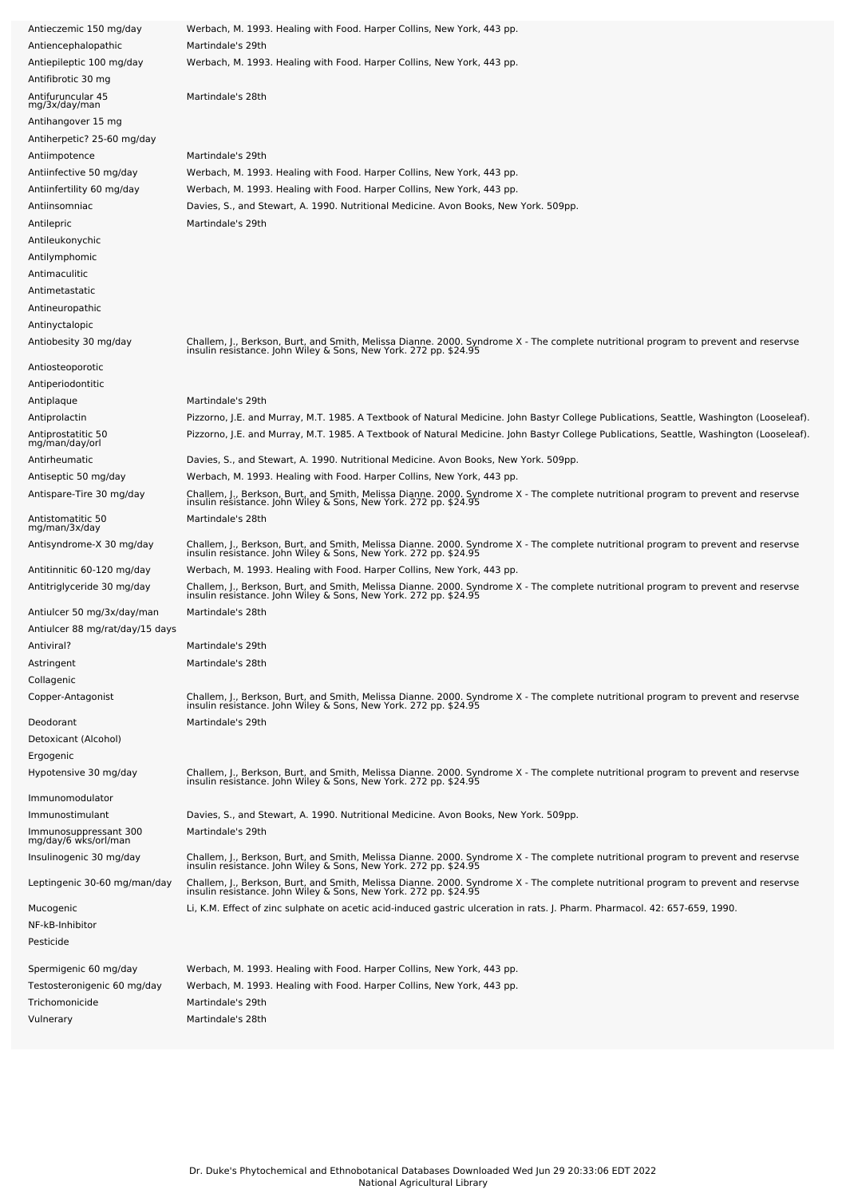| | |
|---|---|
| Antieczemic 150 mg/day | Werbach, M. 1993. Healing with Food. Harper Collins, New York, 443 pp. |
| Antiencephalopathic | Martindale's 29th |
| Antiepileptic 100 mg/day | Werbach, M. 1993. Healing with Food. Harper Collins, New York, 443 pp. |
| Antifibrotic 30 mg | |
| Antifuruncular 45 mg/3x/day/man | Martindale's 28th |
| Antihangover 15 mg | |
| Antiherpetic? 25-60 mg/day | |
| Antiimpotence | Martindale's 29th |
| Antiinfective 50 mg/day | Werbach, M. 1993. Healing with Food. Harper Collins, New York, 443 pp. |
| Antiinfertility 60 mg/day | Werbach, M. 1993. Healing with Food. Harper Collins, New York, 443 pp. |
| Antiinsomniac | Davies, S., and Stewart, A. 1990. Nutritional Medicine. Avon Books, New York. 509pp. |
| Antilepric | Martindale's 29th |
| Antileukonychic | |
| Antilymphomic | |
| Antimaculitic | |
| Antimetastatic | |
| Antineuropathic | |
| Antinyctalopic | |
| Antiobesity 30 mg/day | Challem, J., Berkson, Burt, and Smith, Melissa Dianne. 2000. Syndrome X - The complete nutritional program to prevent and reservse insulin resistance. John Wiley & Sons, New York. 272 pp. $24.95 |
| Antiosteoporotic | |
| Antiperiodontitic | |
| Antiplaque | Martindale's 29th |
| Antiprolactin | Pizzorno, J.E. and Murray, M.T. 1985. A Textbook of Natural Medicine. John Bastyr College Publications, Seattle, Washington (Looseleaf). |
| Antiprostatitic 50 mg/man/day/orl | Pizzorno, J.E. and Murray, M.T. 1985. A Textbook of Natural Medicine. John Bastyr College Publications, Seattle, Washington (Looseleaf). |
| Antirheumatic | Davies, S., and Stewart, A. 1990. Nutritional Medicine. Avon Books, New York. 509pp. |
| Antiseptic 50 mg/day | Werbach, M. 1993. Healing with Food. Harper Collins, New York, 443 pp. |
| Antispare-Tire 30 mg/day | Challem, J., Berkson, Burt, and Smith, Melissa Dianne. 2000. Syndrome X - The complete nutritional program to prevent and reservse insulin resistance. John Wiley & Sons, New York. 272 pp. $24.95 |
| Antistomatitic 50 mg/man/3x/day | Martindale's 28th |
| Antisyndrome-X 30 mg/day | Challem, J., Berkson, Burt, and Smith, Melissa Dianne. 2000. Syndrome X - The complete nutritional program to prevent and reservse insulin resistance. John Wiley & Sons, New York. 272 pp. $24.95 |
| Antitinnitic 60-120 mg/day | Werbach, M. 1993. Healing with Food. Harper Collins, New York, 443 pp. |
| Antitriglyceride 30 mg/day | Challem, J., Berkson, Burt, and Smith, Melissa Dianne. 2000. Syndrome X - The complete nutritional program to prevent and reservse insulin resistance. John Wiley & Sons, New York. 272 pp. $24.95 |
| Antiulcer 50 mg/3x/day/man | Martindale's 28th |
| Antiulcer 88 mg/rat/day/15 days | |
| Antiviral? | Martindale's 29th |
| Astringent | Martindale's 28th |
| Collagenic | |
| Copper-Antagonist | Challem, J., Berkson, Burt, and Smith, Melissa Dianne. 2000. Syndrome X - The complete nutritional program to prevent and reservse insulin resistance. John Wiley & Sons, New York. 272 pp. $24.95 |
| Deodorant | Martindale's 29th |
| Detoxicant (Alcohol) | |
| Ergogenic | |
| Hypotensive 30 mg/day | Challem, J., Berkson, Burt, and Smith, Melissa Dianne. 2000. Syndrome X - The complete nutritional program to prevent and reservse insulin resistance. John Wiley & Sons, New York. 272 pp. $24.95 |
| Immunomodulator | |
| Immunostimulant | Davies, S., and Stewart, A. 1990. Nutritional Medicine. Avon Books, New York. 509pp. |
| Immunosuppressant 300 mg/day/6 wks/orl/man | Martindale's 29th |
| Insulinogenic 30 mg/day | Challem, J., Berkson, Burt, and Smith, Melissa Dianne. 2000. Syndrome X - The complete nutritional program to prevent and reservse insulin resistance. John Wiley & Sons, New York. 272 pp. $24.95 |
| Leptingenic 30-60 mg/man/day | Challem, J., Berkson, Burt, and Smith, Melissa Dianne. 2000. Syndrome X - The complete nutritional program to prevent and reservse insulin resistance. John Wiley & Sons, New York. 272 pp. $24.95 |
| Mucogenic | Li, K.M. Effect of zinc sulphate on acetic acid-induced gastric ulceration in rats. J. Pharm. Pharmacol. 42: 657-659, 1990. |
| NF-kB-Inhibitor | |
| Pesticide | |
| Spermigenic 60 mg/day | Werbach, M. 1993. Healing with Food. Harper Collins, New York, 443 pp. |
| Testosteronigenic 60 mg/day | Werbach, M. 1993. Healing with Food. Harper Collins, New York, 443 pp. |
| Trichomonicide | Martindale's 29th |
| Vulnerary | Martindale's 28th |